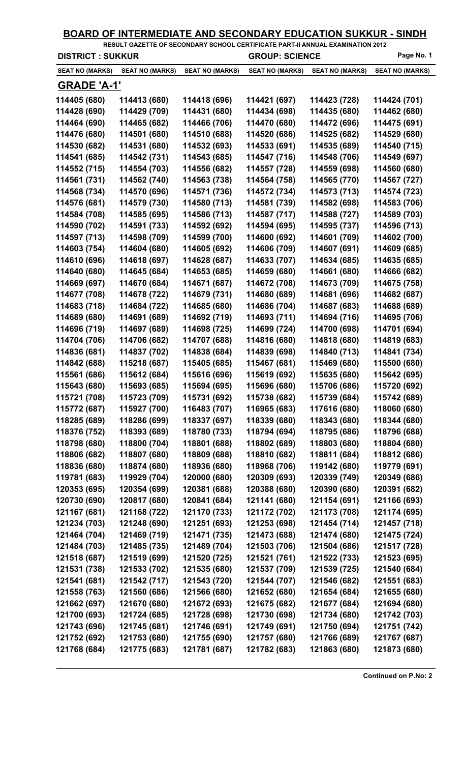# BOARD OF INTERMEDIATE AND SECONDARY EDUCATION SUKKUR - SINDH

**RESULT GAZETTE OF SECONDARY SCHOOL CERTIFICATE PART-II ANNUAL EXAMINATION 2012**

**DISTRICT : SUKKUR** **GROUP: SCIENCE**

| SEAT NO (MARKS) | SEAT NO (MARKS) | SEAT NO (MARKS) | SEAT NO (MARKS) | SEAT NO (MARKS) | SEAT NO (MARKS) |
|---|---|---|---|---|---|

## GRADE 'A-1'

| | | | | | |
|---|---|---|---|---|---|
| 114405 (680) | 114413 (680) | 114418 (696) | 114421 (697) | 114423 (728) | 114424 (701) |
| 114428 (690) | 114429 (709) | 114431 (680) | 114434 (698) | 114435 (680) | 114462 (680) |
| 114464 (690) | 114465 (682) | 114466 (706) | 114470 (680) | 114472 (696) | 114475 (691) |
| 114476 (680) | 114501 (680) | 114510 (688) | 114520 (686) | 114525 (682) | 114529 (680) |
| 114530 (682) | 114531 (680) | 114532 (693) | 114533 (691) | 114535 (689) | 114540 (715) |
| 114541 (685) | 114542 (731) | 114543 (685) | 114547 (716) | 114548 (706) | 114549 (697) |
| 114552 (715) | 114554 (703) | 114556 (682) | 114557 (728) | 114559 (698) | 114560 (680) |
| 114561 (731) | 114562 (740) | 114563 (738) | 114564 (758) | 114565 (770) | 114567 (727) |
| 114568 (734) | 114570 (696) | 114571 (736) | 114572 (734) | 114573 (713) | 114574 (723) |
| 114576 (681) | 114579 (730) | 114580 (713) | 114581 (739) | 114582 (698) | 114583 (706) |
| 114584 (708) | 114585 (695) | 114586 (713) | 114587 (717) | 114588 (727) | 114589 (703) |
| 114590 (702) | 114591 (733) | 114592 (692) | 114594 (695) | 114595 (737) | 114596 (713) |
| 114597 (713) | 114598 (709) | 114599 (700) | 114600 (692) | 114601 (709) | 114602 (700) |
| 114603 (754) | 114604 (680) | 114605 (692) | 114606 (709) | 114607 (691) | 114609 (685) |
| 114610 (696) | 114618 (697) | 114628 (687) | 114633 (707) | 114634 (685) | 114635 (685) |
| 114640 (680) | 114645 (684) | 114653 (685) | 114659 (680) | 114661 (680) | 114666 (682) |
| 114669 (697) | 114670 (684) | 114671 (687) | 114672 (708) | 114673 (709) | 114675 (758) |
| 114677 (708) | 114678 (722) | 114679 (731) | 114680 (689) | 114681 (696) | 114682 (687) |
| 114683 (718) | 114684 (722) | 114685 (680) | 114686 (704) | 114687 (683) | 114688 (689) |
| 114689 (680) | 114691 (689) | 114692 (719) | 114693 (711) | 114694 (716) | 114695 (706) |
| 114696 (719) | 114697 (689) | 114698 (725) | 114699 (724) | 114700 (698) | 114701 (694) |
| 114704 (706) | 114706 (682) | 114707 (688) | 114816 (680) | 114818 (680) | 114819 (683) |
| 114836 (681) | 114837 (702) | 114838 (684) | 114839 (698) | 114840 (713) | 114841 (734) |
| 114842 (688) | 115218 (687) | 115405 (685) | 115467 (681) | 115469 (680) | 115500 (680) |
| 115561 (686) | 115612 (684) | 115616 (696) | 115619 (692) | 115635 (680) | 115642 (695) |
| 115643 (680) | 115693 (685) | 115694 (695) | 115696 (680) | 115706 (686) | 115720 (692) |
| 115721 (708) | 115723 (709) | 115731 (692) | 115738 (682) | 115739 (684) | 115742 (689) |
| 115772 (687) | 115927 (700) | 116483 (707) | 116965 (683) | 117616 (680) | 118060 (680) |
| 118285 (689) | 118286 (699) | 118337 (697) | 118339 (680) | 118343 (680) | 118344 (680) |
| 118376 (752) | 118393 (689) | 118780 (733) | 118794 (694) | 118795 (686) | 118796 (688) |
| 118798 (680) | 118800 (704) | 118801 (688) | 118802 (689) | 118803 (680) | 118804 (680) |
| 118806 (682) | 118807 (680) | 118809 (688) | 118810 (682) | 118811 (684) | 118812 (686) |
| 118836 (680) | 118874 (680) | 118936 (680) | 118968 (706) | 119142 (680) | 119779 (691) |
| 119781 (683) | 119929 (704) | 120000 (680) | 120309 (693) | 120339 (749) | 120349 (686) |
| 120353 (695) | 120354 (699) | 120381 (688) | 120388 (680) | 120390 (680) | 120391 (682) |
| 120730 (690) | 120817 (680) | 120841 (684) | 121141 (680) | 121154 (691) | 121166 (693) |
| 121167 (681) | 121168 (722) | 121170 (733) | 121172 (702) | 121173 (708) | 121174 (695) |
| 121234 (703) | 121248 (690) | 121251 (693) | 121253 (698) | 121454 (714) | 121457 (718) |
| 121464 (704) | 121469 (719) | 121471 (735) | 121473 (688) | 121474 (680) | 121475 (724) |
| 121484 (703) | 121485 (735) | 121489 (704) | 121503 (706) | 121504 (686) | 121517 (728) |
| 121518 (687) | 121519 (699) | 121520 (725) | 121521 (761) | 121522 (733) | 121523 (695) |
| 121531 (738) | 121533 (702) | 121535 (680) | 121537 (709) | 121539 (725) | 121540 (684) |
| 121541 (681) | 121542 (717) | 121543 (720) | 121544 (707) | 121546 (682) | 121551 (683) |
| 121558 (763) | 121560 (686) | 121566 (680) | 121652 (680) | 121654 (684) | 121655 (680) |
| 121662 (697) | 121670 (680) | 121672 (693) | 121675 (682) | 121677 (684) | 121694 (680) |
| 121700 (693) | 121724 (685) | 121728 (698) | 121730 (698) | 121734 (680) | 121742 (703) |
| 121743 (696) | 121745 (681) | 121746 (691) | 121749 (691) | 121750 (694) | 121751 (742) |
| 121752 (692) | 121753 (680) | 121755 (690) | 121757 (680) | 121766 (689) | 121767 (687) |
| 121768 (684) | 121775 (683) | 121781 (687) | 121782 (683) | 121863 (680) | 121873 (680) |

**Continued on P.No: 2**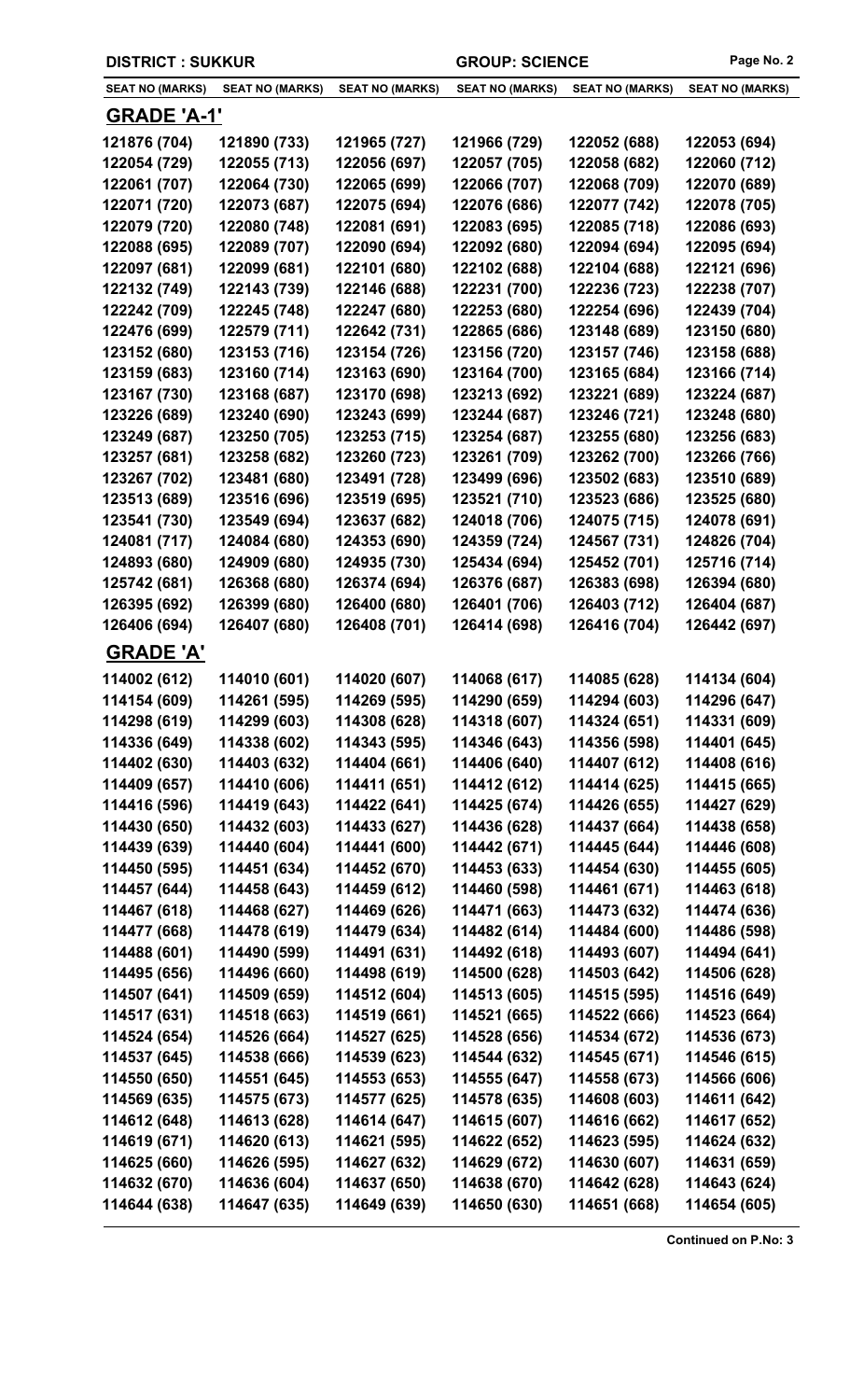DISTRICT : SUKKUR | GROUP: SCIENCE

| SEAT NO (MARKS) | SEAT NO (MARKS) | SEAT NO (MARKS) | SEAT NO (MARKS) | SEAT NO (MARKS) | SEAT NO (MARKS) |
|---|---|---|---|---|---|

## GRADE 'A-1'

| SEAT NO (MARKS) | SEAT NO (MARKS) | SEAT NO (MARKS) | SEAT NO (MARKS) | SEAT NO (MARKS) | SEAT NO (MARKS) |
|---|---|---|---|---|---|
| 121876 (704) | 121890 (733) | 121965 (727) | 121966 (729) | 122052 (688) | 122053 (694) |
| 122054 (729) | 122055 (713) | 122056 (697) | 122057 (705) | 122058 (682) | 122060 (712) |
| 122061 (707) | 122064 (730) | 122065 (699) | 122066 (707) | 122068 (709) | 122070 (689) |
| 122071 (720) | 122073 (687) | 122075 (694) | 122076 (686) | 122077 (742) | 122078 (705) |
| 122079 (720) | 122080 (748) | 122081 (691) | 122083 (695) | 122085 (718) | 122086 (693) |
| 122088 (695) | 122089 (707) | 122090 (694) | 122092 (680) | 122094 (694) | 122095 (694) |
| 122097 (681) | 122099 (681) | 122101 (680) | 122102 (688) | 122104 (688) | 122121 (696) |
| 122132 (749) | 122143 (739) | 122146 (688) | 122231 (700) | 122236 (723) | 122238 (707) |
| 122242 (709) | 122245 (748) | 122247 (680) | 122253 (680) | 122254 (696) | 122439 (704) |
| 122476 (699) | 122579 (711) | 122642 (731) | 122865 (686) | 123148 (689) | 123150 (680) |
| 123152 (680) | 123153 (716) | 123154 (726) | 123156 (720) | 123157 (746) | 123158 (688) |
| 123159 (683) | 123160 (714) | 123163 (690) | 123164 (700) | 123165 (684) | 123166 (714) |
| 123167 (730) | 123168 (687) | 123170 (698) | 123213 (692) | 123221 (689) | 123224 (687) |
| 123226 (689) | 123240 (690) | 123243 (699) | 123244 (687) | 123246 (721) | 123248 (680) |
| 123249 (687) | 123250 (705) | 123253 (715) | 123254 (687) | 123255 (680) | 123256 (683) |
| 123257 (681) | 123258 (682) | 123260 (723) | 123261 (709) | 123262 (700) | 123266 (766) |
| 123267 (702) | 123481 (680) | 123491 (728) | 123499 (696) | 123502 (683) | 123510 (689) |
| 123513 (689) | 123516 (696) | 123519 (695) | 123521 (710) | 123523 (686) | 123525 (680) |
| 123541 (730) | 123549 (694) | 123637 (682) | 124018 (706) | 124075 (715) | 124078 (691) |
| 124081 (717) | 124084 (680) | 124353 (690) | 124359 (724) | 124567 (731) | 124826 (704) |
| 124893 (680) | 124909 (680) | 124935 (730) | 125434 (694) | 125452 (701) | 125716 (714) |
| 125742 (681) | 126368 (680) | 126374 (694) | 126376 (687) | 126383 (698) | 126394 (680) |
| 126395 (692) | 126399 (680) | 126400 (680) | 126401 (706) | 126403 (712) | 126404 (687) |
| 126406 (694) | 126407 (680) | 126408 (701) | 126414 (698) | 126416 (704) | 126442 (697) |

## GRADE 'A'

| SEAT NO (MARKS) | SEAT NO (MARKS) | SEAT NO (MARKS) | SEAT NO (MARKS) | SEAT NO (MARKS) | SEAT NO (MARKS) |
|---|---|---|---|---|---|
| 114002 (612) | 114010 (601) | 114020 (607) | 114068 (617) | 114085 (628) | 114134 (604) |
| 114154 (609) | 114261 (595) | 114269 (595) | 114290 (659) | 114294 (603) | 114296 (647) |
| 114298 (619) | 114299 (603) | 114308 (628) | 114318 (607) | 114324 (651) | 114331 (609) |
| 114336 (649) | 114338 (602) | 114343 (595) | 114346 (643) | 114356 (598) | 114401 (645) |
| 114402 (630) | 114403 (632) | 114404 (661) | 114406 (640) | 114407 (612) | 114408 (616) |
| 114409 (657) | 114410 (606) | 114411 (651) | 114412 (612) | 114414 (625) | 114415 (665) |
| 114416 (596) | 114419 (643) | 114422 (641) | 114425 (674) | 114426 (655) | 114427 (629) |
| 114430 (650) | 114432 (603) | 114433 (627) | 114436 (628) | 114437 (664) | 114438 (658) |
| 114439 (639) | 114440 (604) | 114441 (600) | 114442 (671) | 114445 (644) | 114446 (608) |
| 114450 (595) | 114451 (634) | 114452 (670) | 114453 (633) | 114454 (630) | 114455 (605) |
| 114457 (644) | 114458 (643) | 114459 (612) | 114460 (598) | 114461 (671) | 114463 (618) |
| 114467 (618) | 114468 (627) | 114469 (626) | 114471 (663) | 114473 (632) | 114474 (636) |
| 114477 (668) | 114478 (619) | 114479 (634) | 114482 (614) | 114484 (600) | 114486 (598) |
| 114488 (601) | 114490 (599) | 114491 (631) | 114492 (618) | 114493 (607) | 114494 (641) |
| 114495 (656) | 114496 (660) | 114498 (619) | 114500 (628) | 114503 (642) | 114506 (628) |
| 114507 (641) | 114509 (659) | 114512 (604) | 114513 (605) | 114515 (595) | 114516 (649) |
| 114517 (631) | 114518 (663) | 114519 (661) | 114521 (665) | 114522 (666) | 114523 (664) |
| 114524 (654) | 114526 (664) | 114527 (625) | 114528 (656) | 114534 (672) | 114536 (673) |
| 114537 (645) | 114538 (666) | 114539 (623) | 114544 (632) | 114545 (671) | 114546 (615) |
| 114550 (650) | 114551 (645) | 114553 (653) | 114555 (647) | 114558 (673) | 114566 (606) |
| 114569 (635) | 114575 (673) | 114577 (625) | 114578 (635) | 114608 (603) | 114611 (642) |
| 114612 (648) | 114613 (628) | 114614 (647) | 114615 (607) | 114616 (662) | 114617 (652) |
| 114619 (671) | 114620 (613) | 114621 (595) | 114622 (652) | 114623 (595) | 114624 (632) |
| 114625 (660) | 114626 (595) | 114627 (632) | 114629 (672) | 114630 (607) | 114631 (659) |
| 114632 (670) | 114636 (604) | 114637 (650) | 114638 (670) | 114642 (628) | 114643 (624) |
| 114644 (638) | 114647 (635) | 114649 (639) | 114650 (630) | 114651 (668) | 114654 (605) |

Continued on P.No: 3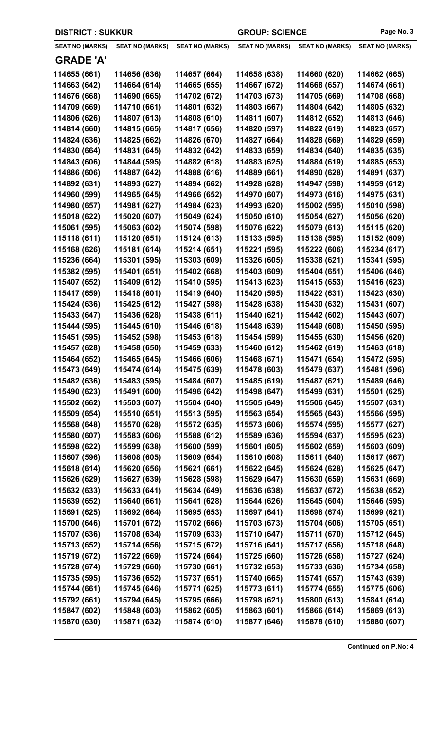**DISTRICT : SUKKUR** | **GROUP: SCIENCE**

| SEAT NO (MARKS) | SEAT NO (MARKS) | SEAT NO (MARKS) | SEAT NO (MARKS) | SEAT NO (MARKS) | SEAT NO (MARKS) |
|---|---|---|---|---|---|

## GRADE 'A'

| | | | | | |
|---|---|---|---|---|---|
| 114655 (661) | 114656 (636) | 114657 (664) | 114658 (638) | 114660 (620) | 114662 (665) |
| 114663 (642) | 114664 (614) | 114665 (655) | 114667 (672) | 114668 (657) | 114674 (661) |
| 114676 (668) | 114690 (665) | 114702 (672) | 114703 (673) | 114705 (669) | 114708 (668) |
| 114709 (669) | 114710 (661) | 114801 (632) | 114803 (667) | 114804 (642) | 114805 (632) |
| 114806 (626) | 114807 (613) | 114808 (610) | 114811 (607) | 114812 (652) | 114813 (646) |
| 114814 (660) | 114815 (665) | 114817 (656) | 114820 (597) | 114822 (619) | 114823 (657) |
| 114824 (636) | 114825 (662) | 114826 (670) | 114827 (664) | 114828 (669) | 114829 (659) |
| 114830 (664) | 114831 (645) | 114832 (642) | 114833 (659) | 114834 (640) | 114835 (635) |
| 114843 (606) | 114844 (595) | 114882 (618) | 114883 (625) | 114884 (619) | 114885 (653) |
| 114886 (606) | 114887 (642) | 114888 (616) | 114889 (661) | 114890 (628) | 114891 (637) |
| 114892 (631) | 114893 (627) | 114894 (662) | 114928 (628) | 114947 (598) | 114959 (612) |
| 114960 (599) | 114965 (645) | 114966 (652) | 114970 (607) | 114973 (616) | 114975 (631) |
| 114980 (657) | 114981 (627) | 114984 (623) | 114993 (620) | 115002 (595) | 115010 (598) |
| 115018 (622) | 115020 (607) | 115049 (624) | 115050 (610) | 115054 (627) | 115056 (620) |
| 115061 (595) | 115063 (602) | 115074 (598) | 115076 (622) | 115079 (613) | 115115 (620) |
| 115118 (611) | 115120 (651) | 115124 (613) | 115133 (595) | 115138 (595) | 115152 (609) |
| 115168 (626) | 115181 (614) | 115214 (651) | 115221 (595) | 115222 (606) | 115234 (617) |
| 115236 (664) | 115301 (595) | 115303 (609) | 115326 (605) | 115338 (621) | 115341 (595) |
| 115382 (595) | 115401 (651) | 115402 (668) | 115403 (609) | 115404 (651) | 115406 (646) |
| 115407 (652) | 115409 (612) | 115410 (595) | 115413 (623) | 115415 (653) | 115416 (623) |
| 115417 (659) | 115418 (601) | 115419 (640) | 115420 (595) | 115422 (631) | 115423 (630) |
| 115424 (636) | 115425 (612) | 115427 (598) | 115428 (638) | 115430 (632) | 115431 (607) |
| 115433 (647) | 115436 (628) | 115438 (611) | 115440 (621) | 115442 (602) | 115443 (607) |
| 115444 (595) | 115445 (610) | 115446 (618) | 115448 (639) | 115449 (608) | 115450 (595) |
| 115451 (595) | 115452 (598) | 115453 (618) | 115454 (599) | 115455 (630) | 115456 (620) |
| 115457 (628) | 115458 (650) | 115459 (633) | 115460 (612) | 115462 (619) | 115463 (618) |
| 115464 (652) | 115465 (645) | 115466 (606) | 115468 (671) | 115471 (654) | 115472 (595) |
| 115473 (649) | 115474 (614) | 115475 (639) | 115478 (603) | 115479 (637) | 115481 (596) |
| 115482 (636) | 115483 (595) | 115484 (607) | 115485 (619) | 115487 (621) | 115489 (646) |
| 115490 (623) | 115491 (600) | 115496 (642) | 115498 (647) | 115499 (631) | 115501 (625) |
| 115502 (662) | 115503 (607) | 115504 (640) | 115505 (649) | 115506 (645) | 115507 (631) |
| 115509 (654) | 115510 (651) | 115513 (595) | 115563 (654) | 115565 (643) | 115566 (595) |
| 115568 (648) | 115570 (628) | 115572 (635) | 115573 (606) | 115574 (595) | 115577 (627) |
| 115580 (607) | 115583 (606) | 115588 (612) | 115589 (636) | 115594 (637) | 115595 (623) |
| 115598 (622) | 115599 (638) | 115600 (599) | 115601 (605) | 115602 (659) | 115603 (609) |
| 115607 (596) | 115608 (605) | 115609 (654) | 115610 (608) | 115611 (640) | 115617 (667) |
| 115618 (614) | 115620 (656) | 115621 (661) | 115622 (645) | 115624 (628) | 115625 (647) |
| 115626 (629) | 115627 (639) | 115628 (598) | 115629 (647) | 115630 (659) | 115631 (669) |
| 115632 (633) | 115633 (641) | 115634 (649) | 115636 (638) | 115637 (672) | 115638 (652) |
| 115639 (652) | 115640 (661) | 115641 (628) | 115644 (626) | 115645 (604) | 115646 (595) |
| 115691 (625) | 115692 (664) | 115695 (653) | 115697 (641) | 115698 (674) | 115699 (621) |
| 115700 (646) | 115701 (672) | 115702 (666) | 115703 (673) | 115704 (606) | 115705 (651) |
| 115707 (636) | 115708 (634) | 115709 (633) | 115710 (647) | 115711 (670) | 115712 (645) |
| 115713 (652) | 115714 (656) | 115715 (672) | 115716 (641) | 115717 (656) | 115718 (648) |
| 115719 (672) | 115722 (669) | 115724 (664) | 115725 (660) | 115726 (658) | 115727 (624) |
| 115728 (674) | 115729 (660) | 115730 (661) | 115732 (653) | 115733 (636) | 115734 (658) |
| 115735 (595) | 115736 (652) | 115737 (651) | 115740 (665) | 115741 (657) | 115743 (639) |
| 115744 (661) | 115745 (646) | 115771 (625) | 115773 (611) | 115774 (655) | 115775 (606) |
| 115792 (661) | 115794 (645) | 115795 (666) | 115798 (621) | 115800 (613) | 115841 (614) |
| 115847 (602) | 115848 (603) | 115862 (605) | 115863 (601) | 115866 (614) | 115869 (613) |
| 115870 (630) | 115871 (632) | 115874 (610) | 115877 (646) | 115878 (610) | 115880 (607) |

**Continued on P.No: 4**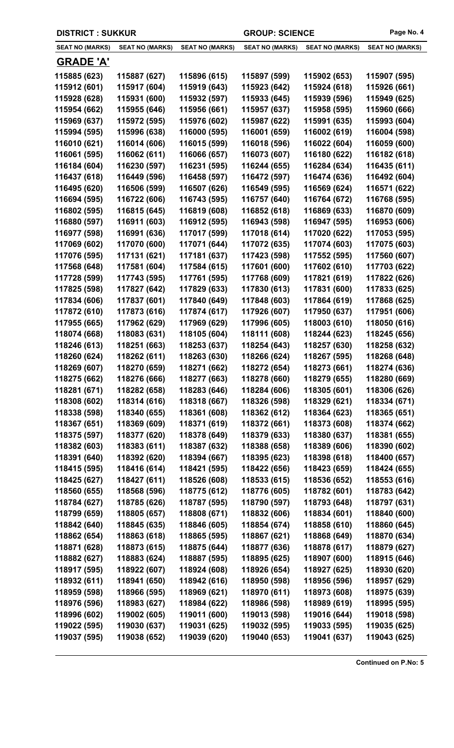DISTRICT : SUKKUR GROUP: SCIENCE

| SEAT NO (MARKS) | SEAT NO (MARKS) | SEAT NO (MARKS) | SEAT NO (MARKS) | SEAT NO (MARKS) | SEAT NO (MARKS) |
|---|---|---|---|---|---|

## GRADE 'A'

| | | | | | |
|---|---|---|---|---|---|
| 115885 (623) | 115887 (627) | 115896 (615) | 115897 (599) | 115902 (653) | 115907 (595) |
| 115912 (601) | 115917 (604) | 115919 (643) | 115923 (642) | 115924 (618) | 115926 (661) |
| 115928 (628) | 115931 (600) | 115932 (597) | 115933 (645) | 115939 (596) | 115949 (625) |
| 115954 (662) | 115955 (646) | 115956 (661) | 115957 (637) | 115958 (595) | 115960 (666) |
| 115969 (637) | 115972 (595) | 115976 (602) | 115987 (622) | 115991 (635) | 115993 (604) |
| 115994 (595) | 115996 (638) | 116000 (595) | 116001 (659) | 116002 (619) | 116004 (598) |
| 116010 (621) | 116014 (606) | 116015 (599) | 116018 (596) | 116022 (604) | 116059 (600) |
| 116061 (595) | 116062 (611) | 116066 (657) | 116073 (607) | 116180 (622) | 116182 (618) |
| 116184 (604) | 116230 (597) | 116231 (595) | 116244 (655) | 116284 (634) | 116435 (611) |
| 116437 (618) | 116449 (596) | 116458 (597) | 116472 (597) | 116474 (636) | 116492 (604) |
| 116495 (620) | 116506 (599) | 116507 (626) | 116549 (595) | 116569 (624) | 116571 (622) |
| 116694 (595) | 116722 (606) | 116743 (595) | 116757 (640) | 116764 (672) | 116768 (595) |
| 116802 (595) | 116815 (645) | 116819 (608) | 116852 (618) | 116869 (633) | 116870 (609) |
| 116880 (597) | 116911 (603) | 116912 (595) | 116943 (598) | 116947 (595) | 116953 (606) |
| 116977 (598) | 116991 (636) | 117017 (599) | 117018 (614) | 117020 (622) | 117053 (595) |
| 117069 (602) | 117070 (600) | 117071 (644) | 117072 (635) | 117074 (603) | 117075 (603) |
| 117076 (595) | 117131 (621) | 117181 (637) | 117423 (598) | 117552 (595) | 117560 (607) |
| 117568 (648) | 117581 (604) | 117584 (615) | 117601 (600) | 117602 (610) | 117703 (622) |
| 117728 (599) | 117743 (595) | 117761 (595) | 117768 (609) | 117821 (619) | 117822 (626) |
| 117825 (598) | 117827 (642) | 117829 (633) | 117830 (613) | 117831 (600) | 117833 (625) |
| 117834 (606) | 117837 (601) | 117840 (649) | 117848 (603) | 117864 (619) | 117868 (625) |
| 117872 (610) | 117873 (616) | 117874 (617) | 117926 (607) | 117950 (637) | 117951 (606) |
| 117955 (665) | 117962 (629) | 117969 (629) | 117996 (605) | 118003 (610) | 118050 (616) |
| 118074 (668) | 118083 (631) | 118105 (604) | 118111 (608) | 118244 (623) | 118245 (656) |
| 118246 (613) | 118251 (663) | 118253 (637) | 118254 (643) | 118257 (630) | 118258 (632) |
| 118260 (624) | 118262 (611) | 118263 (630) | 118266 (624) | 118267 (595) | 118268 (648) |
| 118269 (607) | 118270 (659) | 118271 (662) | 118272 (654) | 118273 (661) | 118274 (636) |
| 118275 (662) | 118276 (666) | 118277 (663) | 118278 (660) | 118279 (655) | 118280 (669) |
| 118281 (671) | 118282 (658) | 118283 (646) | 118284 (606) | 118305 (601) | 118306 (626) |
| 118308 (602) | 118314 (616) | 118318 (667) | 118326 (598) | 118329 (621) | 118334 (671) |
| 118338 (598) | 118340 (655) | 118361 (608) | 118362 (612) | 118364 (623) | 118365 (651) |
| 118367 (651) | 118369 (609) | 118371 (619) | 118372 (661) | 118373 (608) | 118374 (662) |
| 118375 (597) | 118377 (620) | 118378 (649) | 118379 (633) | 118380 (637) | 118381 (655) |
| 118382 (603) | 118383 (611) | 118387 (632) | 118388 (658) | 118389 (606) | 118390 (602) |
| 118391 (640) | 118392 (620) | 118394 (667) | 118395 (623) | 118398 (618) | 118400 (657) |
| 118415 (595) | 118416 (614) | 118421 (595) | 118422 (656) | 118423 (659) | 118424 (655) |
| 118425 (627) | 118427 (611) | 118526 (608) | 118533 (615) | 118536 (652) | 118553 (616) |
| 118560 (655) | 118568 (596) | 118775 (612) | 118776 (605) | 118782 (601) | 118783 (642) |
| 118784 (627) | 118785 (626) | 118787 (595) | 118790 (597) | 118793 (648) | 118797 (631) |
| 118799 (659) | 118805 (657) | 118808 (671) | 118832 (606) | 118834 (601) | 118840 (600) |
| 118842 (640) | 118845 (635) | 118846 (605) | 118854 (674) | 118858 (610) | 118860 (645) |
| 118862 (654) | 118863 (618) | 118865 (595) | 118867 (621) | 118868 (649) | 118870 (634) |
| 118871 (628) | 118873 (615) | 118875 (644) | 118877 (636) | 118878 (617) | 118879 (627) |
| 118882 (627) | 118883 (624) | 118887 (595) | 118895 (625) | 118907 (600) | 118915 (646) |
| 118917 (595) | 118922 (607) | 118924 (608) | 118926 (654) | 118927 (625) | 118930 (620) |
| 118932 (611) | 118941 (650) | 118942 (616) | 118950 (598) | 118956 (596) | 118957 (629) |
| 118959 (598) | 118966 (595) | 118969 (621) | 118970 (611) | 118973 (608) | 118975 (639) |
| 118976 (596) | 118983 (627) | 118984 (622) | 118986 (598) | 118989 (619) | 118995 (595) |
| 118996 (602) | 119002 (605) | 119011 (600) | 119013 (598) | 119016 (644) | 119018 (598) |
| 119022 (595) | 119030 (637) | 119031 (625) | 119032 (595) | 119033 (595) | 119035 (625) |
| 119037 (595) | 119038 (652) | 119039 (620) | 119040 (653) | 119041 (637) | 119043 (625) |

**Continued on P.No: 5**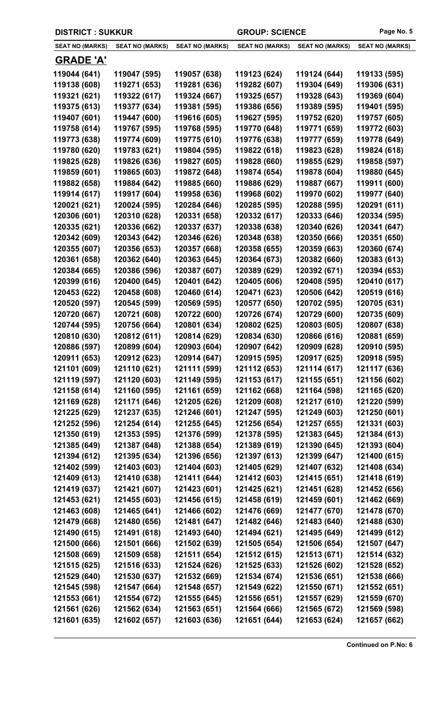DISTRICT : SUKKUR | GROUP: SCIENCE

| SEAT NO (MARKS) | SEAT NO (MARKS) | SEAT NO (MARKS) | SEAT NO (MARKS) | SEAT NO (MARKS) | SEAT NO (MARKS) |
|---|---|---|---|---|---|

## GRADE 'A'

| | | | | | |
|---|---|---|---|---|---|
| 119044 (641) | 119047 (595) | 119057 (638) | 119123 (624) | 119124 (644) | 119133 (595) |
| 119138 (608) | 119271 (653) | 119281 (636) | 119282 (607) | 119304 (649) | 119306 (631) |
| 119321 (621) | 119322 (617) | 119324 (667) | 119325 (657) | 119328 (643) | 119369 (604) |
| 119375 (613) | 119377 (634) | 119381 (595) | 119386 (656) | 119389 (595) | 119401 (595) |
| 119407 (601) | 119447 (600) | 119616 (605) | 119627 (595) | 119752 (620) | 119757 (605) |
| 119758 (614) | 119767 (595) | 119768 (595) | 119770 (648) | 119771 (659) | 119772 (603) |
| 119773 (638) | 119774 (609) | 119775 (610) | 119776 (638) | 119777 (659) | 119778 (649) |
| 119780 (620) | 119783 (621) | 119804 (595) | 119822 (618) | 119823 (628) | 119824 (618) |
| 119825 (628) | 119826 (636) | 119827 (605) | 119828 (660) | 119855 (629) | 119858 (597) |
| 119859 (601) | 119865 (603) | 119872 (648) | 119874 (654) | 119878 (604) | 119880 (645) |
| 119882 (658) | 119884 (642) | 119885 (660) | 119886 (629) | 119887 (667) | 119911 (600) |
| 119914 (617) | 119917 (604) | 119958 (636) | 119968 (602) | 119970 (602) | 119977 (640) |
| 120021 (621) | 120024 (595) | 120284 (646) | 120285 (595) | 120288 (595) | 120291 (611) |
| 120306 (601) | 120310 (628) | 120331 (658) | 120332 (617) | 120333 (646) | 120334 (595) |
| 120335 (621) | 120336 (662) | 120337 (637) | 120338 (638) | 120340 (626) | 120341 (647) |
| 120342 (609) | 120343 (642) | 120346 (626) | 120348 (638) | 120350 (666) | 120351 (650) |
| 120355 (607) | 120356 (653) | 120357 (668) | 120358 (655) | 120359 (663) | 120360 (674) |
| 120361 (658) | 120362 (640) | 120363 (645) | 120364 (673) | 120382 (660) | 120383 (613) |
| 120384 (665) | 120386 (596) | 120387 (607) | 120389 (629) | 120392 (671) | 120394 (653) |
| 120399 (616) | 120400 (645) | 120401 (642) | 120405 (606) | 120408 (595) | 120410 (617) |
| 120453 (622) | 120458 (608) | 120460 (614) | 120471 (623) | 120506 (642) | 120519 (616) |
| 120520 (597) | 120545 (599) | 120569 (595) | 120577 (650) | 120702 (595) | 120705 (631) |
| 120720 (667) | 120721 (608) | 120722 (600) | 120726 (674) | 120729 (600) | 120735 (609) |
| 120744 (595) | 120756 (664) | 120801 (634) | 120802 (625) | 120803 (605) | 120807 (638) |
| 120810 (630) | 120812 (611) | 120814 (629) | 120834 (630) | 120866 (616) | 120881 (659) |
| 120886 (597) | 120899 (604) | 120903 (604) | 120907 (642) | 120909 (628) | 120910 (595) |
| 120911 (653) | 120912 (623) | 120914 (647) | 120915 (595) | 120917 (625) | 120918 (595) |
| 121101 (609) | 121110 (621) | 121111 (599) | 121112 (653) | 121114 (617) | 121117 (636) |
| 121119 (597) | 121120 (603) | 121149 (595) | 121153 (617) | 121155 (651) | 121156 (602) |
| 121158 (614) | 121160 (595) | 121161 (659) | 121162 (668) | 121164 (598) | 121165 (620) |
| 121169 (628) | 121171 (646) | 121205 (626) | 121209 (608) | 121217 (610) | 121220 (599) |
| 121225 (629) | 121237 (635) | 121246 (601) | 121247 (595) | 121249 (603) | 121250 (601) |
| 121252 (596) | 121254 (614) | 121255 (645) | 121256 (654) | 121257 (655) | 121331 (603) |
| 121350 (619) | 121353 (595) | 121376 (599) | 121378 (595) | 121383 (645) | 121384 (613) |
| 121385 (649) | 121387 (648) | 121388 (654) | 121389 (619) | 121390 (645) | 121393 (604) |
| 121394 (612) | 121395 (634) | 121396 (656) | 121397 (613) | 121399 (647) | 121400 (615) |
| 121402 (599) | 121403 (603) | 121404 (603) | 121405 (629) | 121407 (632) | 121408 (634) |
| 121409 (613) | 121410 (638) | 121411 (644) | 121412 (603) | 121415 (651) | 121418 (619) |
| 121419 (637) | 121421 (607) | 121423 (601) | 121425 (621) | 121451 (628) | 121452 (656) |
| 121453 (621) | 121455 (603) | 121456 (615) | 121458 (619) | 121459 (601) | 121462 (669) |
| 121463 (608) | 121465 (641) | 121466 (602) | 121476 (669) | 121477 (670) | 121478 (670) |
| 121479 (668) | 121480 (656) | 121481 (647) | 121482 (646) | 121483 (640) | 121488 (630) |
| 121490 (615) | 121491 (618) | 121493 (640) | 121494 (621) | 121495 (649) | 121499 (612) |
| 121500 (666) | 121501 (666) | 121502 (639) | 121505 (654) | 121506 (654) | 121507 (647) |
| 121508 (669) | 121509 (658) | 121511 (654) | 121512 (615) | 121513 (671) | 121514 (632) |
| 121515 (625) | 121516 (633) | 121524 (626) | 121525 (633) | 121526 (602) | 121528 (652) |
| 121529 (640) | 121530 (637) | 121532 (669) | 121534 (674) | 121536 (651) | 121538 (666) |
| 121545 (598) | 121547 (664) | 121548 (657) | 121549 (622) | 121550 (671) | 121552 (651) |
| 121553 (661) | 121554 (672) | 121555 (645) | 121556 (651) | 121557 (629) | 121559 (670) |
| 121561 (626) | 121562 (634) | 121563 (651) | 121564 (666) | 121565 (672) | 121569 (598) |
| 121601 (635) | 121602 (657) | 121603 (636) | 121651 (644) | 121653 (624) | 121657 (662) |

**Continued on P.No: 6**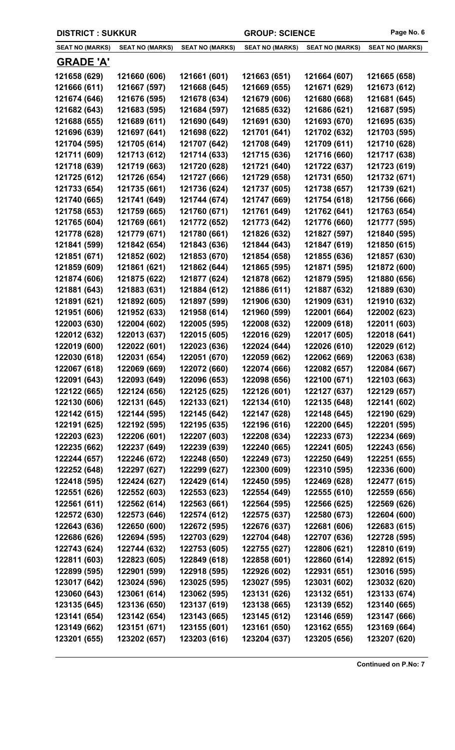DISTRICT : SUKKUR GROUP: SCIENCE

| SEAT NO (MARKS) | SEAT NO (MARKS) | SEAT NO (MARKS) | SEAT NO (MARKS) | SEAT NO (MARKS) | SEAT NO (MARKS) |
|---|---|---|---|---|---|

## GRADE 'A'

| | | | | | |
|---|---|---|---|---|---|
| 121658 (629) | 121660 (606) | 121661 (601) | 121663 (651) | 121664 (607) | 121665 (658) |
| 121666 (611) | 121667 (597) | 121668 (645) | 121669 (655) | 121671 (629) | 121673 (612) |
| 121674 (646) | 121676 (595) | 121678 (634) | 121679 (606) | 121680 (668) | 121681 (645) |
| 121682 (643) | 121683 (595) | 121684 (597) | 121685 (632) | 121686 (621) | 121687 (595) |
| 121688 (655) | 121689 (611) | 121690 (649) | 121691 (630) | 121693 (670) | 121695 (635) |
| 121696 (639) | 121697 (641) | 121698 (622) | 121701 (641) | 121702 (632) | 121703 (595) |
| 121704 (595) | 121705 (614) | 121707 (642) | 121708 (649) | 121709 (611) | 121710 (628) |
| 121711 (609) | 121713 (612) | 121714 (633) | 121715 (636) | 121716 (660) | 121717 (638) |
| 121718 (639) | 121719 (663) | 121720 (628) | 121721 (640) | 121722 (637) | 121723 (619) |
| 121725 (612) | 121726 (654) | 121727 (666) | 121729 (658) | 121731 (650) | 121732 (671) |
| 121733 (654) | 121735 (661) | 121736 (624) | 121737 (605) | 121738 (657) | 121739 (621) |
| 121740 (665) | 121741 (649) | 121744 (674) | 121747 (669) | 121754 (618) | 121756 (666) |
| 121758 (653) | 121759 (665) | 121760 (671) | 121761 (649) | 121762 (641) | 121763 (654) |
| 121765 (604) | 121769 (661) | 121772 (652) | 121773 (642) | 121776 (660) | 121777 (595) |
| 121778 (628) | 121779 (671) | 121780 (661) | 121826 (632) | 121827 (597) | 121840 (595) |
| 121841 (599) | 121842 (654) | 121843 (636) | 121844 (643) | 121847 (619) | 121850 (615) |
| 121851 (671) | 121852 (602) | 121853 (670) | 121854 (658) | 121855 (636) | 121857 (630) |
| 121859 (609) | 121861 (621) | 121862 (644) | 121865 (595) | 121871 (595) | 121872 (600) |
| 121874 (606) | 121875 (622) | 121877 (624) | 121878 (662) | 121879 (595) | 121880 (656) |
| 121881 (643) | 121883 (631) | 121884 (612) | 121886 (611) | 121887 (632) | 121889 (630) |
| 121891 (621) | 121892 (605) | 121897 (599) | 121906 (630) | 121909 (631) | 121910 (632) |
| 121951 (606) | 121952 (633) | 121958 (614) | 121960 (599) | 122001 (664) | 122002 (623) |
| 122003 (630) | 122004 (602) | 122005 (595) | 122008 (632) | 122009 (618) | 122011 (603) |
| 122012 (632) | 122013 (637) | 122015 (605) | 122016 (629) | 122017 (605) | 122018 (641) |
| 122019 (600) | 122022 (601) | 122023 (636) | 122024 (644) | 122026 (610) | 122029 (612) |
| 122030 (618) | 122031 (654) | 122051 (670) | 122059 (662) | 122062 (669) | 122063 (638) |
| 122067 (618) | 122069 (669) | 122072 (660) | 122074 (666) | 122082 (657) | 122084 (667) |
| 122091 (643) | 122093 (649) | 122096 (653) | 122098 (656) | 122100 (671) | 122103 (663) |
| 122122 (665) | 122124 (656) | 122125 (625) | 122126 (601) | 122127 (637) | 122129 (657) |
| 122130 (606) | 122131 (645) | 122133 (621) | 122134 (610) | 122135 (648) | 122141 (602) |
| 122142 (615) | 122144 (595) | 122145 (642) | 122147 (628) | 122148 (645) | 122190 (629) |
| 122191 (625) | 122192 (595) | 122195 (635) | 122196 (616) | 122200 (645) | 122201 (595) |
| 122203 (623) | 122206 (601) | 122207 (603) | 122208 (634) | 122233 (673) | 122234 (669) |
| 122235 (662) | 122237 (649) | 122239 (639) | 122240 (665) | 122241 (605) | 122243 (656) |
| 122244 (657) | 122246 (672) | 122248 (650) | 122249 (673) | 122250 (649) | 122251 (655) |
| 122252 (648) | 122297 (627) | 122299 (627) | 122300 (609) | 122310 (595) | 122336 (600) |
| 122418 (595) | 122424 (627) | 122429 (614) | 122450 (595) | 122469 (628) | 122477 (615) |
| 122551 (626) | 122552 (603) | 122553 (623) | 122554 (649) | 122555 (610) | 122559 (656) |
| 122561 (611) | 122562 (614) | 122563 (661) | 122564 (595) | 122566 (625) | 122569 (626) |
| 122572 (630) | 122573 (646) | 122574 (612) | 122575 (637) | 122580 (673) | 122604 (600) |
| 122643 (636) | 122650 (600) | 122672 (595) | 122676 (637) | 122681 (606) | 122683 (615) |
| 122686 (626) | 122694 (595) | 122703 (629) | 122704 (648) | 122707 (636) | 122728 (595) |
| 122743 (624) | 122744 (632) | 122753 (605) | 122755 (627) | 122806 (621) | 122810 (619) |
| 122811 (603) | 122823 (605) | 122849 (618) | 122858 (601) | 122860 (614) | 122892 (615) |
| 122899 (595) | 122901 (599) | 122918 (595) | 122926 (602) | 122931 (651) | 123016 (595) |
| 123017 (642) | 123024 (596) | 123025 (595) | 123027 (595) | 123031 (602) | 123032 (620) |
| 123060 (643) | 123061 (614) | 123062 (595) | 123131 (626) | 123132 (651) | 123133 (674) |
| 123135 (645) | 123136 (650) | 123137 (619) | 123138 (665) | 123139 (652) | 123140 (665) |
| 123141 (654) | 123142 (654) | 123143 (665) | 123145 (612) | 123146 (659) | 123147 (666) |
| 123149 (662) | 123151 (671) | 123155 (601) | 123161 (650) | 123162 (655) | 123169 (664) |
| 123201 (655) | 123202 (657) | 123203 (616) | 123204 (637) | 123205 (656) | 123207 (620) |

**Continued on P.No: 7**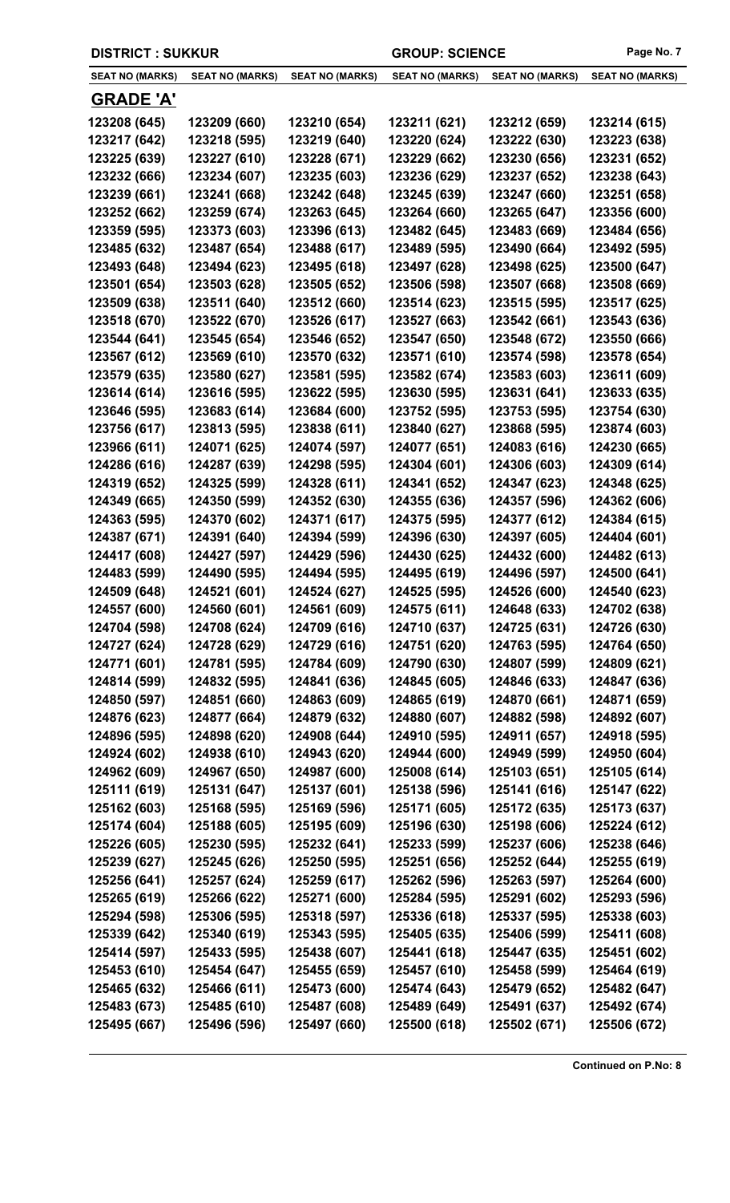**DISTRICT : SUKKUR** **GROUP: SCIENCE**

| SEAT NO (MARKS) | SEAT NO (MARKS) | SEAT NO (MARKS) | SEAT NO (MARKS) | SEAT NO (MARKS) | SEAT NO (MARKS) |
|---|---|---|---|---|---|

## GRADE 'A'

| | | | | | |
|---|---|---|---|---|---|
| 123208 (645) | 123209 (660) | 123210 (654) | 123211 (621) | 123212 (659) | 123214 (615) |
| 123217 (642) | 123218 (595) | 123219 (640) | 123220 (624) | 123222 (630) | 123223 (638) |
| 123225 (639) | 123227 (610) | 123228 (671) | 123229 (662) | 123230 (656) | 123231 (652) |
| 123232 (666) | 123234 (607) | 123235 (603) | 123236 (629) | 123237 (652) | 123238 (643) |
| 123239 (661) | 123241 (668) | 123242 (648) | 123245 (639) | 123247 (660) | 123251 (658) |
| 123252 (662) | 123259 (674) | 123263 (645) | 123264 (660) | 123265 (647) | 123356 (600) |
| 123359 (595) | 123373 (603) | 123396 (613) | 123482 (645) | 123483 (669) | 123484 (656) |
| 123485 (632) | 123487 (654) | 123488 (617) | 123489 (595) | 123490 (664) | 123492 (595) |
| 123493 (648) | 123494 (623) | 123495 (618) | 123497 (628) | 123498 (625) | 123500 (647) |
| 123501 (654) | 123503 (628) | 123505 (652) | 123506 (598) | 123507 (668) | 123508 (669) |
| 123509 (638) | 123511 (640) | 123512 (660) | 123514 (623) | 123515 (595) | 123517 (625) |
| 123518 (670) | 123522 (670) | 123526 (617) | 123527 (663) | 123542 (661) | 123543 (636) |
| 123544 (641) | 123545 (654) | 123546 (652) | 123547 (650) | 123548 (672) | 123550 (666) |
| 123567 (612) | 123569 (610) | 123570 (632) | 123571 (610) | 123574 (598) | 123578 (654) |
| 123579 (635) | 123580 (627) | 123581 (595) | 123582 (674) | 123583 (603) | 123611 (609) |
| 123614 (614) | 123616 (595) | 123622 (595) | 123630 (595) | 123631 (641) | 123633 (635) |
| 123646 (595) | 123683 (614) | 123684 (600) | 123752 (595) | 123753 (595) | 123754 (630) |
| 123756 (617) | 123813 (595) | 123838 (611) | 123840 (627) | 123868 (595) | 123874 (603) |
| 123966 (611) | 124071 (625) | 124074 (597) | 124077 (651) | 124083 (616) | 124230 (665) |
| 124286 (616) | 124287 (639) | 124298 (595) | 124304 (601) | 124306 (603) | 124309 (614) |
| 124319 (652) | 124325 (599) | 124328 (611) | 124341 (652) | 124347 (623) | 124348 (625) |
| 124349 (665) | 124350 (599) | 124352 (630) | 124355 (636) | 124357 (596) | 124362 (606) |
| 124363 (595) | 124370 (602) | 124371 (617) | 124375 (595) | 124377 (612) | 124384 (615) |
| 124387 (671) | 124391 (640) | 124394 (599) | 124396 (630) | 124397 (605) | 124404 (601) |
| 124417 (608) | 124427 (597) | 124429 (596) | 124430 (625) | 124432 (600) | 124482 (613) |
| 124483 (599) | 124490 (595) | 124494 (595) | 124495 (619) | 124496 (597) | 124500 (641) |
| 124509 (648) | 124521 (601) | 124524 (627) | 124525 (595) | 124526 (600) | 124540 (623) |
| 124557 (600) | 124560 (601) | 124561 (609) | 124575 (611) | 124648 (633) | 124702 (638) |
| 124704 (598) | 124708 (624) | 124709 (616) | 124710 (637) | 124725 (631) | 124726 (630) |
| 124727 (624) | 124728 (629) | 124729 (616) | 124751 (620) | 124763 (595) | 124764 (650) |
| 124771 (601) | 124781 (595) | 124784 (609) | 124790 (630) | 124807 (599) | 124809 (621) |
| 124814 (599) | 124832 (595) | 124841 (636) | 124845 (605) | 124846 (633) | 124847 (636) |
| 124850 (597) | 124851 (660) | 124863 (609) | 124865 (619) | 124870 (661) | 124871 (659) |
| 124876 (623) | 124877 (664) | 124879 (632) | 124880 (607) | 124882 (598) | 124892 (607) |
| 124896 (595) | 124898 (620) | 124908 (644) | 124910 (595) | 124911 (657) | 124918 (595) |
| 124924 (602) | 124938 (610) | 124943 (620) | 124944 (600) | 124949 (599) | 124950 (604) |
| 124962 (609) | 124967 (650) | 124987 (600) | 125008 (614) | 125103 (651) | 125105 (614) |
| 125111 (619) | 125131 (647) | 125137 (601) | 125138 (596) | 125141 (616) | 125147 (622) |
| 125162 (603) | 125168 (595) | 125169 (596) | 125171 (605) | 125172 (635) | 125173 (637) |
| 125174 (604) | 125188 (605) | 125195 (609) | 125196 (630) | 125198 (606) | 125224 (612) |
| 125226 (605) | 125230 (595) | 125232 (641) | 125233 (599) | 125237 (606) | 125238 (646) |
| 125239 (627) | 125245 (626) | 125250 (595) | 125251 (656) | 125252 (644) | 125255 (619) |
| 125256 (641) | 125257 (624) | 125259 (617) | 125262 (596) | 125263 (597) | 125264 (600) |
| 125265 (619) | 125266 (622) | 125271 (600) | 125284 (595) | 125291 (602) | 125293 (596) |
| 125294 (598) | 125306 (595) | 125318 (597) | 125336 (618) | 125337 (595) | 125338 (603) |
| 125339 (642) | 125340 (619) | 125343 (595) | 125405 (635) | 125406 (599) | 125411 (608) |
| 125414 (597) | 125433 (595) | 125438 (607) | 125441 (618) | 125447 (635) | 125451 (602) |
| 125453 (610) | 125454 (647) | 125455 (659) | 125457 (610) | 125458 (599) | 125464 (619) |
| 125465 (632) | 125466 (611) | 125473 (600) | 125474 (643) | 125479 (652) | 125482 (647) |
| 125483 (673) | 125485 (610) | 125487 (608) | 125489 (649) | 125491 (637) | 125492 (674) |
| 125495 (667) | 125496 (596) | 125497 (660) | 125500 (618) | 125502 (671) | 125506 (672) |

**Continued on P.No: 8**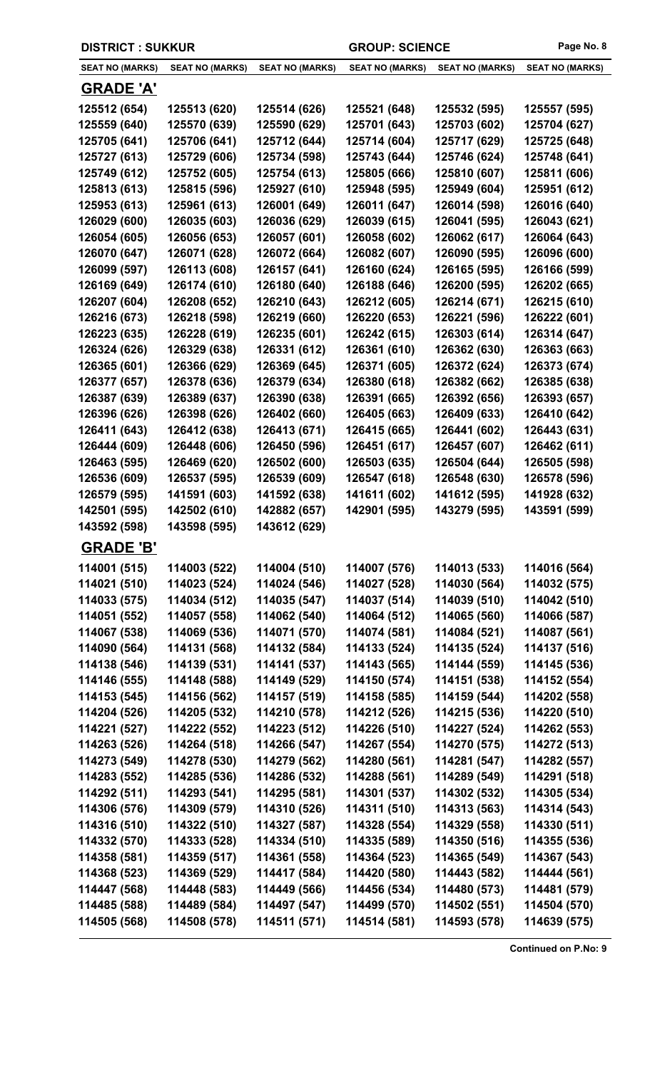**DISTRICT : SUKKUR** **GROUP: SCIENCE**

| SEAT NO (MARKS) | SEAT NO (MARKS) | SEAT NO (MARKS) | SEAT NO (MARKS) | SEAT NO (MARKS) | SEAT NO (MARKS) |
|---|---|---|---|---|---|

## GRADE 'A'

| | | | | | |
|---|---|---|---|---|---|
| 125512 (654) | 125513 (620) | 125514 (626) | 125521 (648) | 125532 (595) | 125557 (595) |
| 125559 (640) | 125570 (639) | 125590 (629) | 125701 (643) | 125703 (602) | 125704 (627) |
| 125705 (641) | 125706 (641) | 125712 (644) | 125714 (604) | 125717 (629) | 125725 (648) |
| 125727 (613) | 125729 (606) | 125734 (598) | 125743 (644) | 125746 (624) | 125748 (641) |
| 125749 (612) | 125752 (605) | 125754 (613) | 125805 (666) | 125810 (607) | 125811 (606) |
| 125813 (613) | 125815 (596) | 125927 (610) | 125948 (595) | 125949 (604) | 125951 (612) |
| 125953 (613) | 125961 (613) | 126001 (649) | 126011 (647) | 126014 (598) | 126016 (640) |
| 126029 (600) | 126035 (603) | 126036 (629) | 126039 (615) | 126041 (595) | 126043 (621) |
| 126054 (605) | 126056 (653) | 126057 (601) | 126058 (602) | 126062 (617) | 126064 (643) |
| 126070 (647) | 126071 (628) | 126072 (664) | 126082 (607) | 126090 (595) | 126096 (600) |
| 126099 (597) | 126113 (608) | 126157 (641) | 126160 (624) | 126165 (595) | 126166 (599) |
| 126169 (649) | 126174 (610) | 126180 (640) | 126188 (646) | 126200 (595) | 126202 (665) |
| 126207 (604) | 126208 (652) | 126210 (643) | 126212 (605) | 126214 (671) | 126215 (610) |
| 126216 (673) | 126218 (598) | 126219 (660) | 126220 (653) | 126221 (596) | 126222 (601) |
| 126223 (635) | 126228 (619) | 126235 (601) | 126242 (615) | 126303 (614) | 126314 (647) |
| 126324 (626) | 126329 (638) | 126331 (612) | 126361 (610) | 126362 (630) | 126363 (663) |
| 126365 (601) | 126366 (629) | 126369 (645) | 126371 (605) | 126372 (624) | 126373 (674) |
| 126377 (657) | 126378 (636) | 126379 (634) | 126380 (618) | 126382 (662) | 126385 (638) |
| 126387 (639) | 126389 (637) | 126390 (638) | 126391 (665) | 126392 (656) | 126393 (657) |
| 126396 (626) | 126398 (626) | 126402 (660) | 126405 (663) | 126409 (633) | 126410 (642) |
| 126411 (643) | 126412 (638) | 126413 (671) | 126415 (665) | 126441 (602) | 126443 (631) |
| 126444 (609) | 126448 (606) | 126450 (596) | 126451 (617) | 126457 (607) | 126462 (611) |
| 126463 (595) | 126469 (620) | 126502 (600) | 126503 (635) | 126504 (644) | 126505 (598) |
| 126536 (609) | 126537 (595) | 126539 (609) | 126547 (618) | 126548 (630) | 126578 (596) |
| 126579 (595) | 141591 (603) | 141592 (638) | 141611 (602) | 141612 (595) | 141928 (632) |
| 142501 (595) | 142502 (610) | 142882 (657) | 142901 (595) | 143279 (595) | 143591 (599) |
| 143592 (598) | 143598 (595) | 143612 (629) | | | |

## GRADE 'B'

| | | | | | |
|---|---|---|---|---|---|
| 114001 (515) | 114003 (522) | 114004 (510) | 114007 (576) | 114013 (533) | 114016 (564) |
| 114021 (510) | 114023 (524) | 114024 (546) | 114027 (528) | 114030 (564) | 114032 (575) |
| 114033 (575) | 114034 (512) | 114035 (547) | 114037 (514) | 114039 (510) | 114042 (510) |
| 114051 (552) | 114057 (558) | 114062 (540) | 114064 (512) | 114065 (560) | 114066 (587) |
| 114067 (538) | 114069 (536) | 114071 (570) | 114074 (581) | 114084 (521) | 114087 (561) |
| 114090 (564) | 114131 (568) | 114132 (584) | 114133 (524) | 114135 (524) | 114137 (516) |
| 114138 (546) | 114139 (531) | 114141 (537) | 114143 (565) | 114144 (559) | 114145 (536) |
| 114146 (555) | 114148 (588) | 114149 (529) | 114150 (574) | 114151 (538) | 114152 (554) |
| 114153 (545) | 114156 (562) | 114157 (519) | 114158 (585) | 114159 (544) | 114202 (558) |
| 114204 (526) | 114205 (532) | 114210 (578) | 114212 (526) | 114215 (536) | 114220 (510) |
| 114221 (527) | 114222 (552) | 114223 (512) | 114226 (510) | 114227 (524) | 114262 (553) |
| 114263 (526) | 114264 (518) | 114266 (547) | 114267 (554) | 114270 (575) | 114272 (513) |
| 114273 (549) | 114278 (530) | 114279 (562) | 114280 (561) | 114281 (547) | 114282 (557) |
| 114283 (552) | 114285 (536) | 114286 (532) | 114288 (561) | 114289 (549) | 114291 (518) |
| 114292 (511) | 114293 (541) | 114295 (581) | 114301 (537) | 114302 (532) | 114305 (534) |
| 114306 (576) | 114309 (579) | 114310 (526) | 114311 (510) | 114313 (563) | 114314 (543) |
| 114316 (510) | 114322 (510) | 114327 (587) | 114328 (554) | 114329 (558) | 114330 (511) |
| 114332 (570) | 114333 (528) | 114334 (510) | 114335 (589) | 114350 (516) | 114355 (536) |
| 114358 (581) | 114359 (517) | 114361 (558) | 114364 (523) | 114365 (549) | 114367 (543) |
| 114368 (523) | 114369 (529) | 114417 (584) | 114420 (580) | 114443 (582) | 114444 (561) |
| 114447 (568) | 114448 (583) | 114449 (566) | 114456 (534) | 114480 (573) | 114481 (579) |
| 114485 (588) | 114489 (584) | 114497 (547) | 114499 (570) | 114502 (551) | 114504 (570) |
| 114505 (568) | 114508 (578) | 114511 (571) | 114514 (581) | 114593 (578) | 114639 (575) |

**Continued on P.No: 9**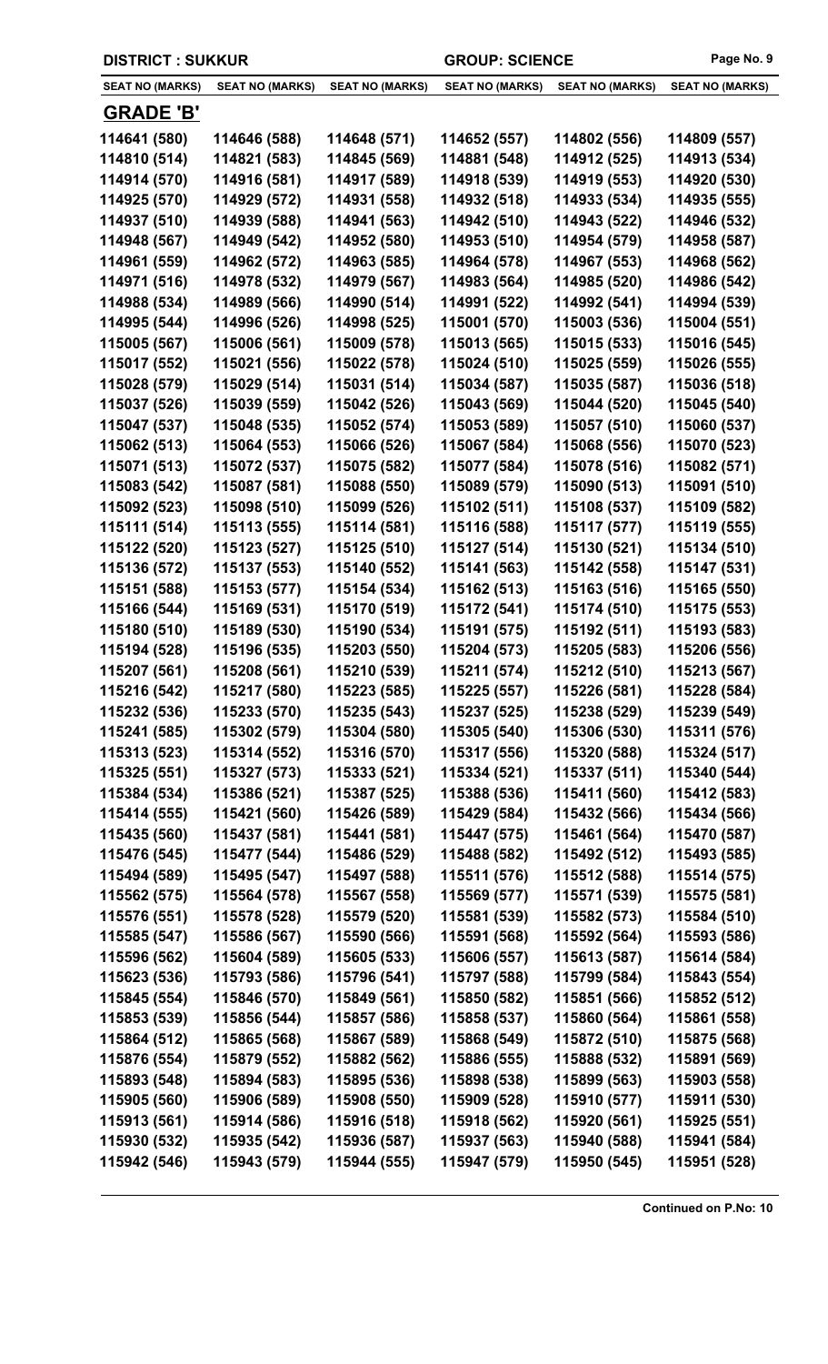DISTRICT : SUKKUR GROUP: SCIENCE

| SEAT NO (MARKS) | SEAT NO (MARKS) | SEAT NO (MARKS) | SEAT NO (MARKS) | SEAT NO (MARKS) | SEAT NO (MARKS) |
|---|---|---|---|---|---|

## GRADE 'B'

| | | | | | |
|---|---|---|---|---|---|
| 114641 (580) | 114646 (588) | 114648 (571) | 114652 (557) | 114802 (556) | 114809 (557) |
| 114810 (514) | 114821 (583) | 114845 (569) | 114881 (548) | 114912 (525) | 114913 (534) |
| 114914 (570) | 114916 (581) | 114917 (589) | 114918 (539) | 114919 (553) | 114920 (530) |
| 114925 (570) | 114929 (572) | 114931 (558) | 114932 (518) | 114933 (534) | 114935 (555) |
| 114937 (510) | 114939 (588) | 114941 (563) | 114942 (510) | 114943 (522) | 114946 (532) |
| 114948 (567) | 114949 (542) | 114952 (580) | 114953 (510) | 114954 (579) | 114958 (587) |
| 114961 (559) | 114962 (572) | 114963 (585) | 114964 (578) | 114967 (553) | 114968 (562) |
| 114971 (516) | 114978 (532) | 114979 (567) | 114983 (564) | 114985 (520) | 114986 (542) |
| 114988 (534) | 114989 (566) | 114990 (514) | 114991 (522) | 114992 (541) | 114994 (539) |
| 114995 (544) | 114996 (526) | 114998 (525) | 115001 (570) | 115003 (536) | 115004 (551) |
| 115005 (567) | 115006 (561) | 115009 (578) | 115013 (565) | 115015 (533) | 115016 (545) |
| 115017 (552) | 115021 (556) | 115022 (578) | 115024 (510) | 115025 (559) | 115026 (555) |
| 115028 (579) | 115029 (514) | 115031 (514) | 115034 (587) | 115035 (587) | 115036 (518) |
| 115037 (526) | 115039 (559) | 115042 (526) | 115043 (569) | 115044 (520) | 115045 (540) |
| 115047 (537) | 115048 (535) | 115052 (574) | 115053 (589) | 115057 (510) | 115060 (537) |
| 115062 (513) | 115064 (553) | 115066 (526) | 115067 (584) | 115068 (556) | 115070 (523) |
| 115071 (513) | 115072 (537) | 115075 (582) | 115077 (584) | 115078 (516) | 115082 (571) |
| 115083 (542) | 115087 (581) | 115088 (550) | 115089 (579) | 115090 (513) | 115091 (510) |
| 115092 (523) | 115098 (510) | 115099 (526) | 115102 (511) | 115108 (537) | 115109 (582) |
| 115111 (514) | 115113 (555) | 115114 (581) | 115116 (588) | 115117 (577) | 115119 (555) |
| 115122 (520) | 115123 (527) | 115125 (510) | 115127 (514) | 115130 (521) | 115134 (510) |
| 115136 (572) | 115137 (553) | 115140 (552) | 115141 (563) | 115142 (558) | 115147 (531) |
| 115151 (588) | 115153 (577) | 115154 (534) | 115162 (513) | 115163 (516) | 115165 (550) |
| 115166 (544) | 115169 (531) | 115170 (519) | 115172 (541) | 115174 (510) | 115175 (553) |
| 115180 (510) | 115189 (530) | 115190 (534) | 115191 (575) | 115192 (511) | 115193 (583) |
| 115194 (528) | 115196 (535) | 115203 (550) | 115204 (573) | 115205 (583) | 115206 (556) |
| 115207 (561) | 115208 (561) | 115210 (539) | 115211 (574) | 115212 (510) | 115213 (567) |
| 115216 (542) | 115217 (580) | 115223 (585) | 115225 (557) | 115226 (581) | 115228 (584) |
| 115232 (536) | 115233 (570) | 115235 (543) | 115237 (525) | 115238 (529) | 115239 (549) |
| 115241 (585) | 115302 (579) | 115304 (580) | 115305 (540) | 115306 (530) | 115311 (576) |
| 115313 (523) | 115314 (552) | 115316 (570) | 115317 (556) | 115320 (588) | 115324 (517) |
| 115325 (551) | 115327 (573) | 115333 (521) | 115334 (521) | 115337 (511) | 115340 (544) |
| 115384 (534) | 115386 (521) | 115387 (525) | 115388 (536) | 115411 (560) | 115412 (583) |
| 115414 (555) | 115421 (560) | 115426 (589) | 115429 (584) | 115432 (566) | 115434 (566) |
| 115435 (560) | 115437 (581) | 115441 (581) | 115447 (575) | 115461 (564) | 115470 (587) |
| 115476 (545) | 115477 (544) | 115486 (529) | 115488 (582) | 115492 (512) | 115493 (585) |
| 115494 (589) | 115495 (547) | 115497 (588) | 115511 (576) | 115512 (588) | 115514 (575) |
| 115562 (575) | 115564 (578) | 115567 (558) | 115569 (577) | 115571 (539) | 115575 (581) |
| 115576 (551) | 115578 (528) | 115579 (520) | 115581 (539) | 115582 (573) | 115584 (510) |
| 115585 (547) | 115586 (567) | 115590 (566) | 115591 (568) | 115592 (564) | 115593 (586) |
| 115596 (562) | 115604 (589) | 115605 (533) | 115606 (557) | 115613 (587) | 115614 (584) |
| 115623 (536) | 115793 (586) | 115796 (541) | 115797 (588) | 115799 (584) | 115843 (554) |
| 115845 (554) | 115846 (570) | 115849 (561) | 115850 (582) | 115851 (566) | 115852 (512) |
| 115853 (539) | 115856 (544) | 115857 (586) | 115858 (537) | 115860 (564) | 115861 (558) |
| 115864 (512) | 115865 (568) | 115867 (589) | 115868 (549) | 115872 (510) | 115875 (568) |
| 115876 (554) | 115879 (552) | 115882 (562) | 115886 (555) | 115888 (532) | 115891 (569) |
| 115893 (548) | 115894 (583) | 115895 (536) | 115898 (538) | 115899 (563) | 115903 (558) |
| 115905 (560) | 115906 (589) | 115908 (550) | 115909 (528) | 115910 (577) | 115911 (530) |
| 115913 (561) | 115914 (586) | 115916 (518) | 115918 (562) | 115920 (561) | 115925 (551) |
| 115930 (532) | 115935 (542) | 115936 (587) | 115937 (563) | 115940 (588) | 115941 (584) |
| 115942 (546) | 115943 (579) | 115944 (555) | 115947 (579) | 115950 (545) | 115951 (528) |

**Continued on P.No: 10**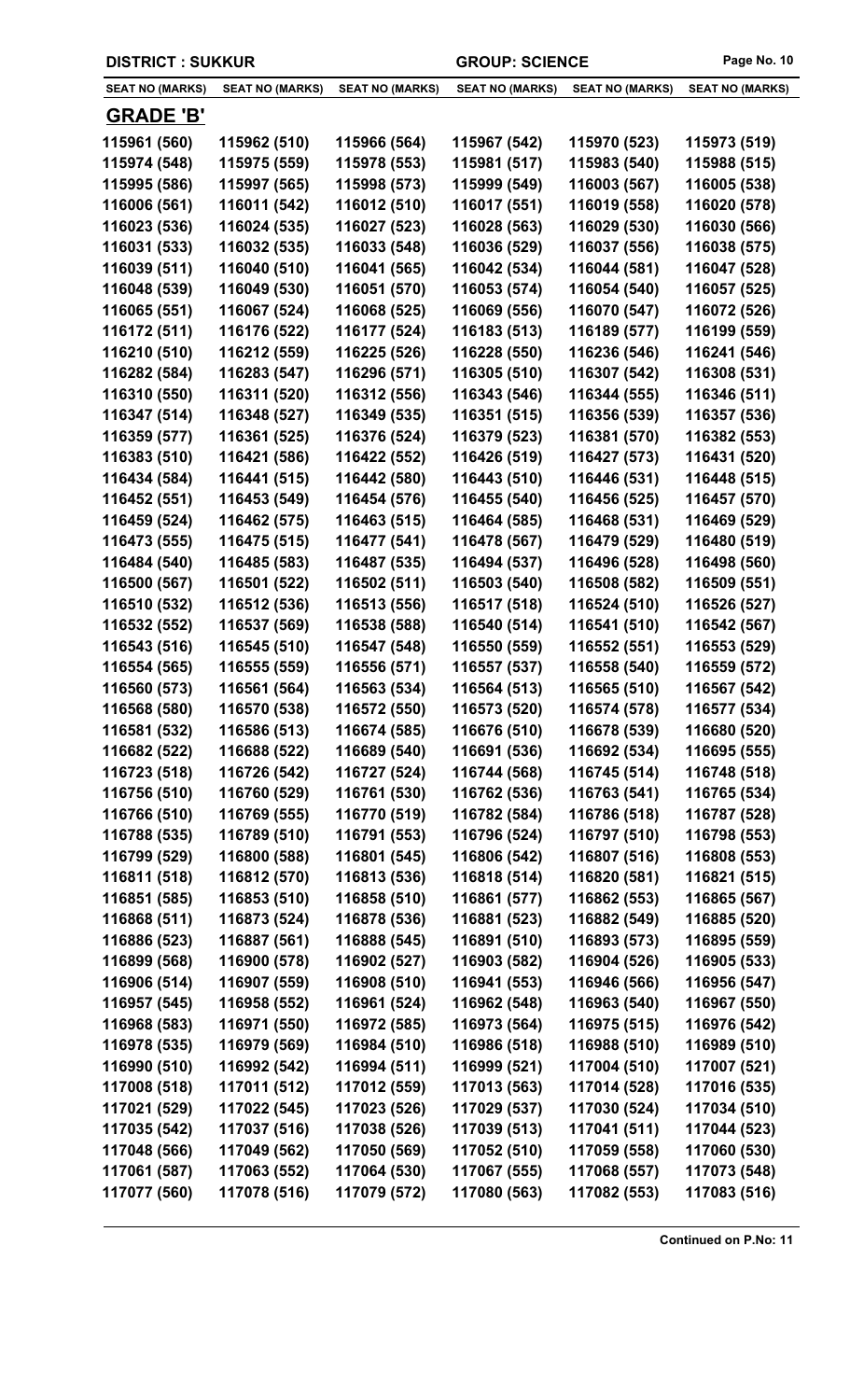DISTRICT : SUKKUR GROUP: SCIENCE

| SEAT NO (MARKS) | SEAT NO (MARKS) | SEAT NO (MARKS) | SEAT NO (MARKS) | SEAT NO (MARKS) | SEAT NO (MARKS) |
|---|---|---|---|---|---|

## GRADE 'B'

| | | | | | |
|---|---|---|---|---|---|
| 115961 (560) | 115962 (510) | 115966 (564) | 115967 (542) | 115970 (523) | 115973 (519) |
| 115974 (548) | 115975 (559) | 115978 (553) | 115981 (517) | 115983 (540) | 115988 (515) |
| 115995 (586) | 115997 (565) | 115998 (573) | 115999 (549) | 116003 (567) | 116005 (538) |
| 116006 (561) | 116011 (542) | 116012 (510) | 116017 (551) | 116019 (558) | 116020 (578) |
| 116023 (536) | 116024 (535) | 116027 (523) | 116028 (563) | 116029 (530) | 116030 (566) |
| 116031 (533) | 116032 (535) | 116033 (548) | 116036 (529) | 116037 (556) | 116038 (575) |
| 116039 (511) | 116040 (510) | 116041 (565) | 116042 (534) | 116044 (581) | 116047 (528) |
| 116048 (539) | 116049 (530) | 116051 (570) | 116053 (574) | 116054 (540) | 116057 (525) |
| 116065 (551) | 116067 (524) | 116068 (525) | 116069 (556) | 116070 (547) | 116072 (526) |
| 116172 (511) | 116176 (522) | 116177 (524) | 116183 (513) | 116189 (577) | 116199 (559) |
| 116210 (510) | 116212 (559) | 116225 (526) | 116228 (550) | 116236 (546) | 116241 (546) |
| 116282 (584) | 116283 (547) | 116296 (571) | 116305 (510) | 116307 (542) | 116308 (531) |
| 116310 (550) | 116311 (520) | 116312 (556) | 116343 (546) | 116344 (555) | 116346 (511) |
| 116347 (514) | 116348 (527) | 116349 (535) | 116351 (515) | 116356 (539) | 116357 (536) |
| 116359 (577) | 116361 (525) | 116376 (524) | 116379 (523) | 116381 (570) | 116382 (553) |
| 116383 (510) | 116421 (586) | 116422 (552) | 116426 (519) | 116427 (573) | 116431 (520) |
| 116434 (584) | 116441 (515) | 116442 (580) | 116443 (510) | 116446 (531) | 116448 (515) |
| 116452 (551) | 116453 (549) | 116454 (576) | 116455 (540) | 116456 (525) | 116457 (570) |
| 116459 (524) | 116462 (575) | 116463 (515) | 116464 (585) | 116468 (531) | 116469 (529) |
| 116473 (555) | 116475 (515) | 116477 (541) | 116478 (567) | 116479 (529) | 116480 (519) |
| 116484 (540) | 116485 (583) | 116487 (535) | 116494 (537) | 116496 (528) | 116498 (560) |
| 116500 (567) | 116501 (522) | 116502 (511) | 116503 (540) | 116508 (582) | 116509 (551) |
| 116510 (532) | 116512 (536) | 116513 (556) | 116517 (518) | 116524 (510) | 116526 (527) |
| 116532 (552) | 116537 (569) | 116538 (588) | 116540 (514) | 116541 (510) | 116542 (567) |
| 116543 (516) | 116545 (510) | 116547 (548) | 116550 (559) | 116552 (551) | 116553 (529) |
| 116554 (565) | 116555 (559) | 116556 (571) | 116557 (537) | 116558 (540) | 116559 (572) |
| 116560 (573) | 116561 (564) | 116563 (534) | 116564 (513) | 116565 (510) | 116567 (542) |
| 116568 (580) | 116570 (538) | 116572 (550) | 116573 (520) | 116574 (578) | 116577 (534) |
| 116581 (532) | 116586 (513) | 116674 (585) | 116676 (510) | 116678 (539) | 116680 (520) |
| 116682 (522) | 116688 (522) | 116689 (540) | 116691 (536) | 116692 (534) | 116695 (555) |
| 116723 (518) | 116726 (542) | 116727 (524) | 116744 (568) | 116745 (514) | 116748 (518) |
| 116756 (510) | 116760 (529) | 116761 (530) | 116762 (536) | 116763 (541) | 116765 (534) |
| 116766 (510) | 116769 (555) | 116770 (519) | 116782 (584) | 116786 (518) | 116787 (528) |
| 116788 (535) | 116789 (510) | 116791 (553) | 116796 (524) | 116797 (510) | 116798 (553) |
| 116799 (529) | 116800 (588) | 116801 (545) | 116806 (542) | 116807 (516) | 116808 (553) |
| 116811 (518) | 116812 (570) | 116813 (536) | 116818 (514) | 116820 (581) | 116821 (515) |
| 116851 (585) | 116853 (510) | 116858 (510) | 116861 (577) | 116862 (553) | 116865 (567) |
| 116868 (511) | 116873 (524) | 116878 (536) | 116881 (523) | 116882 (549) | 116885 (520) |
| 116886 (523) | 116887 (561) | 116888 (545) | 116891 (510) | 116893 (573) | 116895 (559) |
| 116899 (568) | 116900 (578) | 116902 (527) | 116903 (582) | 116904 (526) | 116905 (533) |
| 116906 (514) | 116907 (559) | 116908 (510) | 116941 (553) | 116946 (566) | 116956 (547) |
| 116957 (545) | 116958 (552) | 116961 (524) | 116962 (548) | 116963 (540) | 116967 (550) |
| 116968 (583) | 116971 (550) | 116972 (585) | 116973 (564) | 116975 (515) | 116976 (542) |
| 116978 (535) | 116979 (569) | 116984 (510) | 116986 (518) | 116988 (510) | 116989 (510) |
| 116990 (510) | 116992 (542) | 116994 (511) | 116999 (521) | 117004 (510) | 117007 (521) |
| 117008 (518) | 117011 (512) | 117012 (559) | 117013 (563) | 117014 (528) | 117016 (535) |
| 117021 (529) | 117022 (545) | 117023 (526) | 117029 (537) | 117030 (524) | 117034 (510) |
| 117035 (542) | 117037 (516) | 117038 (526) | 117039 (513) | 117041 (511) | 117044 (523) |
| 117048 (566) | 117049 (562) | 117050 (569) | 117052 (510) | 117059 (558) | 117060 (530) |
| 117061 (587) | 117063 (552) | 117064 (530) | 117067 (555) | 117068 (557) | 117073 (548) |
| 117077 (560) | 117078 (516) | 117079 (572) | 117080 (563) | 117082 (553) | 117083 (516) |

**Continued on P.No: 11**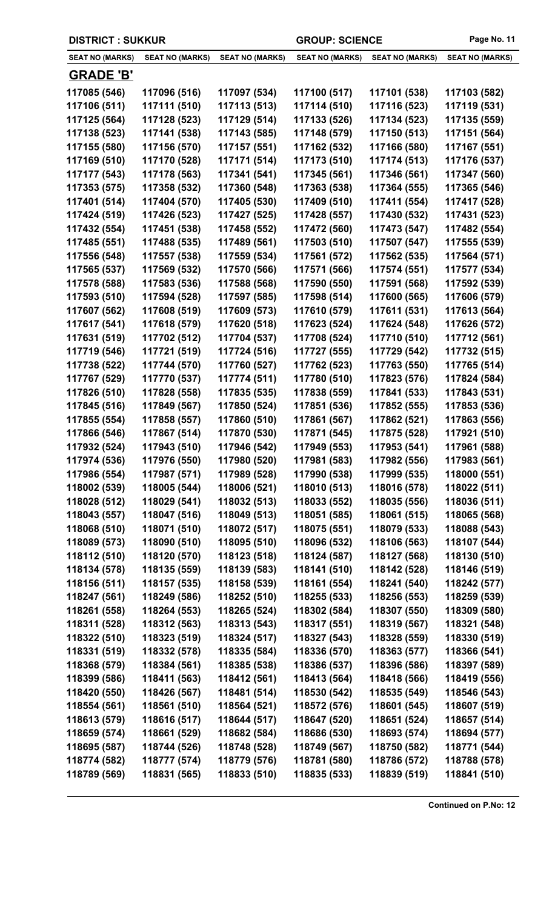DISTRICT : SUKKUR GROUP: SCIENCE

| SEAT NO (MARKS) | SEAT NO (MARKS) | SEAT NO (MARKS) | SEAT NO (MARKS) | SEAT NO (MARKS) | SEAT NO (MARKS) |
|---|---|---|---|---|---|

## GRADE 'B'

| | | | | | |
|---|---|---|---|---|---|
| 117085 (546) | 117096 (516) | 117097 (534) | 117100 (517) | 117101 (538) | 117103 (582) |
| 117106 (511) | 117111 (510) | 117113 (513) | 117114 (510) | 117116 (523) | 117119 (531) |
| 117125 (564) | 117128 (523) | 117129 (514) | 117133 (526) | 117134 (523) | 117135 (559) |
| 117138 (523) | 117141 (538) | 117143 (585) | 117148 (579) | 117150 (513) | 117151 (564) |
| 117155 (580) | 117156 (570) | 117157 (551) | 117162 (532) | 117166 (580) | 117167 (551) |
| 117169 (510) | 117170 (528) | 117171 (514) | 117173 (510) | 117174 (513) | 117176 (537) |
| 117177 (543) | 117178 (563) | 117341 (541) | 117345 (561) | 117346 (561) | 117347 (560) |
| 117353 (575) | 117358 (532) | 117360 (548) | 117363 (538) | 117364 (555) | 117365 (546) |
| 117401 (514) | 117404 (570) | 117405 (530) | 117409 (510) | 117411 (554) | 117417 (528) |
| 117424 (519) | 117426 (523) | 117427 (525) | 117428 (557) | 117430 (532) | 117431 (523) |
| 117432 (554) | 117451 (538) | 117458 (552) | 117472 (560) | 117473 (547) | 117482 (554) |
| 117485 (551) | 117488 (535) | 117489 (561) | 117503 (510) | 117507 (547) | 117555 (539) |
| 117556 (548) | 117557 (538) | 117559 (534) | 117561 (572) | 117562 (535) | 117564 (571) |
| 117565 (537) | 117569 (532) | 117570 (566) | 117571 (566) | 117574 (551) | 117577 (534) |
| 117578 (588) | 117583 (536) | 117588 (568) | 117590 (550) | 117591 (568) | 117592 (539) |
| 117593 (510) | 117594 (528) | 117597 (585) | 117598 (514) | 117600 (565) | 117606 (579) |
| 117607 (562) | 117608 (519) | 117609 (573) | 117610 (579) | 117611 (531) | 117613 (564) |
| 117617 (541) | 117618 (579) | 117620 (518) | 117623 (524) | 117624 (548) | 117626 (572) |
| 117631 (519) | 117702 (512) | 117704 (537) | 117708 (524) | 117710 (510) | 117712 (561) |
| 117719 (546) | 117721 (519) | 117724 (516) | 117727 (555) | 117729 (542) | 117732 (515) |
| 117738 (522) | 117744 (570) | 117760 (527) | 117762 (523) | 117763 (550) | 117765 (514) |
| 117767 (529) | 117770 (537) | 117774 (511) | 117780 (510) | 117823 (576) | 117824 (584) |
| 117826 (510) | 117828 (558) | 117835 (535) | 117838 (559) | 117841 (533) | 117843 (531) |
| 117845 (516) | 117849 (567) | 117850 (524) | 117851 (536) | 117852 (555) | 117853 (536) |
| 117855 (554) | 117858 (557) | 117860 (510) | 117861 (567) | 117862 (521) | 117863 (556) |
| 117866 (546) | 117867 (514) | 117870 (530) | 117871 (545) | 117875 (528) | 117921 (510) |
| 117932 (524) | 117943 (510) | 117946 (542) | 117949 (553) | 117953 (541) | 117961 (588) |
| 117974 (536) | 117976 (550) | 117980 (520) | 117981 (583) | 117982 (556) | 117983 (561) |
| 117986 (554) | 117987 (571) | 117989 (528) | 117990 (538) | 117999 (535) | 118000 (551) |
| 118002 (539) | 118005 (544) | 118006 (521) | 118010 (513) | 118016 (578) | 118022 (511) |
| 118028 (512) | 118029 (541) | 118032 (513) | 118033 (552) | 118035 (556) | 118036 (511) |
| 118043 (557) | 118047 (516) | 118049 (513) | 118051 (585) | 118061 (515) | 118065 (568) |
| 118068 (510) | 118071 (510) | 118072 (517) | 118075 (551) | 118079 (533) | 118088 (543) |
| 118089 (573) | 118090 (510) | 118095 (510) | 118096 (532) | 118106 (563) | 118107 (544) |
| 118112 (510) | 118120 (570) | 118123 (518) | 118124 (587) | 118127 (568) | 118130 (510) |
| 118134 (578) | 118135 (559) | 118139 (583) | 118141 (510) | 118142 (528) | 118146 (519) |
| 118156 (511) | 118157 (535) | 118158 (539) | 118161 (554) | 118241 (540) | 118242 (577) |
| 118247 (561) | 118249 (586) | 118252 (510) | 118255 (533) | 118256 (553) | 118259 (539) |
| 118261 (558) | 118264 (553) | 118265 (524) | 118302 (584) | 118307 (550) | 118309 (580) |
| 118311 (528) | 118312 (563) | 118313 (543) | 118317 (551) | 118319 (567) | 118321 (548) |
| 118322 (510) | 118323 (519) | 118324 (517) | 118327 (543) | 118328 (559) | 118330 (519) |
| 118331 (519) | 118332 (578) | 118335 (584) | 118336 (570) | 118363 (577) | 118366 (541) |
| 118368 (579) | 118384 (561) | 118385 (538) | 118386 (537) | 118396 (586) | 118397 (589) |
| 118399 (586) | 118411 (563) | 118412 (561) | 118413 (564) | 118418 (566) | 118419 (556) |
| 118420 (550) | 118426 (567) | 118481 (514) | 118530 (542) | 118535 (549) | 118546 (543) |
| 118554 (561) | 118561 (510) | 118564 (521) | 118572 (576) | 118601 (545) | 118607 (519) |
| 118613 (579) | 118616 (517) | 118644 (517) | 118647 (520) | 118651 (524) | 118657 (514) |
| 118659 (574) | 118661 (529) | 118682 (584) | 118686 (530) | 118693 (574) | 118694 (577) |
| 118695 (587) | 118744 (526) | 118748 (528) | 118749 (567) | 118750 (582) | 118771 (544) |
| 118774 (582) | 118777 (574) | 118779 (576) | 118781 (580) | 118786 (572) | 118788 (578) |
| 118789 (569) | 118831 (565) | 118833 (510) | 118835 (533) | 118839 (519) | 118841 (510) |

**Continued on P.No: 12**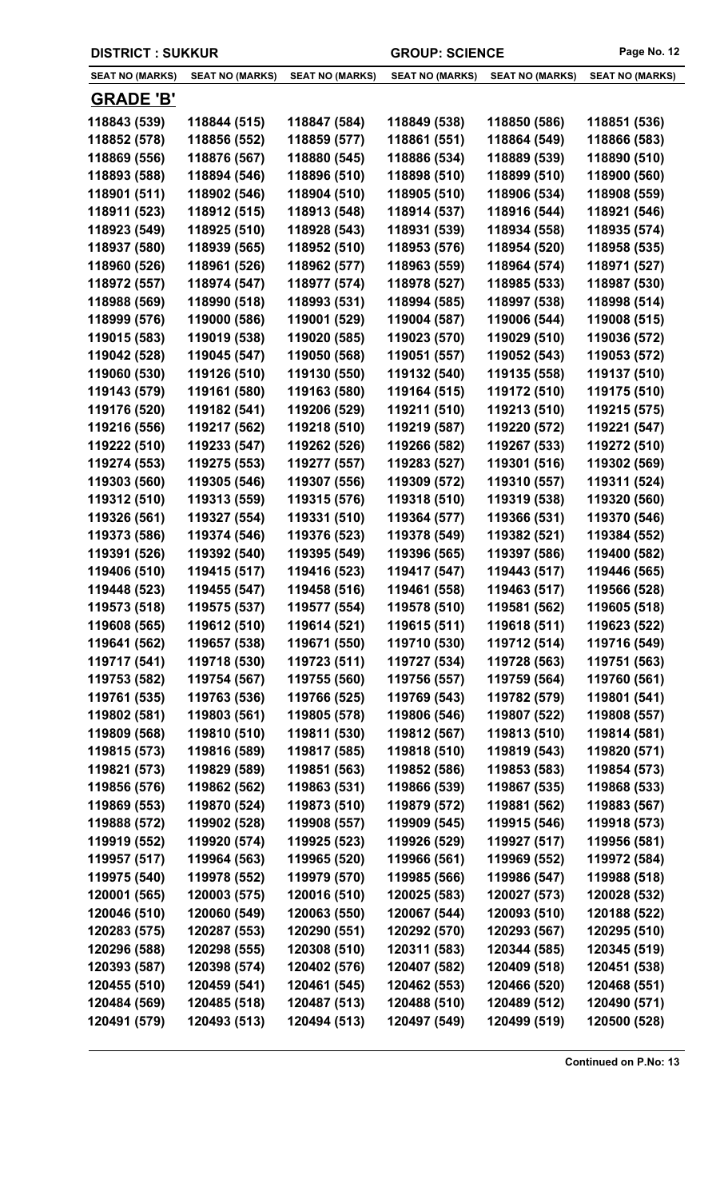DISTRICT : SUKKUR | GROUP: SCIENCE

| SEAT NO (MARKS) | SEAT NO (MARKS) | SEAT NO (MARKS) | SEAT NO (MARKS) | SEAT NO (MARKS) | SEAT NO (MARKS) |
|---|---|---|---|---|---|
| **GRADE 'B'** | | | | | |
| 118843 (539) | 118844 (515) | 118847 (584) | 118849 (538) | 118850 (586) | 118851 (536) |
| 118852 (578) | 118856 (552) | 118859 (577) | 118861 (551) | 118864 (549) | 118866 (583) |
| 118869 (556) | 118876 (567) | 118880 (545) | 118886 (534) | 118889 (539) | 118890 (510) |
| 118893 (588) | 118894 (546) | 118896 (510) | 118898 (510) | 118899 (510) | 118900 (560) |
| 118901 (511) | 118902 (546) | 118904 (510) | 118905 (510) | 118906 (534) | 118908 (559) |
| 118911 (523) | 118912 (515) | 118913 (548) | 118914 (537) | 118916 (544) | 118921 (546) |
| 118923 (549) | 118925 (510) | 118928 (543) | 118931 (539) | 118934 (558) | 118935 (574) |
| 118937 (580) | 118939 (565) | 118952 (510) | 118953 (576) | 118954 (520) | 118958 (535) |
| 118960 (526) | 118961 (526) | 118962 (577) | 118963 (559) | 118964 (574) | 118971 (527) |
| 118972 (557) | 118974 (547) | 118977 (574) | 118978 (527) | 118985 (533) | 118987 (530) |
| 118988 (569) | 118990 (518) | 118993 (531) | 118994 (585) | 118997 (538) | 118998 (514) |
| 118999 (576) | 119000 (586) | 119001 (529) | 119004 (587) | 119006 (544) | 119008 (515) |
| 119015 (583) | 119019 (538) | 119020 (585) | 119023 (570) | 119029 (510) | 119036 (572) |
| 119042 (528) | 119045 (547) | 119050 (568) | 119051 (557) | 119052 (543) | 119053 (572) |
| 119060 (530) | 119126 (510) | 119130 (550) | 119132 (540) | 119135 (558) | 119137 (510) |
| 119143 (579) | 119161 (580) | 119163 (580) | 119164 (515) | 119172 (510) | 119175 (510) |
| 119176 (520) | 119182 (541) | 119206 (529) | 119211 (510) | 119213 (510) | 119215 (575) |
| 119216 (556) | 119217 (562) | 119218 (510) | 119219 (587) | 119220 (572) | 119221 (547) |
| 119222 (510) | 119233 (547) | 119262 (526) | 119266 (582) | 119267 (533) | 119272 (510) |
| 119274 (553) | 119275 (553) | 119277 (557) | 119283 (527) | 119301 (516) | 119302 (569) |
| 119303 (560) | 119305 (546) | 119307 (556) | 119309 (572) | 119310 (557) | 119311 (524) |
| 119312 (510) | 119313 (559) | 119315 (576) | 119318 (510) | 119319 (538) | 119320 (560) |
| 119326 (561) | 119327 (554) | 119331 (510) | 119364 (577) | 119366 (531) | 119370 (546) |
| 119373 (586) | 119374 (546) | 119376 (523) | 119378 (549) | 119382 (521) | 119384 (552) |
| 119391 (526) | 119392 (540) | 119395 (549) | 119396 (565) | 119397 (586) | 119400 (582) |
| 119406 (510) | 119415 (517) | 119416 (523) | 119417 (547) | 119443 (517) | 119446 (565) |
| 119448 (523) | 119455 (547) | 119458 (516) | 119461 (558) | 119463 (517) | 119566 (528) |
| 119573 (518) | 119575 (537) | 119577 (554) | 119578 (510) | 119581 (562) | 119605 (518) |
| 119608 (565) | 119612 (510) | 119614 (521) | 119615 (511) | 119618 (511) | 119623 (522) |
| 119641 (562) | 119657 (538) | 119671 (550) | 119710 (530) | 119712 (514) | 119716 (549) |
| 119717 (541) | 119718 (530) | 119723 (511) | 119727 (534) | 119728 (563) | 119751 (563) |
| 119753 (582) | 119754 (567) | 119755 (560) | 119756 (557) | 119759 (564) | 119760 (561) |
| 119761 (535) | 119763 (536) | 119766 (525) | 119769 (543) | 119782 (579) | 119801 (541) |
| 119802 (581) | 119803 (561) | 119805 (578) | 119806 (546) | 119807 (522) | 119808 (557) |
| 119809 (568) | 119810 (510) | 119811 (530) | 119812 (567) | 119813 (510) | 119814 (581) |
| 119815 (573) | 119816 (589) | 119817 (585) | 119818 (510) | 119819 (543) | 119820 (571) |
| 119821 (573) | 119829 (589) | 119851 (563) | 119852 (586) | 119853 (583) | 119854 (573) |
| 119856 (576) | 119862 (562) | 119863 (531) | 119866 (539) | 119867 (535) | 119868 (533) |
| 119869 (553) | 119870 (524) | 119873 (510) | 119879 (572) | 119881 (562) | 119883 (567) |
| 119888 (572) | 119902 (528) | 119908 (557) | 119909 (545) | 119915 (546) | 119918 (573) |
| 119919 (552) | 119920 (574) | 119925 (523) | 119926 (529) | 119927 (517) | 119956 (581) |
| 119957 (517) | 119964 (563) | 119965 (520) | 119966 (561) | 119969 (552) | 119972 (584) |
| 119975 (540) | 119978 (552) | 119979 (570) | 119985 (566) | 119986 (547) | 119988 (518) |
| 120001 (565) | 120003 (575) | 120016 (510) | 120025 (583) | 120027 (573) | 120028 (532) |
| 120046 (510) | 120060 (549) | 120063 (550) | 120067 (544) | 120093 (510) | 120188 (522) |
| 120283 (575) | 120287 (553) | 120290 (551) | 120292 (570) | 120293 (567) | 120295 (510) |
| 120296 (588) | 120298 (555) | 120308 (510) | 120311 (583) | 120344 (585) | 120345 (519) |
| 120393 (587) | 120398 (574) | 120402 (576) | 120407 (582) | 120409 (518) | 120451 (538) |
| 120455 (510) | 120459 (541) | 120461 (545) | 120462 (553) | 120466 (520) | 120468 (551) |
| 120484 (569) | 120485 (518) | 120487 (513) | 120488 (510) | 120489 (512) | 120490 (571) |
| 120491 (579) | 120493 (513) | 120494 (513) | 120497 (549) | 120499 (519) | 120500 (528) |

**Continued on P.No: 13**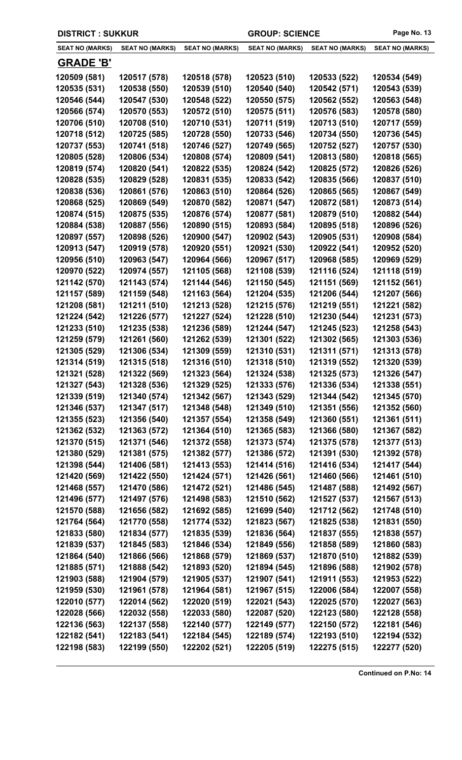**DISTRICT : SUKKUR** **GROUP: SCIENCE**

| SEAT NO (MARKS) | SEAT NO (MARKS) | SEAT NO (MARKS) | SEAT NO (MARKS) | SEAT NO (MARKS) | SEAT NO (MARKS) |
|---|---|---|---|---|---|

## GRADE 'B'

| | | | | | |
|---|---|---|---|---|---|
| 120509 (581) | 120517 (578) | 120518 (578) | 120523 (510) | 120533 (522) | 120534 (549) |
| 120535 (531) | 120538 (550) | 120539 (510) | 120540 (540) | 120542 (571) | 120543 (539) |
| 120546 (544) | 120547 (530) | 120548 (522) | 120550 (575) | 120562 (552) | 120563 (548) |
| 120566 (574) | 120570 (553) | 120572 (510) | 120575 (511) | 120576 (583) | 120578 (580) |
| 120706 (510) | 120708 (510) | 120710 (531) | 120711 (519) | 120713 (510) | 120717 (559) |
| 120718 (512) | 120725 (585) | 120728 (550) | 120733 (546) | 120734 (550) | 120736 (545) |
| 120737 (553) | 120741 (518) | 120746 (527) | 120749 (565) | 120752 (527) | 120757 (530) |
| 120805 (528) | 120806 (534) | 120808 (574) | 120809 (541) | 120813 (580) | 120818 (565) |
| 120819 (574) | 120820 (541) | 120822 (535) | 120824 (542) | 120825 (572) | 120826 (526) |
| 120828 (535) | 120829 (528) | 120831 (535) | 120833 (542) | 120835 (566) | 120837 (510) |
| 120838 (536) | 120861 (576) | 120863 (510) | 120864 (526) | 120865 (565) | 120867 (549) |
| 120868 (525) | 120869 (549) | 120870 (582) | 120871 (547) | 120872 (581) | 120873 (514) |
| 120874 (515) | 120875 (535) | 120876 (574) | 120877 (581) | 120879 (510) | 120882 (544) |
| 120884 (538) | 120887 (556) | 120890 (515) | 120893 (584) | 120895 (518) | 120896 (526) |
| 120897 (557) | 120898 (526) | 120900 (547) | 120902 (543) | 120905 (531) | 120908 (584) |
| 120913 (547) | 120919 (578) | 120920 (551) | 120921 (530) | 120922 (541) | 120952 (520) |
| 120956 (510) | 120963 (547) | 120964 (566) | 120967 (517) | 120968 (585) | 120969 (529) |
| 120970 (522) | 120974 (557) | 121105 (568) | 121108 (539) | 121116 (524) | 121118 (519) |
| 121142 (570) | 121143 (574) | 121144 (546) | 121150 (545) | 121151 (569) | 121152 (561) |
| 121157 (589) | 121159 (548) | 121163 (564) | 121204 (535) | 121206 (544) | 121207 (566) |
| 121208 (581) | 121211 (510) | 121213 (528) | 121215 (576) | 121219 (551) | 121221 (582) |
| 121224 (542) | 121226 (577) | 121227 (524) | 121228 (510) | 121230 (544) | 121231 (573) |
| 121233 (510) | 121235 (538) | 121236 (589) | 121244 (547) | 121245 (523) | 121258 (543) |
| 121259 (579) | 121261 (560) | 121262 (539) | 121301 (522) | 121302 (565) | 121303 (536) |
| 121305 (529) | 121306 (534) | 121309 (559) | 121310 (531) | 121311 (571) | 121313 (578) |
| 121314 (519) | 121315 (518) | 121316 (510) | 121318 (510) | 121319 (552) | 121320 (539) |
| 121321 (528) | 121322 (569) | 121323 (564) | 121324 (538) | 121325 (573) | 121326 (547) |
| 121327 (543) | 121328 (536) | 121329 (525) | 121333 (576) | 121336 (534) | 121338 (551) |
| 121339 (519) | 121340 (574) | 121342 (567) | 121343 (529) | 121344 (542) | 121345 (570) |
| 121346 (537) | 121347 (517) | 121348 (548) | 121349 (510) | 121351 (556) | 121352 (560) |
| 121355 (523) | 121356 (540) | 121357 (554) | 121358 (549) | 121360 (551) | 121361 (511) |
| 121362 (532) | 121363 (572) | 121364 (510) | 121365 (583) | 121366 (580) | 121367 (582) |
| 121370 (515) | 121371 (546) | 121372 (558) | 121373 (574) | 121375 (578) | 121377 (513) |
| 121380 (529) | 121381 (575) | 121382 (577) | 121386 (572) | 121391 (530) | 121392 (578) |
| 121398 (544) | 121406 (581) | 121413 (553) | 121414 (516) | 121416 (534) | 121417 (544) |
| 121420 (569) | 121422 (550) | 121424 (571) | 121426 (561) | 121460 (566) | 121461 (510) |
| 121468 (557) | 121470 (586) | 121472 (521) | 121486 (545) | 121487 (588) | 121492 (567) |
| 121496 (577) | 121497 (576) | 121498 (583) | 121510 (562) | 121527 (537) | 121567 (513) |
| 121570 (588) | 121656 (582) | 121692 (585) | 121699 (540) | 121712 (562) | 121748 (510) |
| 121764 (564) | 121770 (558) | 121774 (532) | 121823 (567) | 121825 (538) | 121831 (550) |
| 121833 (580) | 121834 (577) | 121835 (539) | 121836 (564) | 121837 (555) | 121838 (557) |
| 121839 (537) | 121845 (583) | 121846 (534) | 121849 (556) | 121858 (589) | 121860 (583) |
| 121864 (540) | 121866 (566) | 121868 (579) | 121869 (537) | 121870 (510) | 121882 (539) |
| 121885 (571) | 121888 (542) | 121893 (520) | 121894 (545) | 121896 (588) | 121902 (578) |
| 121903 (588) | 121904 (579) | 121905 (537) | 121907 (541) | 121911 (553) | 121953 (522) |
| 121959 (530) | 121961 (578) | 121964 (581) | 121967 (515) | 122006 (584) | 122007 (558) |
| 122010 (577) | 122014 (562) | 122020 (519) | 122021 (543) | 122025 (570) | 122027 (563) |
| 122028 (566) | 122032 (558) | 122033 (580) | 122087 (520) | 122123 (580) | 122128 (558) |
| 122136 (563) | 122137 (558) | 122140 (577) | 122149 (577) | 122150 (572) | 122181 (546) |
| 122182 (541) | 122183 (541) | 122184 (545) | 122189 (574) | 122193 (510) | 122194 (532) |
| 122198 (583) | 122199 (550) | 122202 (521) | 122205 (519) | 122275 (515) | 122277 (520) |

**Continued on P.No: 14**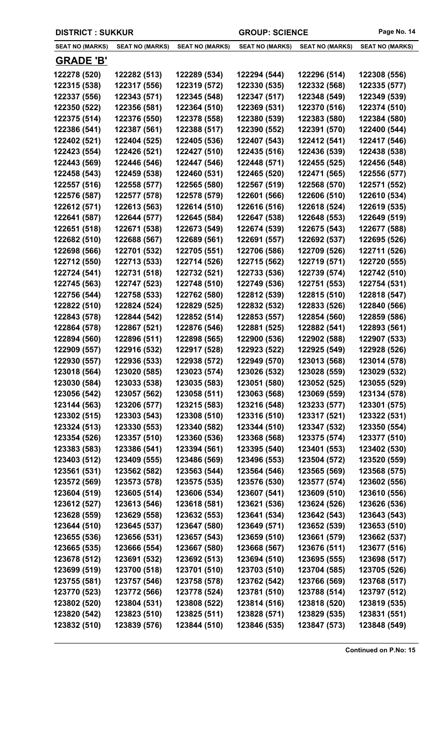DISTRICT : SUKKUR | GROUP: SCIENCE

| SEAT NO (MARKS) | SEAT NO (MARKS) | SEAT NO (MARKS) | SEAT NO (MARKS) | SEAT NO (MARKS) | SEAT NO (MARKS) |
|---|---|---|---|---|---|

## GRADE 'B'

| SEAT NO (MARKS) | SEAT NO (MARKS) | SEAT NO (MARKS) | SEAT NO (MARKS) | SEAT NO (MARKS) | SEAT NO (MARKS) |
|---|---|---|---|---|---|
| 122278 (520) | 122282 (513) | 122289 (534) | 122294 (544) | 122296 (514) | 122308 (556) |
| 122315 (538) | 122317 (556) | 122319 (572) | 122330 (535) | 122332 (568) | 122335 (577) |
| 122337 (556) | 122343 (571) | 122345 (548) | 122347 (517) | 122348 (549) | 122349 (539) |
| 122350 (522) | 122356 (581) | 122364 (510) | 122369 (531) | 122370 (516) | 122374 (510) |
| 122375 (514) | 122376 (550) | 122378 (558) | 122380 (539) | 122383 (580) | 122384 (580) |
| 122386 (541) | 122387 (561) | 122388 (517) | 122390 (552) | 122391 (570) | 122400 (544) |
| 122402 (521) | 122404 (525) | 122405 (536) | 122407 (543) | 122412 (541) | 122417 (546) |
| 122423 (554) | 122426 (521) | 122427 (510) | 122435 (516) | 122436 (539) | 122438 (538) |
| 122443 (569) | 122446 (546) | 122447 (546) | 122448 (571) | 122455 (525) | 122456 (548) |
| 122458 (543) | 122459 (538) | 122460 (531) | 122465 (520) | 122471 (565) | 122556 (577) |
| 122557 (516) | 122558 (577) | 122565 (580) | 122567 (519) | 122568 (570) | 122571 (552) |
| 122576 (587) | 122577 (578) | 122578 (579) | 122601 (566) | 122606 (510) | 122610 (534) |
| 122612 (571) | 122613 (563) | 122614 (510) | 122616 (516) | 122618 (524) | 122619 (535) |
| 122641 (587) | 122644 (577) | 122645 (584) | 122647 (538) | 122648 (553) | 122649 (519) |
| 122651 (518) | 122671 (538) | 122673 (549) | 122674 (539) | 122675 (543) | 122677 (588) |
| 122682 (510) | 122688 (567) | 122689 (561) | 122691 (557) | 122692 (537) | 122695 (526) |
| 122698 (566) | 122701 (532) | 122705 (551) | 122706 (586) | 122709 (526) | 122711 (526) |
| 122712 (550) | 122713 (533) | 122714 (526) | 122715 (562) | 122719 (571) | 122720 (555) |
| 122724 (541) | 122731 (518) | 122732 (521) | 122733 (536) | 122739 (574) | 122742 (510) |
| 122745 (563) | 122747 (523) | 122748 (510) | 122749 (536) | 122751 (553) | 122754 (531) |
| 122756 (544) | 122758 (533) | 122762 (580) | 122812 (539) | 122815 (510) | 122818 (547) |
| 122822 (510) | 122824 (524) | 122829 (525) | 122832 (532) | 122833 (526) | 122840 (566) |
| 122843 (578) | 122844 (542) | 122852 (514) | 122853 (557) | 122854 (560) | 122859 (586) |
| 122864 (578) | 122867 (521) | 122876 (546) | 122881 (525) | 122882 (541) | 122893 (561) |
| 122894 (560) | 122896 (511) | 122898 (565) | 122900 (536) | 122902 (588) | 122907 (533) |
| 122909 (557) | 122916 (532) | 122917 (528) | 122923 (522) | 122925 (549) | 122928 (526) |
| 122930 (557) | 122936 (533) | 122938 (572) | 122949 (570) | 123013 (568) | 123014 (578) |
| 123018 (564) | 123020 (585) | 123023 (574) | 123026 (532) | 123028 (559) | 123029 (532) |
| 123030 (584) | 123033 (538) | 123035 (583) | 123051 (580) | 123052 (525) | 123055 (529) |
| 123056 (542) | 123057 (562) | 123058 (511) | 123063 (568) | 123069 (559) | 123134 (578) |
| 123144 (563) | 123206 (577) | 123215 (583) | 123216 (548) | 123233 (577) | 123301 (575) |
| 123302 (515) | 123303 (543) | 123308 (510) | 123316 (510) | 123317 (521) | 123322 (531) |
| 123324 (513) | 123330 (553) | 123340 (582) | 123344 (510) | 123347 (532) | 123350 (554) |
| 123354 (526) | 123357 (510) | 123360 (536) | 123368 (568) | 123375 (574) | 123377 (510) |
| 123383 (583) | 123386 (541) | 123394 (561) | 123395 (540) | 123401 (553) | 123402 (530) |
| 123403 (512) | 123409 (555) | 123486 (569) | 123496 (553) | 123504 (572) | 123520 (559) |
| 123561 (531) | 123562 (582) | 123563 (544) | 123564 (546) | 123565 (569) | 123568 (575) |
| 123572 (569) | 123573 (578) | 123575 (535) | 123576 (530) | 123577 (574) | 123602 (556) |
| 123604 (519) | 123605 (514) | 123606 (534) | 123607 (541) | 123609 (510) | 123610 (556) |
| 123612 (527) | 123613 (546) | 123618 (581) | 123621 (536) | 123624 (526) | 123626 (536) |
| 123628 (559) | 123629 (558) | 123632 (553) | 123641 (534) | 123642 (543) | 123643 (543) |
| 123644 (510) | 123645 (537) | 123647 (580) | 123649 (571) | 123652 (539) | 123653 (510) |
| 123655 (536) | 123656 (531) | 123657 (543) | 123659 (510) | 123661 (579) | 123662 (537) |
| 123665 (535) | 123666 (554) | 123667 (580) | 123668 (567) | 123676 (511) | 123677 (516) |
| 123678 (512) | 123691 (532) | 123692 (513) | 123694 (510) | 123695 (555) | 123698 (517) |
| 123699 (519) | 123700 (518) | 123701 (510) | 123703 (510) | 123704 (585) | 123705 (526) |
| 123755 (581) | 123757 (546) | 123758 (578) | 123762 (542) | 123766 (569) | 123768 (517) |
| 123770 (523) | 123772 (566) | 123778 (524) | 123781 (510) | 123788 (514) | 123797 (512) |
| 123802 (520) | 123804 (531) | 123808 (522) | 123814 (516) | 123818 (520) | 123819 (535) |
| 123820 (542) | 123823 (510) | 123825 (511) | 123828 (571) | 123829 (535) | 123831 (551) |
| 123832 (510) | 123839 (576) | 123844 (510) | 123846 (535) | 123847 (573) | 123848 (549) |

Continued on P.No: 15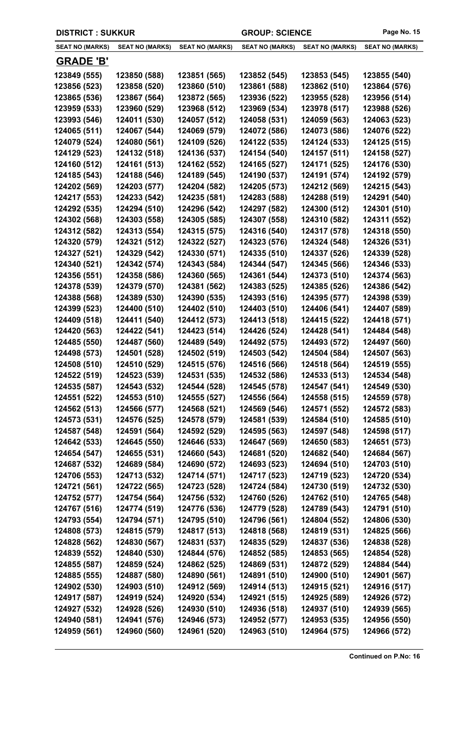DISTRICT : SUKKUR GROUP: SCIENCE

| SEAT NO (MARKS) | SEAT NO (MARKS) | SEAT NO (MARKS) | SEAT NO (MARKS) | SEAT NO (MARKS) | SEAT NO (MARKS) |
|---|---|---|---|---|---|
| **GRADE 'B'** | | | | | |
| 123849 (555) | 123850 (588) | 123851 (565) | 123852 (545) | 123853 (545) | 123855 (540) |
| 123856 (523) | 123858 (520) | 123860 (510) | 123861 (588) | 123862 (510) | 123864 (576) |
| 123865 (536) | 123867 (564) | 123872 (565) | 123936 (522) | 123955 (528) | 123956 (514) |
| 123959 (533) | 123960 (529) | 123968 (512) | 123969 (534) | 123978 (517) | 123988 (526) |
| 123993 (546) | 124011 (530) | 124057 (512) | 124058 (531) | 124059 (563) | 124063 (523) |
| 124065 (511) | 124067 (544) | 124069 (579) | 124072 (586) | 124073 (586) | 124076 (522) |
| 124079 (524) | 124080 (561) | 124109 (526) | 124122 (535) | 124124 (533) | 124125 (515) |
| 124129 (523) | 124132 (518) | 124136 (537) | 124154 (540) | 124157 (511) | 124158 (527) |
| 124160 (512) | 124161 (513) | 124162 (552) | 124165 (527) | 124171 (525) | 124176 (530) |
| 124185 (543) | 124188 (546) | 124189 (545) | 124190 (537) | 124191 (574) | 124192 (579) |
| 124202 (569) | 124203 (577) | 124204 (582) | 124205 (573) | 124212 (569) | 124215 (543) |
| 124217 (553) | 124233 (542) | 124235 (581) | 124283 (588) | 124288 (519) | 124291 (540) |
| 124292 (535) | 124294 (510) | 124296 (542) | 124297 (582) | 124300 (512) | 124301 (510) |
| 124302 (568) | 124303 (558) | 124305 (585) | 124307 (558) | 124310 (582) | 124311 (552) |
| 124312 (582) | 124313 (554) | 124315 (575) | 124316 (540) | 124317 (578) | 124318 (550) |
| 124320 (579) | 124321 (512) | 124322 (527) | 124323 (576) | 124324 (548) | 124326 (531) |
| 124327 (521) | 124329 (542) | 124330 (571) | 124335 (510) | 124337 (526) | 124339 (528) |
| 124340 (521) | 124342 (574) | 124343 (584) | 124344 (547) | 124345 (566) | 124346 (533) |
| 124356 (551) | 124358 (586) | 124360 (565) | 124361 (544) | 124373 (510) | 124374 (563) |
| 124378 (539) | 124379 (570) | 124381 (562) | 124383 (525) | 124385 (526) | 124386 (542) |
| 124388 (568) | 124389 (530) | 124390 (535) | 124393 (516) | 124395 (577) | 124398 (539) |
| 124399 (523) | 124400 (510) | 124402 (510) | 124403 (510) | 124406 (541) | 124407 (589) |
| 124409 (518) | 124411 (540) | 124412 (573) | 124413 (518) | 124415 (522) | 124418 (571) |
| 124420 (563) | 124422 (541) | 124423 (514) | 124426 (524) | 124428 (541) | 124484 (548) |
| 124485 (550) | 124487 (560) | 124489 (549) | 124492 (575) | 124493 (572) | 124497 (560) |
| 124498 (573) | 124501 (528) | 124502 (519) | 124503 (542) | 124504 (584) | 124507 (563) |
| 124508 (510) | 124510 (529) | 124515 (576) | 124516 (566) | 124518 (564) | 124519 (555) |
| 124522 (519) | 124523 (539) | 124531 (535) | 124532 (586) | 124533 (513) | 124534 (548) |
| 124535 (587) | 124543 (532) | 124544 (528) | 124545 (578) | 124547 (541) | 124549 (530) |
| 124551 (522) | 124553 (510) | 124555 (527) | 124556 (564) | 124558 (515) | 124559 (578) |
| 124562 (513) | 124566 (577) | 124568 (521) | 124569 (546) | 124571 (552) | 124572 (583) |
| 124573 (531) | 124576 (525) | 124578 (579) | 124581 (539) | 124584 (510) | 124585 (510) |
| 124587 (548) | 124591 (564) | 124592 (529) | 124595 (563) | 124597 (548) | 124598 (517) |
| 124642 (533) | 124645 (550) | 124646 (533) | 124647 (569) | 124650 (583) | 124651 (573) |
| 124654 (547) | 124655 (531) | 124660 (543) | 124681 (520) | 124682 (540) | 124684 (567) |
| 124687 (532) | 124689 (584) | 124690 (572) | 124693 (523) | 124694 (510) | 124703 (510) |
| 124706 (553) | 124713 (532) | 124714 (571) | 124717 (523) | 124719 (523) | 124720 (534) |
| 124721 (561) | 124722 (565) | 124723 (528) | 124724 (584) | 124730 (519) | 124732 (530) |
| 124752 (577) | 124754 (564) | 124756 (532) | 124760 (526) | 124762 (510) | 124765 (548) |
| 124767 (516) | 124774 (519) | 124776 (536) | 124779 (528) | 124789 (543) | 124791 (510) |
| 124793 (554) | 124794 (571) | 124795 (510) | 124796 (561) | 124804 (552) | 124806 (530) |
| 124808 (573) | 124815 (579) | 124817 (513) | 124818 (568) | 124819 (531) | 124825 (566) |
| 124828 (562) | 124830 (567) | 124831 (537) | 124835 (529) | 124837 (536) | 124838 (528) |
| 124839 (552) | 124840 (530) | 124844 (576) | 124852 (585) | 124853 (565) | 124854 (528) |
| 124855 (587) | 124859 (524) | 124862 (525) | 124869 (531) | 124872 (529) | 124884 (544) |
| 124885 (555) | 124887 (580) | 124890 (561) | 124891 (510) | 124900 (510) | 124901 (567) |
| 124902 (530) | 124903 (510) | 124912 (569) | 124914 (513) | 124915 (521) | 124916 (517) |
| 124917 (587) | 124919 (524) | 124920 (534) | 124921 (515) | 124925 (589) | 124926 (572) |
| 124927 (532) | 124928 (526) | 124930 (510) | 124936 (518) | 124937 (510) | 124939 (565) |
| 124940 (581) | 124941 (576) | 124946 (573) | 124952 (577) | 124953 (535) | 124956 (550) |
| 124959 (561) | 124960 (560) | 124961 (520) | 124963 (510) | 124964 (575) | 124966 (572) |

Continued on P.No: 16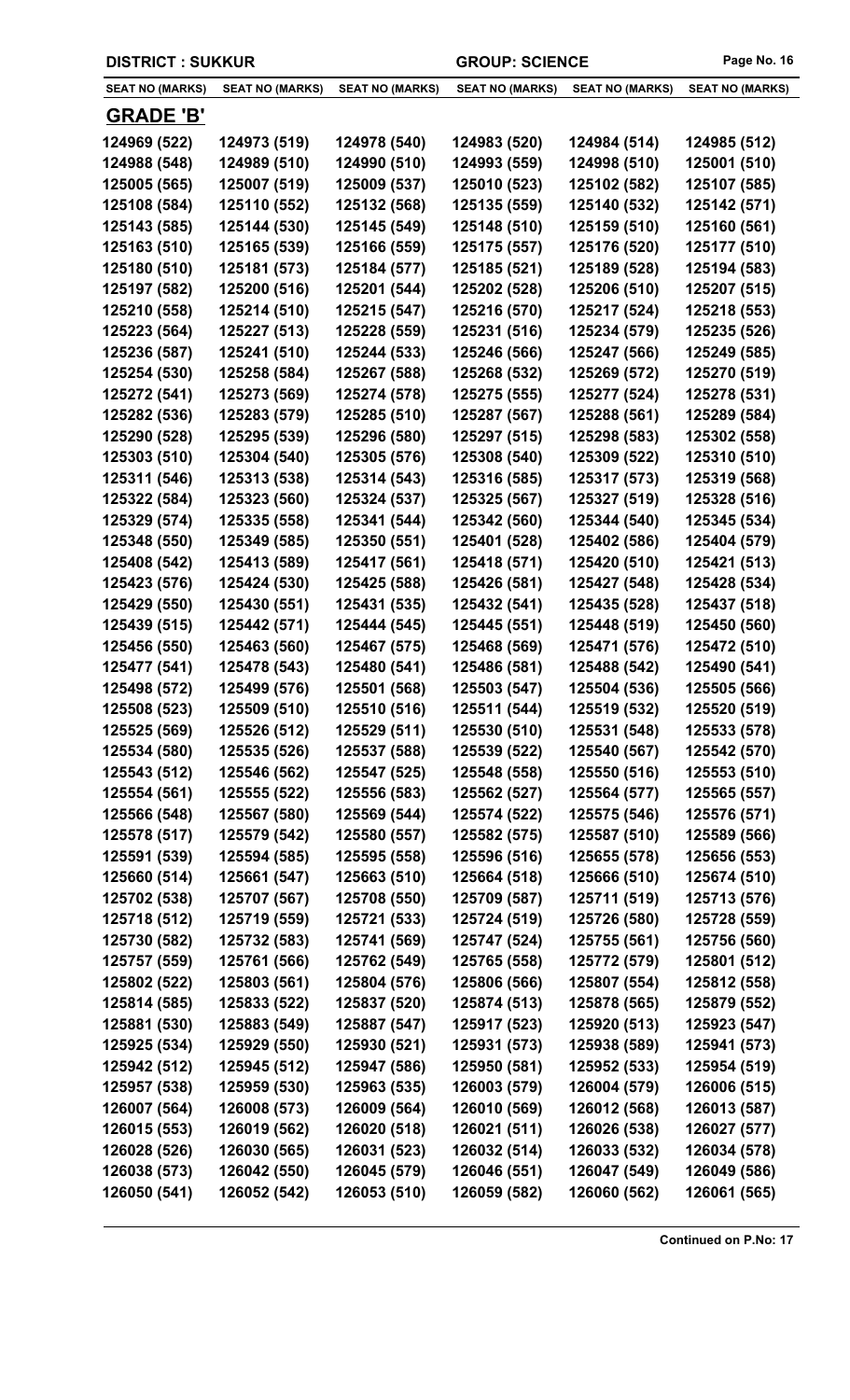| DISTRICT : SUKKUR | | | GROUP: SCIENCE | | |
|---|---|---|---|---|---|
| SEAT NO (MARKS) | SEAT NO (MARKS) | SEAT NO (MARKS) | SEAT NO (MARKS) | SEAT NO (MARKS) | SEAT NO (MARKS) |

## GRADE 'B'

| | | | | | |
|---|---|---|---|---|---|
| 124969 (522) | 124973 (519) | 124978 (540) | 124983 (520) | 124984 (514) | 124985 (512) |
| 124988 (548) | 124989 (510) | 124990 (510) | 124993 (559) | 124998 (510) | 125001 (510) |
| 125005 (565) | 125007 (519) | 125009 (537) | 125010 (523) | 125102 (582) | 125107 (585) |
| 125108 (584) | 125110 (552) | 125132 (568) | 125135 (559) | 125140 (532) | 125142 (571) |
| 125143 (585) | 125144 (530) | 125145 (549) | 125148 (510) | 125159 (510) | 125160 (561) |
| 125163 (510) | 125165 (539) | 125166 (559) | 125175 (557) | 125176 (520) | 125177 (510) |
| 125180 (510) | 125181 (573) | 125184 (577) | 125185 (521) | 125189 (528) | 125194 (583) |
| 125197 (582) | 125200 (516) | 125201 (544) | 125202 (528) | 125206 (510) | 125207 (515) |
| 125210 (558) | 125214 (510) | 125215 (547) | 125216 (570) | 125217 (524) | 125218 (553) |
| 125223 (564) | 125227 (513) | 125228 (559) | 125231 (516) | 125234 (579) | 125235 (526) |
| 125236 (587) | 125241 (510) | 125244 (533) | 125246 (566) | 125247 (566) | 125249 (585) |
| 125254 (530) | 125258 (584) | 125267 (588) | 125268 (532) | 125269 (572) | 125270 (519) |
| 125272 (541) | 125273 (569) | 125274 (578) | 125275 (555) | 125277 (524) | 125278 (531) |
| 125282 (536) | 125283 (579) | 125285 (510) | 125287 (567) | 125288 (561) | 125289 (584) |
| 125290 (528) | 125295 (539) | 125296 (580) | 125297 (515) | 125298 (583) | 125302 (558) |
| 125303 (510) | 125304 (540) | 125305 (576) | 125308 (540) | 125309 (522) | 125310 (510) |
| 125311 (546) | 125313 (538) | 125314 (543) | 125316 (585) | 125317 (573) | 125319 (568) |
| 125322 (584) | 125323 (560) | 125324 (537) | 125325 (567) | 125327 (519) | 125328 (516) |
| 125329 (574) | 125335 (558) | 125341 (544) | 125342 (560) | 125344 (540) | 125345 (534) |
| 125348 (550) | 125349 (585) | 125350 (551) | 125401 (528) | 125402 (586) | 125404 (579) |
| 125408 (542) | 125413 (589) | 125417 (561) | 125418 (571) | 125420 (510) | 125421 (513) |
| 125423 (576) | 125424 (530) | 125425 (588) | 125426 (581) | 125427 (548) | 125428 (534) |
| 125429 (550) | 125430 (551) | 125431 (535) | 125432 (541) | 125435 (528) | 125437 (518) |
| 125439 (515) | 125442 (571) | 125444 (545) | 125445 (551) | 125448 (519) | 125450 (560) |
| 125456 (550) | 125463 (560) | 125467 (575) | 125468 (569) | 125471 (576) | 125472 (510) |
| 125477 (541) | 125478 (543) | 125480 (541) | 125486 (581) | 125488 (542) | 125490 (541) |
| 125498 (572) | 125499 (576) | 125501 (568) | 125503 (547) | 125504 (536) | 125505 (566) |
| 125508 (523) | 125509 (510) | 125510 (516) | 125511 (544) | 125519 (532) | 125520 (519) |
| 125525 (569) | 125526 (512) | 125529 (511) | 125530 (510) | 125531 (548) | 125533 (578) |
| 125534 (580) | 125535 (526) | 125537 (588) | 125539 (522) | 125540 (567) | 125542 (570) |
| 125543 (512) | 125546 (562) | 125547 (525) | 125548 (558) | 125550 (516) | 125553 (510) |
| 125554 (561) | 125555 (522) | 125556 (583) | 125562 (527) | 125564 (577) | 125565 (557) |
| 125566 (548) | 125567 (580) | 125569 (544) | 125574 (522) | 125575 (546) | 125576 (571) |
| 125578 (517) | 125579 (542) | 125580 (557) | 125582 (575) | 125587 (510) | 125589 (566) |
| 125591 (539) | 125594 (585) | 125595 (558) | 125596 (516) | 125655 (578) | 125656 (553) |
| 125660 (514) | 125661 (547) | 125663 (510) | 125664 (518) | 125666 (510) | 125674 (510) |
| 125702 (538) | 125707 (567) | 125708 (550) | 125709 (587) | 125711 (519) | 125713 (576) |
| 125718 (512) | 125719 (559) | 125721 (533) | 125724 (519) | 125726 (580) | 125728 (559) |
| 125730 (582) | 125732 (583) | 125741 (569) | 125747 (524) | 125755 (561) | 125756 (560) |
| 125757 (559) | 125761 (566) | 125762 (549) | 125765 (558) | 125772 (579) | 125801 (512) |
| 125802 (522) | 125803 (561) | 125804 (576) | 125806 (566) | 125807 (554) | 125812 (558) |
| 125814 (585) | 125833 (522) | 125837 (520) | 125874 (513) | 125878 (565) | 125879 (552) |
| 125881 (530) | 125883 (549) | 125887 (547) | 125917 (523) | 125920 (513) | 125923 (547) |
| 125925 (534) | 125929 (550) | 125930 (521) | 125931 (573) | 125938 (589) | 125941 (573) |
| 125942 (512) | 125945 (512) | 125947 (586) | 125950 (581) | 125952 (533) | 125954 (519) |
| 125957 (538) | 125959 (530) | 125963 (535) | 126003 (579) | 126004 (579) | 126006 (515) |
| 126007 (564) | 126008 (573) | 126009 (564) | 126010 (569) | 126012 (568) | 126013 (587) |
| 126015 (553) | 126019 (562) | 126020 (518) | 126021 (511) | 126026 (538) | 126027 (577) |
| 126028 (526) | 126030 (565) | 126031 (523) | 126032 (514) | 126033 (532) | 126034 (578) |
| 126038 (573) | 126042 (550) | 126045 (579) | 126046 (551) | 126047 (549) | 126049 (586) |
| 126050 (541) | 126052 (542) | 126053 (510) | 126059 (582) | 126060 (562) | 126061 (565) |

Continued on P.No: 17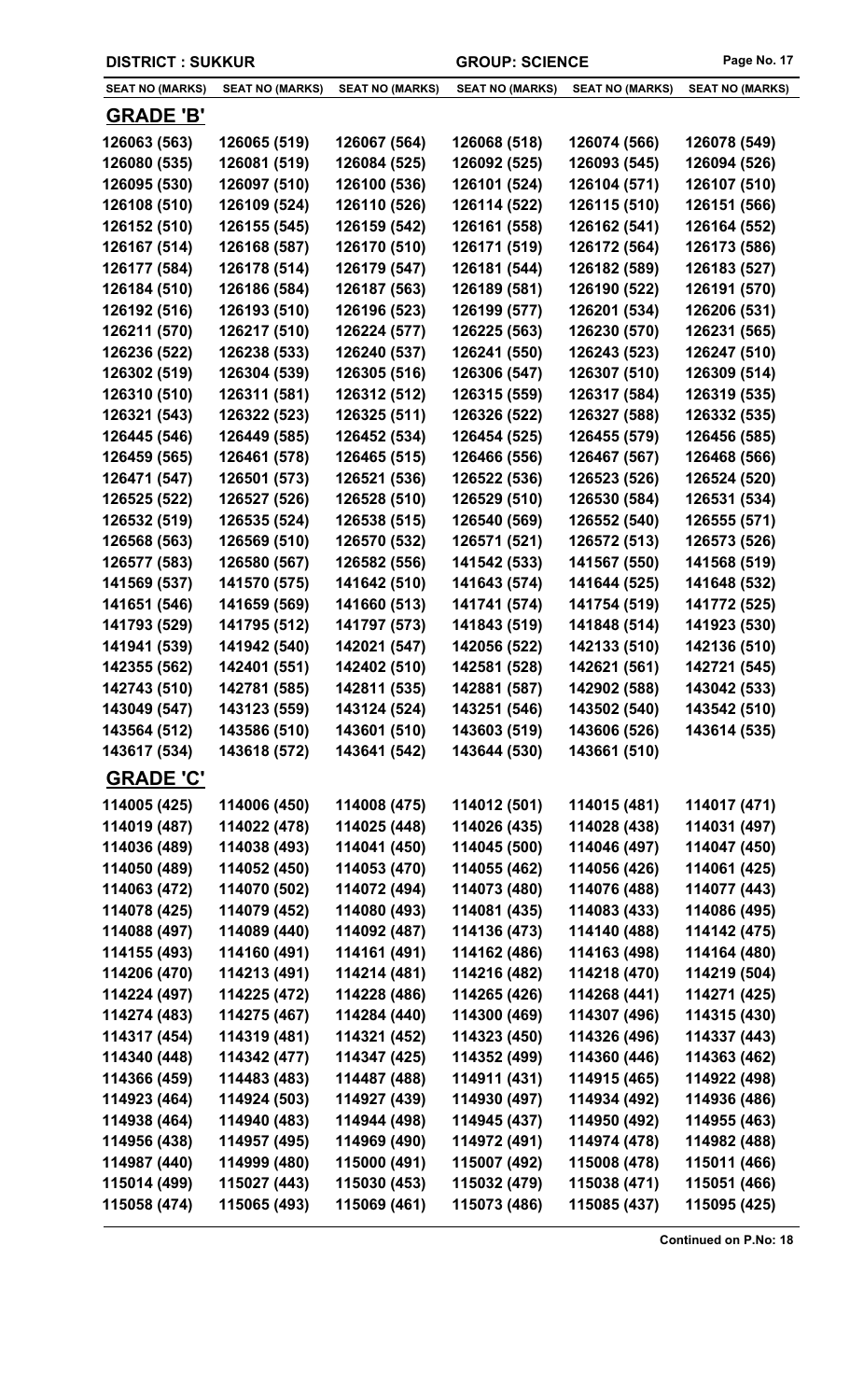DISTRICT : SUKKUR | GROUP: SCIENCE

| SEAT NO (MARKS) | SEAT NO (MARKS) | SEAT NO (MARKS) | SEAT NO (MARKS) | SEAT NO (MARKS) | SEAT NO (MARKS) |
|---|---|---|---|---|---|

## GRADE 'B'

| | | | | | |
|---|---|---|---|---|---|
| 126063 (563) | 126065 (519) | 126067 (564) | 126068 (518) | 126074 (566) | 126078 (549) |
| 126080 (535) | 126081 (519) | 126084 (525) | 126092 (525) | 126093 (545) | 126094 (526) |
| 126095 (530) | 126097 (510) | 126100 (536) | 126101 (524) | 126104 (571) | 126107 (510) |
| 126108 (510) | 126109 (524) | 126110 (526) | 126114 (522) | 126115 (510) | 126151 (566) |
| 126152 (510) | 126155 (545) | 126159 (542) | 126161 (558) | 126162 (541) | 126164 (552) |
| 126167 (514) | 126168 (587) | 126170 (510) | 126171 (519) | 126172 (564) | 126173 (586) |
| 126177 (584) | 126178 (514) | 126179 (547) | 126181 (544) | 126182 (589) | 126183 (527) |
| 126184 (510) | 126186 (584) | 126187 (563) | 126189 (581) | 126190 (522) | 126191 (570) |
| 126192 (516) | 126193 (510) | 126196 (523) | 126199 (577) | 126201 (534) | 126206 (531) |
| 126211 (570) | 126217 (510) | 126224 (577) | 126225 (563) | 126230 (570) | 126231 (565) |
| 126236 (522) | 126238 (533) | 126240 (537) | 126241 (550) | 126243 (523) | 126247 (510) |
| 126302 (519) | 126304 (539) | 126305 (516) | 126306 (547) | 126307 (510) | 126309 (514) |
| 126310 (510) | 126311 (581) | 126312 (512) | 126315 (559) | 126317 (584) | 126319 (535) |
| 126321 (543) | 126322 (523) | 126325 (511) | 126326 (522) | 126327 (588) | 126332 (535) |
| 126445 (546) | 126449 (585) | 126452 (534) | 126454 (525) | 126455 (579) | 126456 (585) |
| 126459 (565) | 126461 (578) | 126465 (515) | 126466 (556) | 126467 (567) | 126468 (566) |
| 126471 (547) | 126501 (573) | 126521 (536) | 126522 (536) | 126523 (526) | 126524 (520) |
| 126525 (522) | 126527 (526) | 126528 (510) | 126529 (510) | 126530 (584) | 126531 (534) |
| 126532 (519) | 126535 (524) | 126538 (515) | 126540 (569) | 126552 (540) | 126555 (571) |
| 126568 (563) | 126569 (510) | 126570 (532) | 126571 (521) | 126572 (513) | 126573 (526) |
| 126577 (583) | 126580 (567) | 126582 (556) | 141542 (533) | 141567 (550) | 141568 (519) |
| 141569 (537) | 141570 (575) | 141642 (510) | 141643 (574) | 141644 (525) | 141648 (532) |
| 141651 (546) | 141659 (569) | 141660 (513) | 141741 (574) | 141754 (519) | 141772 (525) |
| 141793 (529) | 141795 (512) | 141797 (573) | 141843 (519) | 141848 (514) | 141923 (530) |
| 141941 (539) | 141942 (540) | 142021 (547) | 142056 (522) | 142133 (510) | 142136 (510) |
| 142355 (562) | 142401 (551) | 142402 (510) | 142581 (528) | 142621 (561) | 142721 (545) |
| 142743 (510) | 142781 (585) | 142811 (535) | 142881 (587) | 142902 (588) | 143042 (533) |
| 143049 (547) | 143123 (559) | 143124 (524) | 143251 (546) | 143502 (540) | 143542 (510) |
| 143564 (512) | 143586 (510) | 143601 (510) | 143603 (519) | 143606 (526) | 143614 (535) |
| 143617 (534) | 143618 (572) | 143641 (542) | 143644 (530) | 143661 (510) | |

## GRADE 'C'

| | | | | | |
|---|---|---|---|---|---|
| 114005 (425) | 114006 (450) | 114008 (475) | 114012 (501) | 114015 (481) | 114017 (471) |
| 114019 (487) | 114022 (478) | 114025 (448) | 114026 (435) | 114028 (438) | 114031 (497) |
| 114036 (489) | 114038 (493) | 114041 (450) | 114045 (500) | 114046 (497) | 114047 (450) |
| 114050 (489) | 114052 (450) | 114053 (470) | 114055 (462) | 114056 (426) | 114061 (425) |
| 114063 (472) | 114070 (502) | 114072 (494) | 114073 (480) | 114076 (488) | 114077 (443) |
| 114078 (425) | 114079 (452) | 114080 (493) | 114081 (435) | 114083 (433) | 114086 (495) |
| 114088 (497) | 114089 (440) | 114092 (487) | 114136 (473) | 114140 (488) | 114142 (475) |
| 114155 (493) | 114160 (491) | 114161 (491) | 114162 (486) | 114163 (498) | 114164 (480) |
| 114206 (470) | 114213 (491) | 114214 (481) | 114216 (482) | 114218 (470) | 114219 (504) |
| 114224 (497) | 114225 (472) | 114228 (486) | 114265 (426) | 114268 (441) | 114271 (425) |
| 114274 (483) | 114275 (467) | 114284 (440) | 114300 (469) | 114307 (496) | 114315 (430) |
| 114317 (454) | 114319 (481) | 114321 (452) | 114323 (450) | 114326 (496) | 114337 (443) |
| 114340 (448) | 114342 (477) | 114347 (425) | 114352 (499) | 114360 (446) | 114363 (462) |
| 114366 (459) | 114483 (483) | 114487 (488) | 114911 (431) | 114915 (465) | 114922 (498) |
| 114923 (464) | 114924 (503) | 114927 (439) | 114930 (497) | 114934 (492) | 114936 (486) |
| 114938 (464) | 114940 (483) | 114944 (498) | 114945 (437) | 114950 (492) | 114955 (463) |
| 114956 (438) | 114957 (495) | 114969 (490) | 114972 (491) | 114974 (478) | 114982 (488) |
| 114987 (440) | 114999 (480) | 115000 (491) | 115007 (492) | 115008 (478) | 115011 (466) |
| 115014 (499) | 115027 (443) | 115030 (453) | 115032 (479) | 115038 (471) | 115051 (466) |
| 115058 (474) | 115065 (493) | 115069 (461) | 115073 (486) | 115085 (437) | 115095 (425) |

Continued on P.No: 18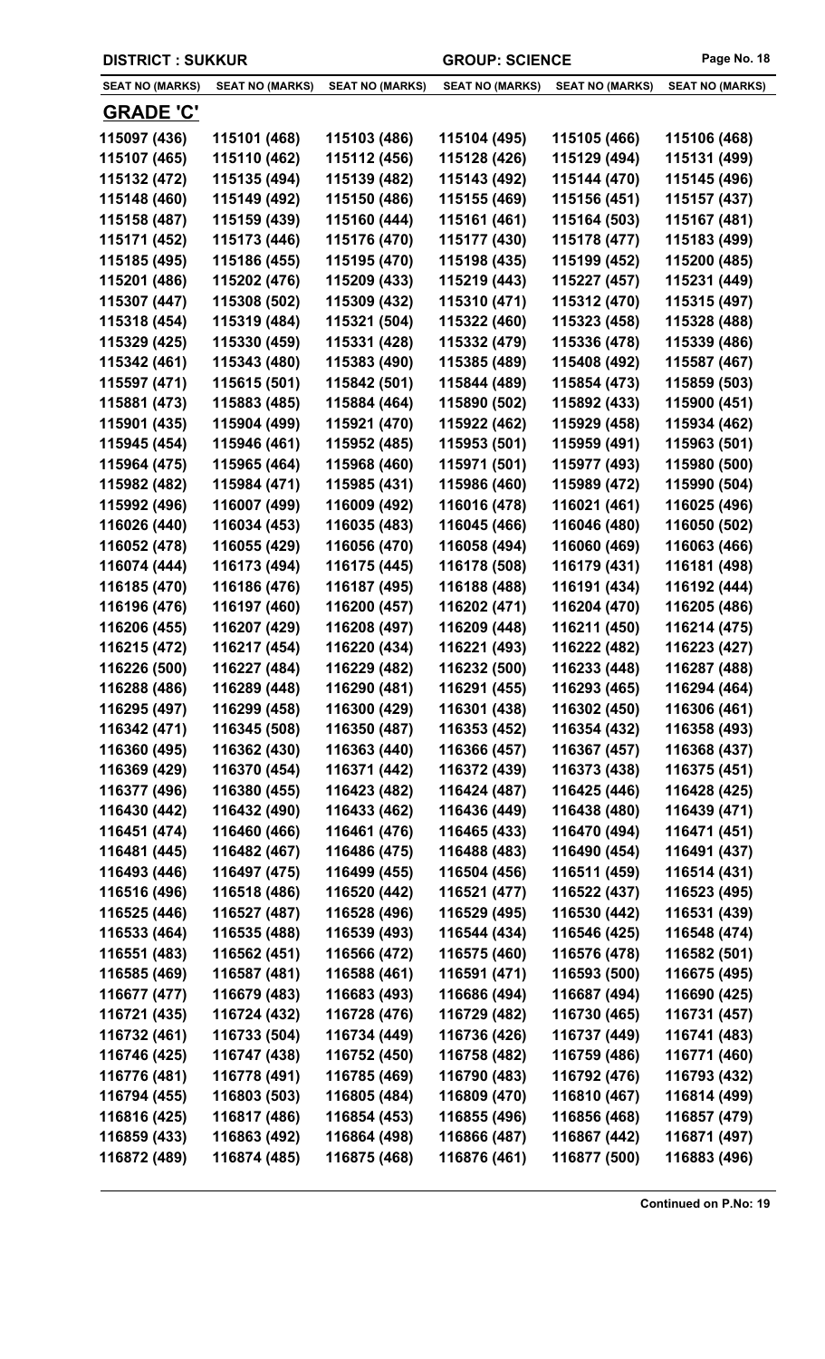**DISTRICT : SUKKUR** | **GROUP: SCIENCE**

| SEAT NO (MARKS) | SEAT NO (MARKS) | SEAT NO (MARKS) | SEAT NO (MARKS) | SEAT NO (MARKS) | SEAT NO (MARKS) |
|---|---|---|---|---|---|

## GRADE 'C'

| SEAT NO (MARKS) | SEAT NO (MARKS) | SEAT NO (MARKS) | SEAT NO (MARKS) | SEAT NO (MARKS) | SEAT NO (MARKS) |
|---|---|---|---|---|---|
| 115097 (436) | 115101 (468) | 115103 (486) | 115104 (495) | 115105 (466) | 115106 (468) |
| 115107 (465) | 115110 (462) | 115112 (456) | 115128 (426) | 115129 (494) | 115131 (499) |
| 115132 (472) | 115135 (494) | 115139 (482) | 115143 (492) | 115144 (470) | 115145 (496) |
| 115148 (460) | 115149 (492) | 115150 (486) | 115155 (469) | 115156 (451) | 115157 (437) |
| 115158 (487) | 115159 (439) | 115160 (444) | 115161 (461) | 115164 (503) | 115167 (481) |
| 115171 (452) | 115173 (446) | 115176 (470) | 115177 (430) | 115178 (477) | 115183 (499) |
| 115185 (495) | 115186 (455) | 115195 (470) | 115198 (435) | 115199 (452) | 115200 (485) |
| 115201 (486) | 115202 (476) | 115209 (433) | 115219 (443) | 115227 (457) | 115231 (449) |
| 115307 (447) | 115308 (502) | 115309 (432) | 115310 (471) | 115312 (470) | 115315 (497) |
| 115318 (454) | 115319 (484) | 115321 (504) | 115322 (460) | 115323 (458) | 115328 (488) |
| 115329 (425) | 115330 (459) | 115331 (428) | 115332 (479) | 115336 (478) | 115339 (486) |
| 115342 (461) | 115343 (480) | 115383 (490) | 115385 (489) | 115408 (492) | 115587 (467) |
| 115597 (471) | 115615 (501) | 115842 (501) | 115844 (489) | 115854 (473) | 115859 (503) |
| 115881 (473) | 115883 (485) | 115884 (464) | 115890 (502) | 115892 (433) | 115900 (451) |
| 115901 (435) | 115904 (499) | 115921 (470) | 115922 (462) | 115929 (458) | 115934 (462) |
| 115945 (454) | 115946 (461) | 115952 (485) | 115953 (501) | 115959 (491) | 115963 (501) |
| 115964 (475) | 115965 (464) | 115968 (460) | 115971 (501) | 115977 (493) | 115980 (500) |
| 115982 (482) | 115984 (471) | 115985 (431) | 115986 (460) | 115989 (472) | 115990 (504) |
| 115992 (496) | 116007 (499) | 116009 (492) | 116016 (478) | 116021 (461) | 116025 (496) |
| 116026 (440) | 116034 (453) | 116035 (483) | 116045 (466) | 116046 (480) | 116050 (502) |
| 116052 (478) | 116055 (429) | 116056 (470) | 116058 (494) | 116060 (469) | 116063 (466) |
| 116074 (444) | 116173 (494) | 116175 (445) | 116178 (508) | 116179 (431) | 116181 (498) |
| 116185 (470) | 116186 (476) | 116187 (495) | 116188 (488) | 116191 (434) | 116192 (444) |
| 116196 (476) | 116197 (460) | 116200 (457) | 116202 (471) | 116204 (470) | 116205 (486) |
| 116206 (455) | 116207 (429) | 116208 (497) | 116209 (448) | 116211 (450) | 116214 (475) |
| 116215 (472) | 116217 (454) | 116220 (434) | 116221 (493) | 116222 (482) | 116223 (427) |
| 116226 (500) | 116227 (484) | 116229 (482) | 116232 (500) | 116233 (448) | 116287 (488) |
| 116288 (486) | 116289 (448) | 116290 (481) | 116291 (455) | 116293 (465) | 116294 (464) |
| 116295 (497) | 116299 (458) | 116300 (429) | 116301 (438) | 116302 (450) | 116306 (461) |
| 116342 (471) | 116345 (508) | 116350 (487) | 116353 (452) | 116354 (432) | 116358 (493) |
| 116360 (495) | 116362 (430) | 116363 (440) | 116366 (457) | 116367 (457) | 116368 (437) |
| 116369 (429) | 116370 (454) | 116371 (442) | 116372 (439) | 116373 (438) | 116375 (451) |
| 116377 (496) | 116380 (455) | 116423 (482) | 116424 (487) | 116425 (446) | 116428 (425) |
| 116430 (442) | 116432 (490) | 116433 (462) | 116436 (449) | 116438 (480) | 116439 (471) |
| 116451 (474) | 116460 (466) | 116461 (476) | 116465 (433) | 116470 (494) | 116471 (451) |
| 116481 (445) | 116482 (467) | 116486 (475) | 116488 (483) | 116490 (454) | 116491 (437) |
| 116493 (446) | 116497 (475) | 116499 (455) | 116504 (456) | 116511 (459) | 116514 (431) |
| 116516 (496) | 116518 (486) | 116520 (442) | 116521 (477) | 116522 (437) | 116523 (495) |
| 116525 (446) | 116527 (487) | 116528 (496) | 116529 (495) | 116530 (442) | 116531 (439) |
| 116533 (464) | 116535 (488) | 116539 (493) | 116544 (434) | 116546 (425) | 116548 (474) |
| 116551 (483) | 116562 (451) | 116566 (472) | 116575 (460) | 116576 (478) | 116582 (501) |
| 116585 (469) | 116587 (481) | 116588 (461) | 116591 (471) | 116593 (500) | 116675 (495) |
| 116677 (477) | 116679 (483) | 116683 (493) | 116686 (494) | 116687 (494) | 116690 (425) |
| 116721 (435) | 116724 (432) | 116728 (476) | 116729 (482) | 116730 (465) | 116731 (457) |
| 116732 (461) | 116733 (504) | 116734 (449) | 116736 (426) | 116737 (449) | 116741 (483) |
| 116746 (425) | 116747 (438) | 116752 (450) | 116758 (482) | 116759 (486) | 116771 (460) |
| 116776 (481) | 116778 (491) | 116785 (469) | 116790 (483) | 116792 (476) | 116793 (432) |
| 116794 (455) | 116803 (503) | 116805 (484) | 116809 (470) | 116810 (467) | 116814 (499) |
| 116816 (425) | 116817 (486) | 116854 (453) | 116855 (496) | 116856 (468) | 116857 (479) |
| 116859 (433) | 116863 (492) | 116864 (498) | 116866 (487) | 116867 (442) | 116871 (497) |
| 116872 (489) | 116874 (485) | 116875 (468) | 116876 (461) | 116877 (500) | 116883 (496) |

**Continued on P.No: 19**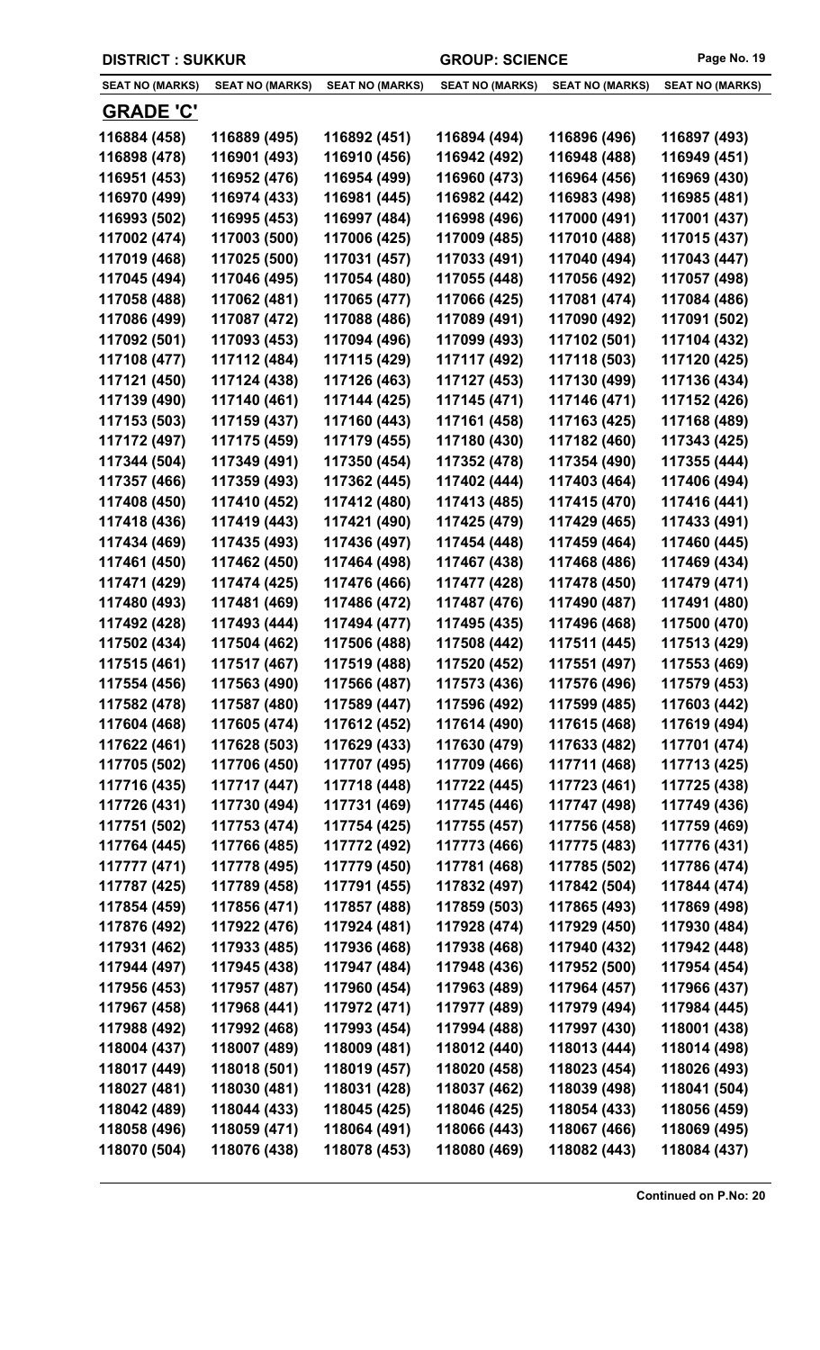**DISTRICT : SUKKUR** | **GROUP: SCIENCE**

| SEAT NO (MARKS) | SEAT NO (MARKS) | SEAT NO (MARKS) | SEAT NO (MARKS) | SEAT NO (MARKS) | SEAT NO (MARKS) |
|---|---|---|---|---|---|

## GRADE 'C'

| | | | | | |
|---|---|---|---|---|---|
| 116884 (458) | 116889 (495) | 116892 (451) | 116894 (494) | 116896 (496) | 116897 (493) |
| 116898 (478) | 116901 (493) | 116910 (456) | 116942 (492) | 116948 (488) | 116949 (451) |
| 116951 (453) | 116952 (476) | 116954 (499) | 116960 (473) | 116964 (456) | 116969 (430) |
| 116970 (499) | 116974 (433) | 116981 (445) | 116982 (442) | 116983 (498) | 116985 (481) |
| 116993 (502) | 116995 (453) | 116997 (484) | 116998 (496) | 117000 (491) | 117001 (437) |
| 117002 (474) | 117003 (500) | 117006 (425) | 117009 (485) | 117010 (488) | 117015 (437) |
| 117019 (468) | 117025 (500) | 117031 (457) | 117033 (491) | 117040 (494) | 117043 (447) |
| 117045 (494) | 117046 (495) | 117054 (480) | 117055 (448) | 117056 (492) | 117057 (498) |
| 117058 (488) | 117062 (481) | 117065 (477) | 117066 (425) | 117081 (474) | 117084 (486) |
| 117086 (499) | 117087 (472) | 117088 (486) | 117089 (491) | 117090 (492) | 117091 (502) |
| 117092 (501) | 117093 (453) | 117094 (496) | 117099 (493) | 117102 (501) | 117104 (432) |
| 117108 (477) | 117112 (484) | 117115 (429) | 117117 (492) | 117118 (503) | 117120 (425) |
| 117121 (450) | 117124 (438) | 117126 (463) | 117127 (453) | 117130 (499) | 117136 (434) |
| 117139 (490) | 117140 (461) | 117144 (425) | 117145 (471) | 117146 (471) | 117152 (426) |
| 117153 (503) | 117159 (437) | 117160 (443) | 117161 (458) | 117163 (425) | 117168 (489) |
| 117172 (497) | 117175 (459) | 117179 (455) | 117180 (430) | 117182 (460) | 117343 (425) |
| 117344 (504) | 117349 (491) | 117350 (454) | 117352 (478) | 117354 (490) | 117355 (444) |
| 117357 (466) | 117359 (493) | 117362 (445) | 117402 (444) | 117403 (464) | 117406 (494) |
| 117408 (450) | 117410 (452) | 117412 (480) | 117413 (485) | 117415 (470) | 117416 (441) |
| 117418 (436) | 117419 (443) | 117421 (490) | 117425 (479) | 117429 (465) | 117433 (491) |
| 117434 (469) | 117435 (493) | 117436 (497) | 117454 (448) | 117459 (464) | 117460 (445) |
| 117461 (450) | 117462 (450) | 117464 (498) | 117467 (438) | 117468 (486) | 117469 (434) |
| 117471 (429) | 117474 (425) | 117476 (466) | 117477 (428) | 117478 (450) | 117479 (471) |
| 117480 (493) | 117481 (469) | 117486 (472) | 117487 (476) | 117490 (487) | 117491 (480) |
| 117492 (428) | 117493 (444) | 117494 (477) | 117495 (435) | 117496 (468) | 117500 (470) |
| 117502 (434) | 117504 (462) | 117506 (488) | 117508 (442) | 117511 (445) | 117513 (429) |
| 117515 (461) | 117517 (467) | 117519 (488) | 117520 (452) | 117551 (497) | 117553 (469) |
| 117554 (456) | 117563 (490) | 117566 (487) | 117573 (436) | 117576 (496) | 117579 (453) |
| 117582 (478) | 117587 (480) | 117589 (447) | 117596 (492) | 117599 (485) | 117603 (442) |
| 117604 (468) | 117605 (474) | 117612 (452) | 117614 (490) | 117615 (468) | 117619 (494) |
| 117622 (461) | 117628 (503) | 117629 (433) | 117630 (479) | 117633 (482) | 117701 (474) |
| 117705 (502) | 117706 (450) | 117707 (495) | 117709 (466) | 117711 (468) | 117713 (425) |
| 117716 (435) | 117717 (447) | 117718 (448) | 117722 (445) | 117723 (461) | 117725 (438) |
| 117726 (431) | 117730 (494) | 117731 (469) | 117745 (446) | 117747 (498) | 117749 (436) |
| 117751 (502) | 117753 (474) | 117754 (425) | 117755 (457) | 117756 (458) | 117759 (469) |
| 117764 (445) | 117766 (485) | 117772 (492) | 117773 (466) | 117775 (483) | 117776 (431) |
| 117777 (471) | 117778 (495) | 117779 (450) | 117781 (468) | 117785 (502) | 117786 (474) |
| 117787 (425) | 117789 (458) | 117791 (455) | 117832 (497) | 117842 (504) | 117844 (474) |
| 117854 (459) | 117856 (471) | 117857 (488) | 117859 (503) | 117865 (493) | 117869 (498) |
| 117876 (492) | 117922 (476) | 117924 (481) | 117928 (474) | 117929 (450) | 117930 (484) |
| 117931 (462) | 117933 (485) | 117936 (468) | 117938 (468) | 117940 (432) | 117942 (448) |
| 117944 (497) | 117945 (438) | 117947 (484) | 117948 (436) | 117952 (500) | 117954 (454) |
| 117956 (453) | 117957 (487) | 117960 (454) | 117963 (489) | 117964 (457) | 117966 (437) |
| 117967 (458) | 117968 (441) | 117972 (471) | 117977 (489) | 117979 (494) | 117984 (445) |
| 117988 (492) | 117992 (468) | 117993 (454) | 117994 (488) | 117997 (430) | 118001 (438) |
| 118004 (437) | 118007 (489) | 118009 (481) | 118012 (440) | 118013 (444) | 118014 (498) |
| 118017 (449) | 118018 (501) | 118019 (457) | 118020 (458) | 118023 (454) | 118026 (493) |
| 118027 (481) | 118030 (481) | 118031 (428) | 118037 (462) | 118039 (498) | 118041 (504) |
| 118042 (489) | 118044 (433) | 118045 (425) | 118046 (425) | 118054 (433) | 118056 (459) |
| 118058 (496) | 118059 (471) | 118064 (491) | 118066 (443) | 118067 (466) | 118069 (495) |
| 118070 (504) | 118076 (438) | 118078 (453) | 118080 (469) | 118082 (443) | 118084 (437) |

**Continued on P.No: 20**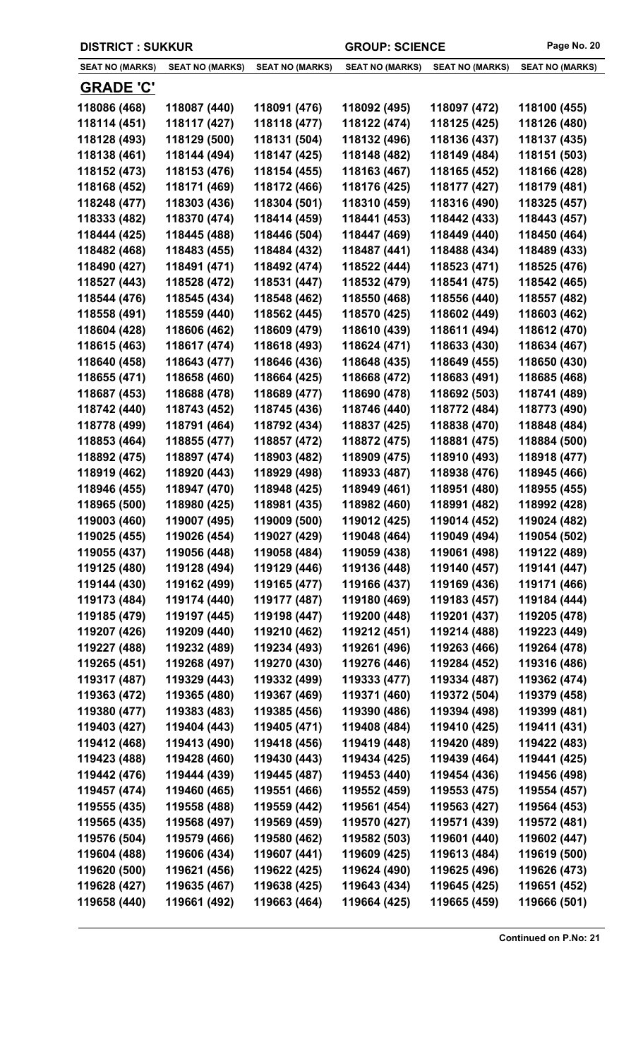**DISTRICT : SUKKUR** **GROUP: SCIENCE**

| SEAT NO (MARKS) | SEAT NO (MARKS) | SEAT NO (MARKS) | SEAT NO (MARKS) | SEAT NO (MARKS) | SEAT NO (MARKS) |
|---|---|---|---|---|---|
| **GRADE 'C'** | | | | | |
| 118086 (468) | 118087 (440) | 118091 (476) | 118092 (495) | 118097 (472) | 118100 (455) |
| 118114 (451) | 118117 (427) | 118118 (477) | 118122 (474) | 118125 (425) | 118126 (480) |
| 118128 (493) | 118129 (500) | 118131 (504) | 118132 (496) | 118136 (437) | 118137 (435) |
| 118138 (461) | 118144 (494) | 118147 (425) | 118148 (482) | 118149 (484) | 118151 (503) |
| 118152 (473) | 118153 (476) | 118154 (455) | 118163 (467) | 118165 (452) | 118166 (428) |
| 118168 (452) | 118171 (469) | 118172 (466) | 118176 (425) | 118177 (427) | 118179 (481) |
| 118248 (477) | 118303 (436) | 118304 (501) | 118310 (459) | 118316 (490) | 118325 (457) |
| 118333 (482) | 118370 (474) | 118414 (459) | 118441 (453) | 118442 (433) | 118443 (457) |
| 118444 (425) | 118445 (488) | 118446 (504) | 118447 (469) | 118449 (440) | 118450 (464) |
| 118482 (468) | 118483 (455) | 118484 (432) | 118487 (441) | 118488 (434) | 118489 (433) |
| 118490 (427) | 118491 (471) | 118492 (474) | 118522 (444) | 118523 (471) | 118525 (476) |
| 118527 (443) | 118528 (472) | 118531 (447) | 118532 (479) | 118541 (475) | 118542 (465) |
| 118544 (476) | 118545 (434) | 118548 (462) | 118550 (468) | 118556 (440) | 118557 (482) |
| 118558 (491) | 118559 (440) | 118562 (445) | 118570 (425) | 118602 (449) | 118603 (462) |
| 118604 (428) | 118606 (462) | 118609 (479) | 118610 (439) | 118611 (494) | 118612 (470) |
| 118615 (463) | 118617 (474) | 118618 (493) | 118624 (471) | 118633 (430) | 118634 (467) |
| 118640 (458) | 118643 (477) | 118646 (436) | 118648 (435) | 118649 (455) | 118650 (430) |
| 118655 (471) | 118658 (460) | 118664 (425) | 118668 (472) | 118683 (491) | 118685 (468) |
| 118687 (453) | 118688 (478) | 118689 (477) | 118690 (478) | 118692 (503) | 118741 (489) |
| 118742 (440) | 118743 (452) | 118745 (436) | 118746 (440) | 118772 (484) | 118773 (490) |
| 118778 (499) | 118791 (464) | 118792 (434) | 118837 (425) | 118838 (470) | 118848 (484) |
| 118853 (464) | 118855 (477) | 118857 (472) | 118872 (475) | 118881 (475) | 118884 (500) |
| 118892 (475) | 118897 (474) | 118903 (482) | 118909 (475) | 118910 (493) | 118918 (477) |
| 118919 (462) | 118920 (443) | 118929 (498) | 118933 (487) | 118938 (476) | 118945 (466) |
| 118946 (455) | 118947 (470) | 118948 (425) | 118949 (461) | 118951 (480) | 118955 (455) |
| 118965 (500) | 118980 (425) | 118981 (435) | 118982 (460) | 118991 (482) | 118992 (428) |
| 119003 (460) | 119007 (495) | 119009 (500) | 119012 (425) | 119014 (452) | 119024 (482) |
| 119025 (455) | 119026 (454) | 119027 (429) | 119048 (464) | 119049 (494) | 119054 (502) |
| 119055 (437) | 119056 (448) | 119058 (484) | 119059 (438) | 119061 (498) | 119122 (489) |
| 119125 (480) | 119128 (494) | 119129 (446) | 119136 (448) | 119140 (457) | 119141 (447) |
| 119144 (430) | 119162 (499) | 119165 (477) | 119166 (437) | 119169 (436) | 119171 (466) |
| 119173 (484) | 119174 (440) | 119177 (487) | 119180 (469) | 119183 (457) | 119184 (444) |
| 119185 (479) | 119197 (445) | 119198 (447) | 119200 (448) | 119201 (437) | 119205 (478) |
| 119207 (426) | 119209 (440) | 119210 (462) | 119212 (451) | 119214 (488) | 119223 (449) |
| 119227 (488) | 119232 (489) | 119234 (493) | 119261 (496) | 119263 (466) | 119264 (478) |
| 119265 (451) | 119268 (497) | 119270 (430) | 119276 (446) | 119284 (452) | 119316 (486) |
| 119317 (487) | 119329 (443) | 119332 (499) | 119333 (477) | 119334 (487) | 119362 (474) |
| 119363 (472) | 119365 (480) | 119367 (469) | 119371 (460) | 119372 (504) | 119379 (458) |
| 119380 (477) | 119383 (483) | 119385 (456) | 119390 (486) | 119394 (498) | 119399 (481) |
| 119403 (427) | 119404 (443) | 119405 (471) | 119408 (484) | 119410 (425) | 119411 (431) |
| 119412 (468) | 119413 (490) | 119418 (456) | 119419 (448) | 119420 (489) | 119422 (483) |
| 119423 (488) | 119428 (460) | 119430 (443) | 119434 (425) | 119439 (464) | 119441 (425) |
| 119442 (476) | 119444 (439) | 119445 (487) | 119453 (440) | 119454 (436) | 119456 (498) |
| 119457 (474) | 119460 (465) | 119551 (466) | 119552 (459) | 119553 (475) | 119554 (457) |
| 119555 (435) | 119558 (488) | 119559 (442) | 119561 (454) | 119563 (427) | 119564 (453) |
| 119565 (435) | 119568 (497) | 119569 (459) | 119570 (427) | 119571 (439) | 119572 (481) |
| 119576 (504) | 119579 (466) | 119580 (462) | 119582 (503) | 119601 (440) | 119602 (447) |
| 119604 (488) | 119606 (434) | 119607 (441) | 119609 (425) | 119613 (484) | 119619 (500) |
| 119620 (500) | 119621 (456) | 119622 (425) | 119624 (490) | 119625 (496) | 119626 (473) |
| 119628 (427) | 119635 (467) | 119638 (425) | 119643 (434) | 119645 (425) | 119651 (452) |
| 119658 (440) | 119661 (492) | 119663 (464) | 119664 (425) | 119665 (459) | 119666 (501) |

**Continued on P.No: 21**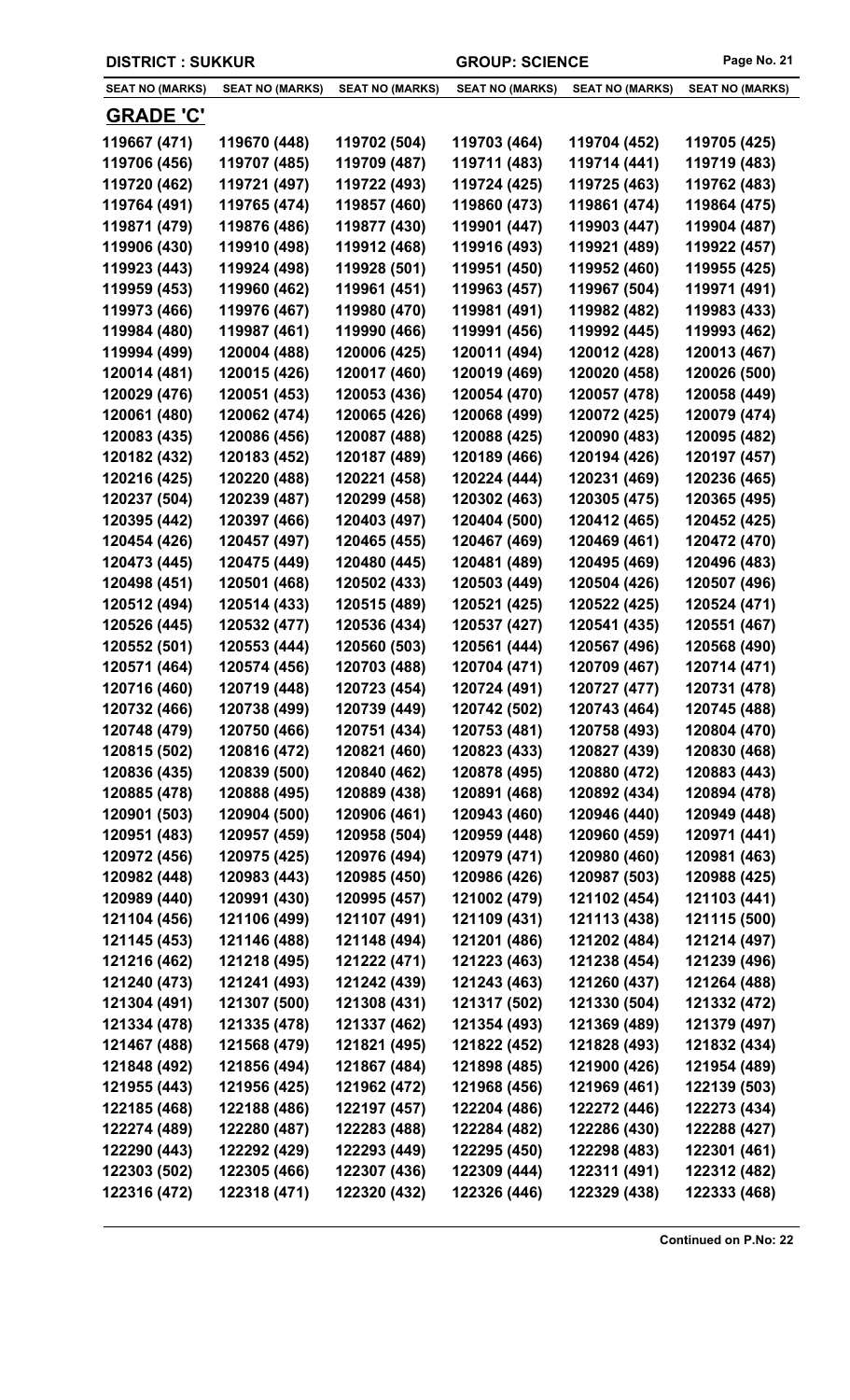**DISTRICT : SUKKUR** **GROUP: SCIENCE**

| SEAT NO (MARKS) | SEAT NO (MARKS) | SEAT NO (MARKS) | SEAT NO (MARKS) | SEAT NO (MARKS) | SEAT NO (MARKS) |
|---|---|---|---|---|---|
| **GRADE 'C'** | | | | | |
| 119667 (471) | 119670 (448) | 119702 (504) | 119703 (464) | 119704 (452) | 119705 (425) |
| 119706 (456) | 119707 (485) | 119709 (487) | 119711 (483) | 119714 (441) | 119719 (483) |
| 119720 (462) | 119721 (497) | 119722 (493) | 119724 (425) | 119725 (463) | 119762 (483) |
| 119764 (491) | 119765 (474) | 119857 (460) | 119860 (473) | 119861 (474) | 119864 (475) |
| 119871 (479) | 119876 (486) | 119877 (430) | 119901 (447) | 119903 (447) | 119904 (487) |
| 119906 (430) | 119910 (498) | 119912 (468) | 119916 (493) | 119921 (489) | 119922 (457) |
| 119923 (443) | 119924 (498) | 119928 (501) | 119951 (450) | 119952 (460) | 119955 (425) |
| 119959 (453) | 119960 (462) | 119961 (451) | 119963 (457) | 119967 (504) | 119971 (491) |
| 119973 (466) | 119976 (467) | 119980 (470) | 119981 (491) | 119982 (482) | 119983 (433) |
| 119984 (480) | 119987 (461) | 119990 (466) | 119991 (456) | 119992 (445) | 119993 (462) |
| 119994 (499) | 120004 (488) | 120006 (425) | 120011 (494) | 120012 (428) | 120013 (467) |
| 120014 (481) | 120015 (426) | 120017 (460) | 120019 (469) | 120020 (458) | 120026 (500) |
| 120029 (476) | 120051 (453) | 120053 (436) | 120054 (470) | 120057 (478) | 120058 (449) |
| 120061 (480) | 120062 (474) | 120065 (426) | 120068 (499) | 120072 (425) | 120079 (474) |
| 120083 (435) | 120086 (456) | 120087 (488) | 120088 (425) | 120090 (483) | 120095 (482) |
| 120182 (432) | 120183 (452) | 120187 (489) | 120189 (466) | 120194 (426) | 120197 (457) |
| 120216 (425) | 120220 (488) | 120221 (458) | 120224 (444) | 120231 (469) | 120236 (465) |
| 120237 (504) | 120239 (487) | 120299 (458) | 120302 (463) | 120305 (475) | 120365 (495) |
| 120395 (442) | 120397 (466) | 120403 (497) | 120404 (500) | 120412 (465) | 120452 (425) |
| 120454 (426) | 120457 (497) | 120465 (455) | 120467 (469) | 120469 (461) | 120472 (470) |
| 120473 (445) | 120475 (449) | 120480 (445) | 120481 (489) | 120495 (469) | 120496 (483) |
| 120498 (451) | 120501 (468) | 120502 (433) | 120503 (449) | 120504 (426) | 120507 (496) |
| 120512 (494) | 120514 (433) | 120515 (489) | 120521 (425) | 120522 (425) | 120524 (471) |
| 120526 (445) | 120532 (477) | 120536 (434) | 120537 (427) | 120541 (435) | 120551 (467) |
| 120552 (501) | 120553 (444) | 120560 (503) | 120561 (444) | 120567 (496) | 120568 (490) |
| 120571 (464) | 120574 (456) | 120703 (488) | 120704 (471) | 120709 (467) | 120714 (471) |
| 120716 (460) | 120719 (448) | 120723 (454) | 120724 (491) | 120727 (477) | 120731 (478) |
| 120732 (466) | 120738 (499) | 120739 (449) | 120742 (502) | 120743 (464) | 120745 (488) |
| 120748 (479) | 120750 (466) | 120751 (434) | 120753 (481) | 120758 (493) | 120804 (470) |
| 120815 (502) | 120816 (472) | 120821 (460) | 120823 (433) | 120827 (439) | 120830 (468) |
| 120836 (435) | 120839 (500) | 120840 (462) | 120878 (495) | 120880 (472) | 120883 (443) |
| 120885 (478) | 120888 (495) | 120889 (438) | 120891 (468) | 120892 (434) | 120894 (478) |
| 120901 (503) | 120904 (500) | 120906 (461) | 120943 (460) | 120946 (440) | 120949 (448) |
| 120951 (483) | 120957 (459) | 120958 (504) | 120959 (448) | 120960 (459) | 120971 (441) |
| 120972 (456) | 120975 (425) | 120976 (494) | 120979 (471) | 120980 (460) | 120981 (463) |
| 120982 (448) | 120983 (443) | 120985 (450) | 120986 (426) | 120987 (503) | 120988 (425) |
| 120989 (440) | 120991 (430) | 120995 (457) | 121002 (479) | 121102 (454) | 121103 (441) |
| 121104 (456) | 121106 (499) | 121107 (491) | 121109 (431) | 121113 (438) | 121115 (500) |
| 121145 (453) | 121146 (488) | 121148 (494) | 121201 (486) | 121202 (484) | 121214 (497) |
| 121216 (462) | 121218 (495) | 121222 (471) | 121223 (463) | 121238 (454) | 121239 (496) |
| 121240 (473) | 121241 (493) | 121242 (439) | 121243 (463) | 121260 (437) | 121264 (488) |
| 121304 (491) | 121307 (500) | 121308 (431) | 121317 (502) | 121330 (504) | 121332 (472) |
| 121334 (478) | 121335 (478) | 121337 (462) | 121354 (493) | 121369 (489) | 121379 (497) |
| 121467 (488) | 121568 (479) | 121821 (495) | 121822 (452) | 121828 (493) | 121832 (434) |
| 121848 (492) | 121856 (494) | 121867 (484) | 121898 (485) | 121900 (426) | 121954 (489) |
| 121955 (443) | 121956 (425) | 121962 (472) | 121968 (456) | 121969 (461) | 122139 (503) |
| 122185 (468) | 122188 (486) | 122197 (457) | 122204 (486) | 122272 (446) | 122273 (434) |
| 122274 (489) | 122280 (487) | 122283 (488) | 122284 (482) | 122286 (430) | 122288 (427) |
| 122290 (443) | 122292 (429) | 122293 (449) | 122295 (450) | 122298 (483) | 122301 (461) |
| 122303 (502) | 122305 (466) | 122307 (436) | 122309 (444) | 122311 (491) | 122312 (482) |
| 122316 (472) | 122318 (471) | 122320 (432) | 122326 (446) | 122329 (438) | 122333 (468) |

**Continued on P.No: 22**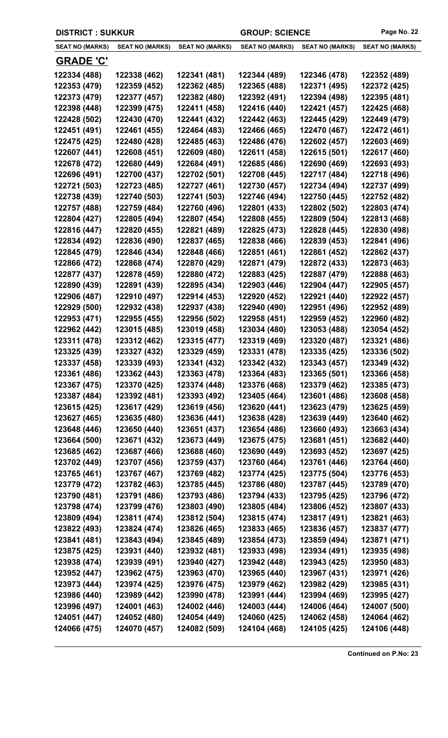**DISTRICT : SUKKUR** | **GROUP: SCIENCE**

| SEAT NO (MARKS) | SEAT NO (MARKS) | SEAT NO (MARKS) | SEAT NO (MARKS) | SEAT NO (MARKS) | SEAT NO (MARKS) |
|---|---|---|---|---|---|
| **GRADE 'C'** | | | | | |
| 122334 (488) | 122338 (462) | 122341 (481) | 122344 (489) | 122346 (478) | 122352 (489) |
| 122353 (479) | 122359 (452) | 122362 (485) | 122365 (488) | 122371 (495) | 122372 (425) |
| 122373 (479) | 122377 (457) | 122382 (480) | 122392 (491) | 122394 (498) | 122395 (481) |
| 122398 (448) | 122399 (475) | 122411 (458) | 122416 (440) | 122421 (457) | 122425 (468) |
| 122428 (502) | 122430 (470) | 122441 (432) | 122442 (463) | 122445 (429) | 122449 (479) |
| 122451 (491) | 122461 (455) | 122464 (483) | 122466 (465) | 122470 (467) | 122472 (461) |
| 122475 (425) | 122480 (428) | 122485 (463) | 122486 (476) | 122602 (457) | 122603 (469) |
| 122607 (441) | 122608 (451) | 122609 (480) | 122611 (458) | 122615 (501) | 122617 (460) |
| 122678 (472) | 122680 (449) | 122684 (491) | 122685 (486) | 122690 (469) | 122693 (493) |
| 122696 (491) | 122700 (437) | 122702 (501) | 122708 (445) | 122717 (484) | 122718 (496) |
| 122721 (503) | 122723 (485) | 122727 (461) | 122730 (457) | 122734 (494) | 122737 (499) |
| 122738 (439) | 122740 (503) | 122741 (503) | 122746 (494) | 122750 (445) | 122752 (482) |
| 122757 (488) | 122759 (484) | 122760 (496) | 122801 (433) | 122802 (502) | 122803 (474) |
| 122804 (427) | 122805 (494) | 122807 (454) | 122808 (455) | 122809 (504) | 122813 (468) |
| 122816 (447) | 122820 (455) | 122821 (489) | 122825 (473) | 122828 (445) | 122830 (498) |
| 122834 (492) | 122836 (490) | 122837 (465) | 122838 (466) | 122839 (453) | 122841 (496) |
| 122845 (479) | 122846 (434) | 122848 (466) | 122851 (461) | 122861 (452) | 122862 (437) |
| 122866 (472) | 122868 (474) | 122870 (429) | 122871 (479) | 122872 (433) | 122873 (463) |
| 122877 (437) | 122878 (459) | 122880 (472) | 122883 (425) | 122887 (479) | 122888 (463) |
| 122890 (439) | 122891 (439) | 122895 (434) | 122903 (446) | 122904 (447) | 122905 (457) |
| 122906 (487) | 122910 (497) | 122914 (453) | 122920 (452) | 122921 (440) | 122922 (457) |
| 122929 (500) | 122932 (438) | 122937 (438) | 122940 (490) | 122951 (496) | 122952 (489) |
| 122953 (471) | 122955 (455) | 122956 (502) | 122958 (451) | 122959 (452) | 122960 (482) |
| 122962 (442) | 123015 (485) | 123019 (458) | 123034 (480) | 123053 (488) | 123054 (452) |
| 123311 (478) | 123312 (462) | 123315 (477) | 123319 (469) | 123320 (487) | 123321 (486) |
| 123325 (439) | 123327 (432) | 123329 (459) | 123331 (478) | 123335 (425) | 123336 (502) |
| 123337 (458) | 123339 (493) | 123341 (432) | 123342 (432) | 123343 (457) | 123349 (432) |
| 123361 (486) | 123362 (443) | 123363 (478) | 123364 (483) | 123365 (501) | 123366 (458) |
| 123367 (475) | 123370 (425) | 123374 (448) | 123376 (468) | 123379 (462) | 123385 (473) |
| 123387 (484) | 123392 (481) | 123393 (492) | 123405 (464) | 123601 (486) | 123608 (458) |
| 123615 (425) | 123617 (429) | 123619 (456) | 123620 (441) | 123623 (479) | 123625 (459) |
| 123627 (465) | 123635 (480) | 123636 (441) | 123638 (428) | 123639 (449) | 123640 (462) |
| 123648 (446) | 123650 (440) | 123651 (437) | 123654 (486) | 123660 (493) | 123663 (434) |
| 123664 (500) | 123671 (432) | 123673 (449) | 123675 (475) | 123681 (451) | 123682 (440) |
| 123685 (462) | 123687 (466) | 123688 (460) | 123690 (449) | 123693 (452) | 123697 (425) |
| 123702 (449) | 123707 (456) | 123759 (437) | 123760 (464) | 123761 (446) | 123764 (460) |
| 123765 (461) | 123767 (467) | 123769 (482) | 123774 (425) | 123775 (504) | 123776 (453) |
| 123779 (472) | 123782 (463) | 123785 (445) | 123786 (480) | 123787 (445) | 123789 (470) |
| 123790 (481) | 123791 (486) | 123793 (486) | 123794 (433) | 123795 (425) | 123796 (472) |
| 123798 (474) | 123799 (476) | 123803 (490) | 123805 (484) | 123806 (452) | 123807 (433) |
| 123809 (494) | 123811 (474) | 123812 (504) | 123815 (474) | 123817 (491) | 123821 (463) |
| 123822 (493) | 123824 (474) | 123826 (465) | 123833 (465) | 123836 (457) | 123837 (477) |
| 123841 (481) | 123843 (494) | 123845 (489) | 123854 (473) | 123859 (494) | 123871 (471) |
| 123875 (425) | 123931 (440) | 123932 (481) | 123933 (498) | 123934 (491) | 123935 (498) |
| 123938 (474) | 123939 (491) | 123940 (427) | 123942 (448) | 123943 (425) | 123950 (483) |
| 123952 (447) | 123962 (475) | 123963 (470) | 123965 (440) | 123967 (431) | 123971 (426) |
| 123973 (444) | 123974 (425) | 123976 (475) | 123979 (462) | 123982 (429) | 123985 (431) |
| 123986 (440) | 123989 (442) | 123990 (478) | 123991 (444) | 123994 (469) | 123995 (427) |
| 123996 (497) | 124001 (463) | 124002 (446) | 124003 (444) | 124006 (464) | 124007 (500) |
| 124051 (447) | 124052 (480) | 124054 (449) | 124060 (425) | 124062 (458) | 124064 (462) |
| 124066 (475) | 124070 (457) | 124082 (509) | 124104 (468) | 124105 (425) | 124106 (448) |

**Continued on P.No: 23**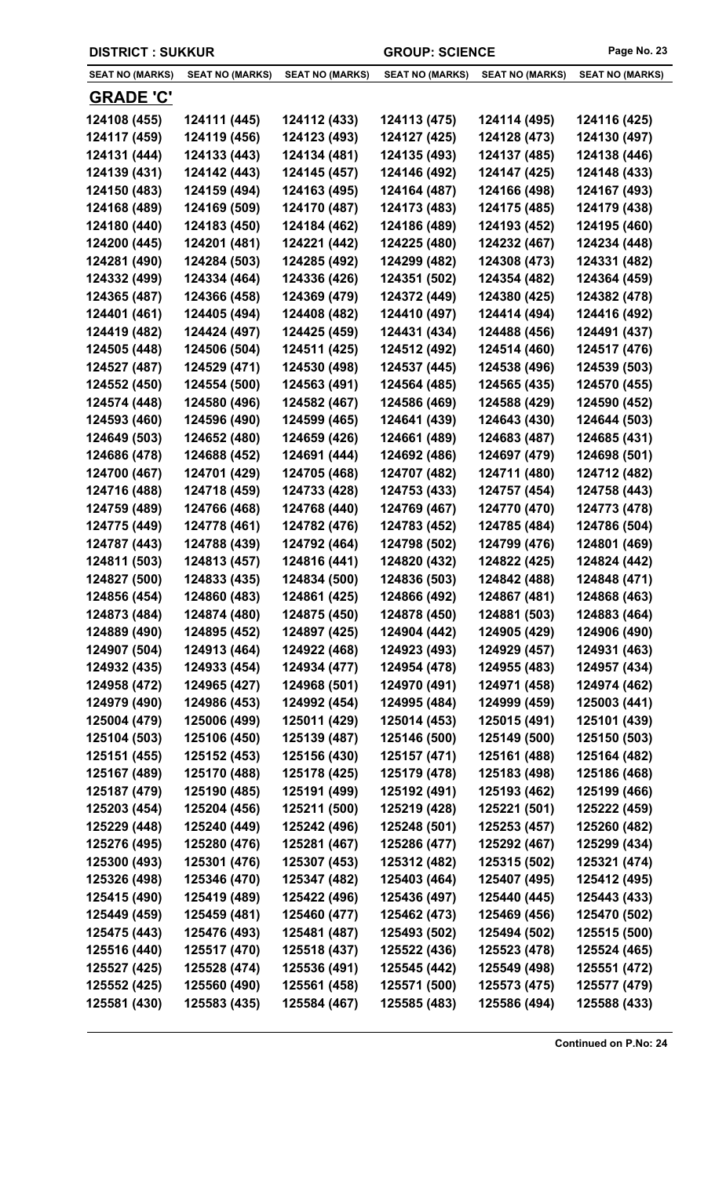| DISTRICT : SUKKUR | | | GROUP: SCIENCE | | |
|---|---|---|---|---|---|
| **SEAT NO (MARKS)** | **SEAT NO (MARKS)** | **SEAT NO (MARKS)** | **SEAT NO (MARKS)** | **SEAT NO (MARKS)** | **SEAT NO (MARKS)** |

## GRADE 'C'

| | | | | | |
|---|---|---|---|---|---|
| 124108 (455) | 124111 (445) | 124112 (433) | 124113 (475) | 124114 (495) | 124116 (425) |
| 124117 (459) | 124119 (456) | 124123 (493) | 124127 (425) | 124128 (473) | 124130 (497) |
| 124131 (444) | 124133 (443) | 124134 (481) | 124135 (493) | 124137 (485) | 124138 (446) |
| 124139 (431) | 124142 (443) | 124145 (457) | 124146 (492) | 124147 (425) | 124148 (433) |
| 124150 (483) | 124159 (494) | 124163 (495) | 124164 (487) | 124166 (498) | 124167 (493) |
| 124168 (489) | 124169 (509) | 124170 (487) | 124173 (483) | 124175 (485) | 124179 (438) |
| 124180 (440) | 124183 (450) | 124184 (462) | 124186 (489) | 124193 (452) | 124195 (460) |
| 124200 (445) | 124201 (481) | 124221 (442) | 124225 (480) | 124232 (467) | 124234 (448) |
| 124281 (490) | 124284 (503) | 124285 (492) | 124299 (482) | 124308 (473) | 124331 (482) |
| 124332 (499) | 124334 (464) | 124336 (426) | 124351 (502) | 124354 (482) | 124364 (459) |
| 124365 (487) | 124366 (458) | 124369 (479) | 124372 (449) | 124380 (425) | 124382 (478) |
| 124401 (461) | 124405 (494) | 124408 (482) | 124410 (497) | 124414 (494) | 124416 (492) |
| 124419 (482) | 124424 (497) | 124425 (459) | 124431 (434) | 124488 (456) | 124491 (437) |
| 124505 (448) | 124506 (504) | 124511 (425) | 124512 (492) | 124514 (460) | 124517 (476) |
| 124527 (487) | 124529 (471) | 124530 (498) | 124537 (445) | 124538 (496) | 124539 (503) |
| 124552 (450) | 124554 (500) | 124563 (491) | 124564 (485) | 124565 (435) | 124570 (455) |
| 124574 (448) | 124580 (496) | 124582 (467) | 124586 (469) | 124588 (429) | 124590 (452) |
| 124593 (460) | 124596 (490) | 124599 (465) | 124641 (439) | 124643 (430) | 124644 (503) |
| 124649 (503) | 124652 (480) | 124659 (426) | 124661 (489) | 124683 (487) | 124685 (431) |
| 124686 (478) | 124688 (452) | 124691 (444) | 124692 (486) | 124697 (479) | 124698 (501) |
| 124700 (467) | 124701 (429) | 124705 (468) | 124707 (482) | 124711 (480) | 124712 (482) |
| 124716 (488) | 124718 (459) | 124733 (428) | 124753 (433) | 124757 (454) | 124758 (443) |
| 124759 (489) | 124766 (468) | 124768 (440) | 124769 (467) | 124770 (470) | 124773 (478) |
| 124775 (449) | 124778 (461) | 124782 (476) | 124783 (452) | 124785 (484) | 124786 (504) |
| 124787 (443) | 124788 (439) | 124792 (464) | 124798 (502) | 124799 (476) | 124801 (469) |
| 124811 (503) | 124813 (457) | 124816 (441) | 124820 (432) | 124822 (425) | 124824 (442) |
| 124827 (500) | 124833 (435) | 124834 (500) | 124836 (503) | 124842 (488) | 124848 (471) |
| 124856 (454) | 124860 (483) | 124861 (425) | 124866 (492) | 124867 (481) | 124868 (463) |
| 124873 (484) | 124874 (480) | 124875 (450) | 124878 (450) | 124881 (503) | 124883 (464) |
| 124889 (490) | 124895 (452) | 124897 (425) | 124904 (442) | 124905 (429) | 124906 (490) |
| 124907 (504) | 124913 (464) | 124922 (468) | 124923 (493) | 124929 (457) | 124931 (463) |
| 124932 (435) | 124933 (454) | 124934 (477) | 124954 (478) | 124955 (483) | 124957 (434) |
| 124958 (472) | 124965 (427) | 124968 (501) | 124970 (491) | 124971 (458) | 124974 (462) |
| 124979 (490) | 124986 (453) | 124992 (454) | 124995 (484) | 124999 (459) | 125003 (441) |
| 125004 (479) | 125006 (499) | 125011 (429) | 125014 (453) | 125015 (491) | 125101 (439) |
| 125104 (503) | 125106 (450) | 125139 (487) | 125146 (500) | 125149 (500) | 125150 (503) |
| 125151 (455) | 125152 (453) | 125156 (430) | 125157 (471) | 125161 (488) | 125164 (482) |
| 125167 (489) | 125170 (488) | 125178 (425) | 125179 (478) | 125183 (498) | 125186 (468) |
| 125187 (479) | 125190 (485) | 125191 (499) | 125192 (491) | 125193 (462) | 125199 (466) |
| 125203 (454) | 125204 (456) | 125211 (500) | 125219 (428) | 125221 (501) | 125222 (459) |
| 125229 (448) | 125240 (449) | 125242 (496) | 125248 (501) | 125253 (457) | 125260 (482) |
| 125276 (495) | 125280 (476) | 125281 (467) | 125286 (477) | 125292 (467) | 125299 (434) |
| 125300 (493) | 125301 (476) | 125307 (453) | 125312 (482) | 125315 (502) | 125321 (474) |
| 125326 (498) | 125346 (470) | 125347 (482) | 125403 (464) | 125407 (495) | 125412 (495) |
| 125415 (490) | 125419 (489) | 125422 (496) | 125436 (497) | 125440 (445) | 125443 (433) |
| 125449 (459) | 125459 (481) | 125460 (477) | 125462 (473) | 125469 (456) | 125470 (502) |
| 125475 (443) | 125476 (493) | 125481 (487) | 125493 (502) | 125494 (502) | 125515 (500) |
| 125516 (440) | 125517 (470) | 125518 (437) | 125522 (436) | 125523 (478) | 125524 (465) |
| 125527 (425) | 125528 (474) | 125536 (491) | 125545 (442) | 125549 (498) | 125551 (472) |
| 125552 (425) | 125560 (490) | 125561 (458) | 125571 (500) | 125573 (475) | 125577 (479) |
| 125581 (430) | 125583 (435) | 125584 (467) | 125585 (483) | 125586 (494) | 125588 (433) |

**Continued on P.No: 24**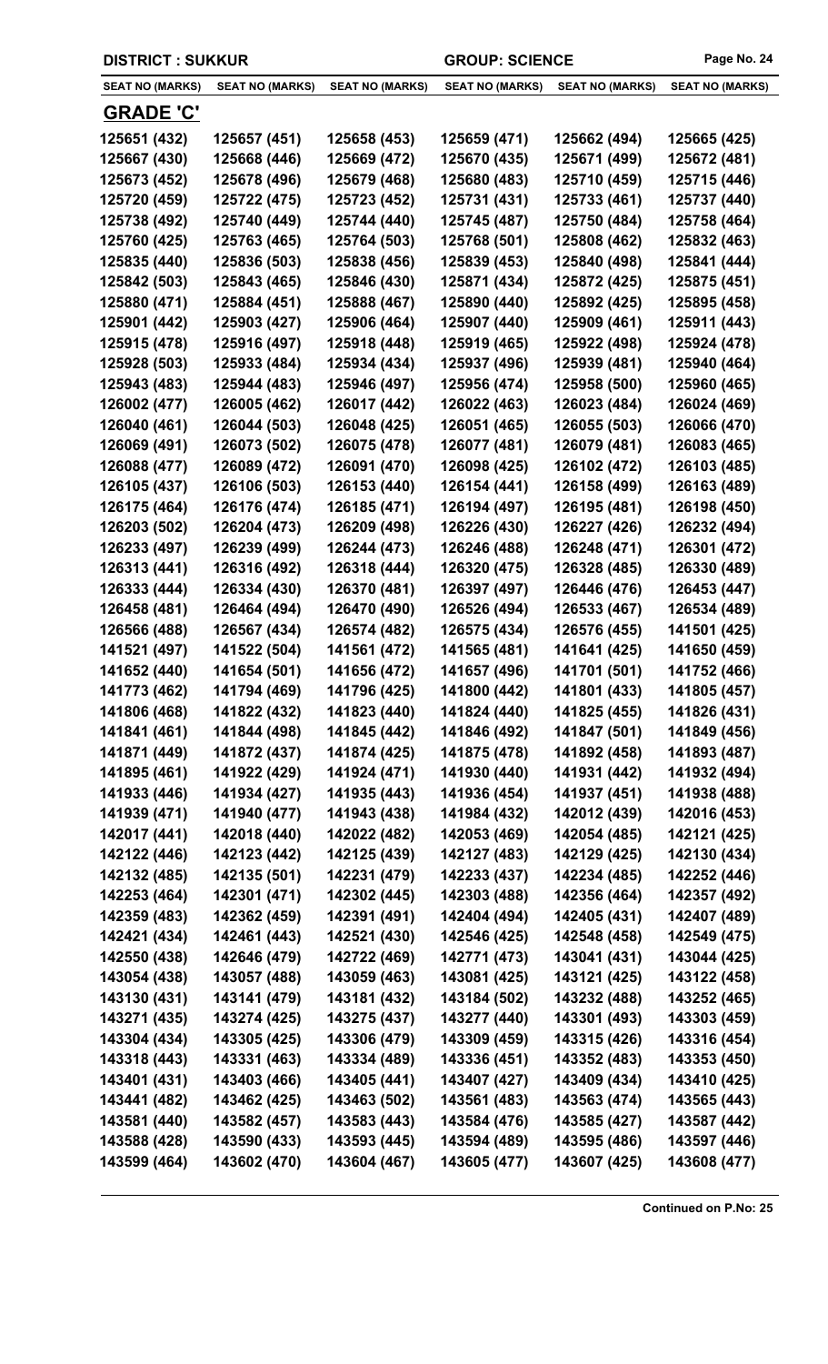**DISTRICT : SUKKUR** | **GROUP: SCIENCE**

| SEAT NO (MARKS) | SEAT NO (MARKS) | SEAT NO (MARKS) | SEAT NO (MARKS) | SEAT NO (MARKS) | SEAT NO (MARKS) |
|---|---|---|---|---|---|
| **GRADE 'C'** | | | | | |
| 125651 (432) | 125657 (451) | 125658 (453) | 125659 (471) | 125662 (494) | 125665 (425) |
| 125667 (430) | 125668 (446) | 125669 (472) | 125670 (435) | 125671 (499) | 125672 (481) |
| 125673 (452) | 125678 (496) | 125679 (468) | 125680 (483) | 125710 (459) | 125715 (446) |
| 125720 (459) | 125722 (475) | 125723 (452) | 125731 (431) | 125733 (461) | 125737 (440) |
| 125738 (492) | 125740 (449) | 125744 (440) | 125745 (487) | 125750 (484) | 125758 (464) |
| 125760 (425) | 125763 (465) | 125764 (503) | 125768 (501) | 125808 (462) | 125832 (463) |
| 125835 (440) | 125836 (503) | 125838 (456) | 125839 (453) | 125840 (498) | 125841 (444) |
| 125842 (503) | 125843 (465) | 125846 (430) | 125871 (434) | 125872 (425) | 125875 (451) |
| 125880 (471) | 125884 (451) | 125888 (467) | 125890 (440) | 125892 (425) | 125895 (458) |
| 125901 (442) | 125903 (427) | 125906 (464) | 125907 (440) | 125909 (461) | 125911 (443) |
| 125915 (478) | 125916 (497) | 125918 (448) | 125919 (465) | 125922 (498) | 125924 (478) |
| 125928 (503) | 125933 (484) | 125934 (434) | 125937 (496) | 125939 (481) | 125940 (464) |
| 125943 (483) | 125944 (483) | 125946 (497) | 125956 (474) | 125958 (500) | 125960 (465) |
| 126002 (477) | 126005 (462) | 126017 (442) | 126022 (463) | 126023 (484) | 126024 (469) |
| 126040 (461) | 126044 (503) | 126048 (425) | 126051 (465) | 126055 (503) | 126066 (470) |
| 126069 (491) | 126073 (502) | 126075 (478) | 126077 (481) | 126079 (481) | 126083 (465) |
| 126088 (477) | 126089 (472) | 126091 (470) | 126098 (425) | 126102 (472) | 126103 (485) |
| 126105 (437) | 126106 (503) | 126153 (440) | 126154 (441) | 126158 (499) | 126163 (489) |
| 126175 (464) | 126176 (474) | 126185 (471) | 126194 (497) | 126195 (481) | 126198 (450) |
| 126203 (502) | 126204 (473) | 126209 (498) | 126226 (430) | 126227 (426) | 126232 (494) |
| 126233 (497) | 126239 (499) | 126244 (473) | 126246 (488) | 126248 (471) | 126301 (472) |
| 126313 (441) | 126316 (492) | 126318 (444) | 126320 (475) | 126328 (485) | 126330 (489) |
| 126333 (444) | 126334 (430) | 126370 (481) | 126397 (497) | 126446 (476) | 126453 (447) |
| 126458 (481) | 126464 (494) | 126470 (490) | 126526 (494) | 126533 (467) | 126534 (489) |
| 126566 (488) | 126567 (434) | 126574 (482) | 126575 (434) | 126576 (455) | 141501 (425) |
| 141521 (497) | 141522 (504) | 141561 (472) | 141565 (481) | 141641 (425) | 141650 (459) |
| 141652 (440) | 141654 (501) | 141656 (472) | 141657 (496) | 141701 (501) | 141752 (466) |
| 141773 (462) | 141794 (469) | 141796 (425) | 141800 (442) | 141801 (433) | 141805 (457) |
| 141806 (468) | 141822 (432) | 141823 (440) | 141824 (440) | 141825 (455) | 141826 (431) |
| 141841 (461) | 141844 (498) | 141845 (442) | 141846 (492) | 141847 (501) | 141849 (456) |
| 141871 (449) | 141872 (437) | 141874 (425) | 141875 (478) | 141892 (458) | 141893 (487) |
| 141895 (461) | 141922 (429) | 141924 (471) | 141930 (440) | 141931 (442) | 141932 (494) |
| 141933 (446) | 141934 (427) | 141935 (443) | 141936 (454) | 141937 (451) | 141938 (488) |
| 141939 (471) | 141940 (477) | 141943 (438) | 141984 (432) | 142012 (439) | 142016 (453) |
| 142017 (441) | 142018 (440) | 142022 (482) | 142053 (469) | 142054 (485) | 142121 (425) |
| 142122 (446) | 142123 (442) | 142125 (439) | 142127 (483) | 142129 (425) | 142130 (434) |
| 142132 (485) | 142135 (501) | 142231 (479) | 142233 (437) | 142234 (485) | 142252 (446) |
| 142253 (464) | 142301 (471) | 142302 (445) | 142303 (488) | 142356 (464) | 142357 (492) |
| 142359 (483) | 142362 (459) | 142391 (491) | 142404 (494) | 142405 (431) | 142407 (489) |
| 142421 (434) | 142461 (443) | 142521 (430) | 142546 (425) | 142548 (458) | 142549 (475) |
| 142550 (438) | 142646 (479) | 142722 (469) | 142771 (473) | 143041 (431) | 143044 (425) |
| 143054 (438) | 143057 (488) | 143059 (463) | 143081 (425) | 143121 (425) | 143122 (458) |
| 143130 (431) | 143141 (479) | 143181 (432) | 143184 (502) | 143232 (488) | 143252 (465) |
| 143271 (435) | 143274 (425) | 143275 (437) | 143277 (440) | 143301 (493) | 143303 (459) |
| 143304 (434) | 143305 (425) | 143306 (479) | 143309 (459) | 143315 (426) | 143316 (454) |
| 143318 (443) | 143331 (463) | 143334 (489) | 143336 (451) | 143352 (483) | 143353 (450) |
| 143401 (431) | 143403 (466) | 143405 (441) | 143407 (427) | 143409 (434) | 143410 (425) |
| 143441 (482) | 143462 (425) | 143463 (502) | 143561 (483) | 143563 (474) | 143565 (443) |
| 143581 (440) | 143582 (457) | 143583 (443) | 143584 (476) | 143585 (427) | 143587 (442) |
| 143588 (428) | 143590 (433) | 143593 (445) | 143594 (489) | 143595 (486) | 143597 (446) |
| 143599 (464) | 143602 (470) | 143604 (467) | 143605 (477) | 143607 (425) | 143608 (477) |

**Continued on P.No: 25**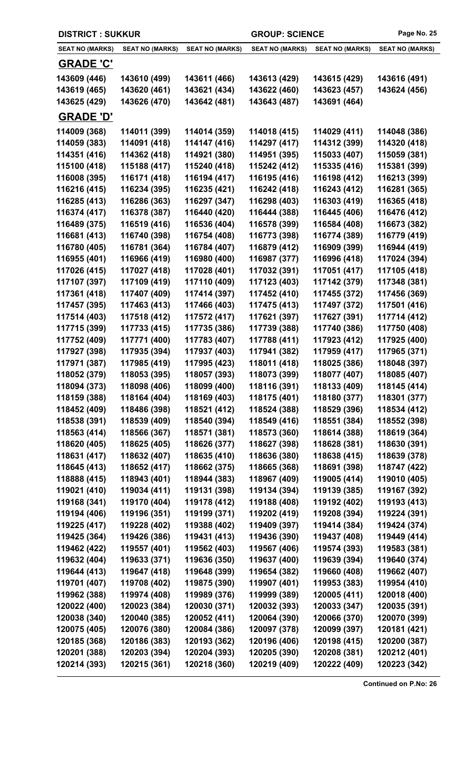**DISTRICT : SUKKUR** | **GROUP: SCIENCE**

| SEAT NO (MARKS) | SEAT NO (MARKS) | SEAT NO (MARKS) | SEAT NO (MARKS) | SEAT NO (MARKS) | SEAT NO (MARKS) |
|---|---|---|---|---|---|

## GRADE 'C'

| | | | | | |
|---|---|---|---|---|---|
| 143609 (446) | 143610 (499) | 143611 (466) | 143613 (429) | 143615 (429) | 143616 (491) |
| 143619 (465) | 143620 (461) | 143621 (434) | 143622 (460) | 143623 (457) | 143624 (456) |
| 143625 (429) | 143626 (470) | 143642 (481) | 143643 (487) | 143691 (464) | |

## GRADE 'D'

| | | | | | |
|---|---|---|---|---|---|
| 114009 (368) | 114011 (399) | 114014 (359) | 114018 (415) | 114029 (411) | 114048 (386) |
| 114059 (383) | 114091 (418) | 114147 (416) | 114297 (417) | 114312 (399) | 114320 (418) |
| 114351 (416) | 114362 (418) | 114921 (380) | 114951 (395) | 115033 (407) | 115059 (381) |
| 115100 (418) | 115188 (417) | 115240 (418) | 115242 (412) | 115335 (416) | 115381 (399) |
| 116008 (395) | 116171 (418) | 116194 (417) | 116195 (416) | 116198 (412) | 116213 (399) |
| 116216 (415) | 116234 (395) | 116235 (421) | 116242 (418) | 116243 (412) | 116281 (365) |
| 116285 (413) | 116286 (363) | 116297 (347) | 116298 (403) | 116303 (419) | 116365 (418) |
| 116374 (417) | 116378 (387) | 116440 (420) | 116444 (388) | 116445 (406) | 116476 (412) |
| 116489 (375) | 116519 (416) | 116536 (404) | 116578 (399) | 116584 (408) | 116673 (382) |
| 116681 (413) | 116740 (398) | 116754 (408) | 116773 (398) | 116774 (389) | 116779 (419) |
| 116780 (405) | 116781 (364) | 116784 (407) | 116879 (412) | 116909 (399) | 116944 (419) |
| 116955 (401) | 116966 (419) | 116980 (400) | 116987 (377) | 116996 (418) | 117024 (394) |
| 117026 (415) | 117027 (418) | 117028 (401) | 117032 (391) | 117051 (417) | 117105 (418) |
| 117107 (397) | 117109 (419) | 117110 (409) | 117123 (403) | 117142 (379) | 117348 (381) |
| 117361 (418) | 117407 (409) | 117414 (397) | 117452 (410) | 117455 (372) | 117456 (369) |
| 117457 (395) | 117463 (413) | 117466 (403) | 117475 (413) | 117497 (372) | 117501 (416) |
| 117514 (403) | 117518 (412) | 117572 (417) | 117621 (397) | 117627 (391) | 117714 (412) |
| 117715 (399) | 117733 (415) | 117735 (386) | 117739 (388) | 117740 (386) | 117750 (408) |
| 117752 (409) | 117771 (400) | 117783 (407) | 117788 (411) | 117923 (412) | 117925 (400) |
| 117927 (398) | 117935 (394) | 117937 (403) | 117941 (382) | 117959 (417) | 117965 (371) |
| 117971 (387) | 117985 (419) | 117995 (423) | 118011 (418) | 118025 (386) | 118048 (397) |
| 118052 (379) | 118053 (395) | 118057 (393) | 118073 (399) | 118077 (407) | 118085 (407) |
| 118094 (373) | 118098 (406) | 118099 (400) | 118116 (391) | 118133 (409) | 118145 (414) |
| 118159 (388) | 118164 (404) | 118169 (403) | 118175 (401) | 118180 (377) | 118301 (377) |
| 118452 (409) | 118486 (398) | 118521 (412) | 118524 (388) | 118529 (396) | 118534 (412) |
| 118538 (391) | 118539 (409) | 118540 (394) | 118549 (416) | 118551 (384) | 118552 (398) |
| 118563 (414) | 118566 (367) | 118571 (381) | 118573 (360) | 118614 (388) | 118619 (364) |
| 118620 (405) | 118625 (405) | 118626 (377) | 118627 (398) | 118628 (381) | 118630 (391) |
| 118631 (417) | 118632 (407) | 118635 (410) | 118636 (380) | 118638 (415) | 118639 (378) |
| 118645 (413) | 118652 (417) | 118662 (375) | 118665 (368) | 118691 (398) | 118747 (422) |
| 118888 (415) | 118943 (401) | 118944 (383) | 118967 (409) | 119005 (414) | 119010 (405) |
| 119021 (410) | 119034 (411) | 119131 (398) | 119134 (394) | 119139 (385) | 119167 (392) |
| 119168 (341) | 119170 (404) | 119178 (412) | 119188 (408) | 119192 (402) | 119193 (413) |
| 119194 (406) | 119196 (351) | 119199 (371) | 119202 (419) | 119208 (394) | 119224 (391) |
| 119225 (417) | 119228 (402) | 119388 (402) | 119409 (397) | 119414 (384) | 119424 (374) |
| 119425 (364) | 119426 (386) | 119431 (413) | 119436 (390) | 119437 (408) | 119449 (414) |
| 119462 (422) | 119557 (401) | 119562 (403) | 119567 (406) | 119574 (393) | 119583 (381) |
| 119632 (404) | 119633 (371) | 119636 (350) | 119637 (400) | 119639 (394) | 119640 (374) |
| 119644 (413) | 119647 (418) | 119648 (399) | 119654 (382) | 119660 (408) | 119662 (407) |
| 119701 (407) | 119708 (402) | 119875 (390) | 119907 (401) | 119953 (383) | 119954 (410) |
| 119962 (388) | 119974 (408) | 119989 (376) | 119999 (389) | 120005 (411) | 120018 (400) |
| 120022 (400) | 120023 (384) | 120030 (371) | 120032 (393) | 120033 (347) | 120035 (391) |
| 120038 (340) | 120040 (385) | 120052 (411) | 120064 (390) | 120066 (370) | 120070 (399) |
| 120075 (405) | 120076 (380) | 120084 (386) | 120097 (378) | 120099 (397) | 120181 (421) |
| 120185 (368) | 120186 (383) | 120193 (362) | 120196 (406) | 120198 (415) | 120200 (387) |
| 120201 (388) | 120203 (394) | 120204 (393) | 120205 (390) | 120208 (381) | 120212 (401) |
| 120214 (393) | 120215 (361) | 120218 (360) | 120219 (409) | 120222 (409) | 120223 (342) |

**Continued on P.No: 26**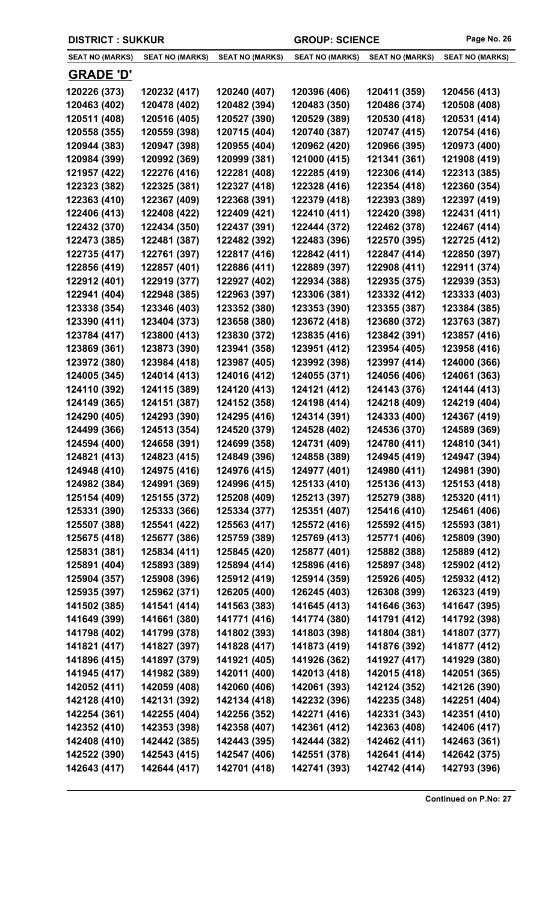DISTRICT : SUKKUR | GROUP: SCIENCE

| SEAT NO (MARKS) | SEAT NO (MARKS) | SEAT NO (MARKS) | SEAT NO (MARKS) | SEAT NO (MARKS) | SEAT NO (MARKS) |
|---|---|---|---|---|---|

## GRADE 'D'

| SEAT NO (MARKS) | SEAT NO (MARKS) | SEAT NO (MARKS) | SEAT NO (MARKS) | SEAT NO (MARKS) | SEAT NO (MARKS) |
|---|---|---|---|---|---|
| 120226 (373) | 120232 (417) | 120240 (407) | 120396 (406) | 120411 (359) | 120456 (413) |
| 120463 (402) | 120478 (402) | 120482 (394) | 120483 (350) | 120486 (374) | 120508 (408) |
| 120511 (408) | 120516 (405) | 120527 (390) | 120529 (389) | 120530 (418) | 120531 (414) |
| 120558 (355) | 120559 (398) | 120715 (404) | 120740 (387) | 120747 (415) | 120754 (416) |
| 120944 (383) | 120947 (398) | 120955 (404) | 120962 (420) | 120966 (395) | 120973 (400) |
| 120984 (399) | 120992 (369) | 120999 (381) | 121000 (415) | 121341 (361) | 121908 (419) |
| 121957 (422) | 122276 (416) | 122281 (408) | 122285 (419) | 122306 (414) | 122313 (385) |
| 122323 (382) | 122325 (381) | 122327 (418) | 122328 (416) | 122354 (418) | 122360 (354) |
| 122363 (410) | 122367 (409) | 122368 (391) | 122379 (418) | 122393 (389) | 122397 (419) |
| 122406 (413) | 122408 (422) | 122409 (421) | 122410 (411) | 122420 (398) | 122431 (411) |
| 122432 (370) | 122434 (350) | 122437 (391) | 122444 (372) | 122462 (378) | 122467 (414) |
| 122473 (385) | 122481 (387) | 122482 (392) | 122483 (396) | 122570 (395) | 122725 (412) |
| 122735 (417) | 122761 (397) | 122817 (416) | 122842 (411) | 122847 (414) | 122850 (397) |
| 122856 (419) | 122857 (401) | 122886 (411) | 122889 (397) | 122908 (411) | 122911 (374) |
| 122912 (401) | 122919 (377) | 122927 (402) | 122934 (388) | 122935 (375) | 122939 (353) |
| 122941 (404) | 122948 (385) | 122963 (397) | 123306 (381) | 123332 (412) | 123333 (403) |
| 123338 (354) | 123346 (403) | 123352 (380) | 123353 (390) | 123355 (387) | 123384 (385) |
| 123390 (411) | 123404 (373) | 123658 (380) | 123672 (418) | 123680 (372) | 123763 (387) |
| 123784 (417) | 123800 (413) | 123830 (372) | 123835 (416) | 123842 (391) | 123857 (416) |
| 123869 (361) | 123873 (390) | 123941 (358) | 123951 (412) | 123954 (405) | 123958 (416) |
| 123972 (380) | 123984 (418) | 123987 (405) | 123992 (398) | 123997 (414) | 124000 (366) |
| 124005 (345) | 124014 (413) | 124016 (412) | 124055 (371) | 124056 (406) | 124061 (363) |
| 124110 (392) | 124115 (389) | 124120 (413) | 124121 (412) | 124143 (376) | 124144 (413) |
| 124149 (365) | 124151 (387) | 124152 (358) | 124198 (414) | 124218 (409) | 124219 (404) |
| 124290 (405) | 124293 (390) | 124295 (416) | 124314 (391) | 124333 (400) | 124367 (419) |
| 124499 (366) | 124513 (354) | 124520 (379) | 124528 (402) | 124536 (370) | 124589 (369) |
| 124594 (400) | 124658 (391) | 124699 (358) | 124731 (409) | 124780 (411) | 124810 (341) |
| 124821 (413) | 124823 (415) | 124849 (396) | 124858 (389) | 124945 (419) | 124947 (394) |
| 124948 (410) | 124975 (416) | 124976 (415) | 124977 (401) | 124980 (411) | 124981 (390) |
| 124982 (384) | 124991 (369) | 124996 (415) | 125133 (410) | 125136 (413) | 125153 (418) |
| 125154 (409) | 125155 (372) | 125208 (409) | 125213 (397) | 125279 (388) | 125320 (411) |
| 125331 (390) | 125333 (366) | 125334 (377) | 125351 (407) | 125416 (410) | 125461 (406) |
| 125507 (388) | 125541 (422) | 125563 (417) | 125572 (416) | 125592 (415) | 125593 (381) |
| 125675 (418) | 125677 (386) | 125759 (389) | 125769 (413) | 125771 (406) | 125809 (390) |
| 125831 (381) | 125834 (411) | 125845 (420) | 125877 (401) | 125882 (388) | 125889 (412) |
| 125891 (404) | 125893 (389) | 125894 (414) | 125896 (416) | 125897 (348) | 125902 (412) |
| 125904 (357) | 125908 (396) | 125912 (419) | 125914 (359) | 125926 (405) | 125932 (412) |
| 125935 (397) | 125962 (371) | 126205 (400) | 126245 (403) | 126308 (399) | 126323 (419) |
| 141502 (385) | 141541 (414) | 141563 (383) | 141645 (413) | 141646 (363) | 141647 (395) |
| 141649 (399) | 141661 (380) | 141771 (416) | 141774 (380) | 141791 (412) | 141792 (398) |
| 141798 (402) | 141799 (378) | 141802 (393) | 141803 (398) | 141804 (381) | 141807 (377) |
| 141821 (417) | 141827 (397) | 141828 (417) | 141873 (419) | 141876 (392) | 141877 (412) |
| 141896 (415) | 141897 (379) | 141921 (405) | 141926 (362) | 141927 (417) | 141929 (380) |
| 141945 (417) | 141982 (389) | 142011 (400) | 142013 (418) | 142015 (418) | 142051 (365) |
| 142052 (411) | 142059 (408) | 142060 (406) | 142061 (393) | 142124 (352) | 142126 (390) |
| 142128 (410) | 142131 (392) | 142134 (418) | 142232 (396) | 142235 (348) | 142251 (404) |
| 142254 (361) | 142255 (404) | 142256 (352) | 142271 (416) | 142331 (343) | 142351 (410) |
| 142352 (410) | 142353 (398) | 142358 (407) | 142361 (412) | 142363 (408) | 142406 (417) |
| 142408 (410) | 142442 (385) | 142443 (395) | 142444 (382) | 142462 (411) | 142463 (361) |
| 142522 (390) | 142543 (415) | 142547 (406) | 142551 (378) | 142641 (414) | 142642 (375) |
| 142643 (417) | 142644 (417) | 142701 (418) | 142741 (393) | 142742 (414) | 142793 (396) |

Continued on P.No: 27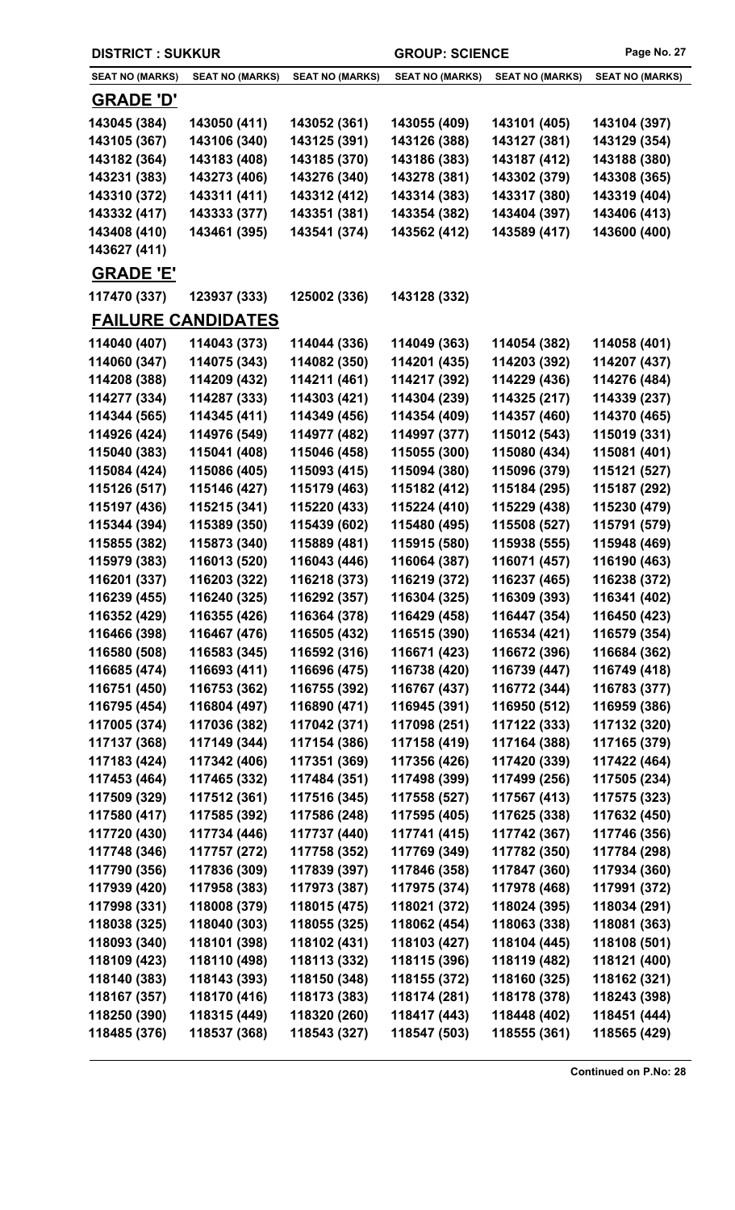DISTRICT : SUKKUR | GROUP: SCIENCE

| SEAT NO (MARKS) | SEAT NO (MARKS) | SEAT NO (MARKS) | SEAT NO (MARKS) | SEAT NO (MARKS) | SEAT NO (MARKS) |
|---|---|---|---|---|---|

## GRADE 'D'

| | | | | | |
|---|---|---|---|---|---|
| 143045 (384) | 143050 (411) | 143052 (361) | 143055 (409) | 143101 (405) | 143104 (397) |
| 143105 (367) | 143106 (340) | 143125 (391) | 143126 (388) | 143127 (381) | 143129 (354) |
| 143182 (364) | 143183 (408) | 143185 (370) | 143186 (383) | 143187 (412) | 143188 (380) |
| 143231 (383) | 143273 (406) | 143276 (340) | 143278 (381) | 143302 (379) | 143308 (365) |
| 143310 (372) | 143311 (411) | 143312 (412) | 143314 (383) | 143317 (380) | 143319 (404) |
| 143332 (417) | 143333 (377) | 143351 (381) | 143354 (382) | 143404 (397) | 143406 (413) |
| 143408 (410) | 143461 (395) | 143541 (374) | 143562 (412) | 143589 (417) | 143600 (400) |
| 143627 (411) | | | | | |

## GRADE 'E'

| | | | |
|---|---|---|---|
| 117470 (337) | 123937 (333) | 125002 (336) | 143128 (332) |

## FAILURE CANDIDATES

| | | | | | |
|---|---|---|---|---|---|
| 114040 (407) | 114043 (373) | 114044 (336) | 114049 (363) | 114054 (382) | 114058 (401) |
| 114060 (347) | 114075 (343) | 114082 (350) | 114201 (435) | 114203 (392) | 114207 (437) |
| 114208 (388) | 114209 (432) | 114211 (461) | 114217 (392) | 114229 (436) | 114276 (484) |
| 114277 (334) | 114287 (333) | 114303 (421) | 114304 (239) | 114325 (217) | 114339 (237) |
| 114344 (565) | 114345 (411) | 114349 (456) | 114354 (409) | 114357 (460) | 114370 (465) |
| 114926 (424) | 114976 (549) | 114977 (482) | 114997 (377) | 115012 (543) | 115019 (331) |
| 115040 (383) | 115041 (408) | 115046 (458) | 115055 (300) | 115080 (434) | 115081 (401) |
| 115084 (424) | 115086 (405) | 115093 (415) | 115094 (380) | 115096 (379) | 115121 (527) |
| 115126 (517) | 115146 (427) | 115179 (463) | 115182 (412) | 115184 (295) | 115187 (292) |
| 115197 (436) | 115215 (341) | 115220 (433) | 115224 (410) | 115229 (438) | 115230 (479) |
| 115344 (394) | 115389 (350) | 115439 (602) | 115480 (495) | 115508 (527) | 115791 (579) |
| 115855 (382) | 115873 (340) | 115889 (481) | 115915 (580) | 115938 (555) | 115948 (469) |
| 115979 (383) | 116013 (520) | 116043 (446) | 116064 (387) | 116071 (457) | 116190 (463) |
| 116201 (337) | 116203 (322) | 116218 (373) | 116219 (372) | 116237 (465) | 116238 (372) |
| 116239 (455) | 116240 (325) | 116292 (357) | 116304 (325) | 116309 (393) | 116341 (402) |
| 116352 (429) | 116355 (426) | 116364 (378) | 116429 (458) | 116447 (354) | 116450 (423) |
| 116466 (398) | 116467 (476) | 116505 (432) | 116515 (390) | 116534 (421) | 116579 (354) |
| 116580 (508) | 116583 (345) | 116592 (316) | 116671 (423) | 116672 (396) | 116684 (362) |
| 116685 (474) | 116693 (411) | 116696 (475) | 116738 (420) | 116739 (447) | 116749 (418) |
| 116751 (450) | 116753 (362) | 116755 (392) | 116767 (437) | 116772 (344) | 116783 (377) |
| 116795 (454) | 116804 (497) | 116890 (471) | 116945 (391) | 116950 (512) | 116959 (386) |
| 117005 (374) | 117036 (382) | 117042 (371) | 117098 (251) | 117122 (333) | 117132 (320) |
| 117137 (368) | 117149 (344) | 117154 (386) | 117158 (419) | 117164 (388) | 117165 (379) |
| 117183 (424) | 117342 (406) | 117351 (369) | 117356 (426) | 117420 (339) | 117422 (464) |
| 117453 (464) | 117465 (332) | 117484 (351) | 117498 (399) | 117499 (256) | 117505 (234) |
| 117509 (329) | 117512 (361) | 117516 (345) | 117558 (527) | 117567 (413) | 117575 (323) |
| 117580 (417) | 117585 (392) | 117586 (248) | 117595 (405) | 117625 (338) | 117632 (450) |
| 117720 (430) | 117734 (446) | 117737 (440) | 117741 (415) | 117742 (367) | 117746 (356) |
| 117748 (346) | 117757 (272) | 117758 (352) | 117769 (349) | 117782 (350) | 117784 (298) |
| 117790 (356) | 117836 (309) | 117839 (397) | 117846 (358) | 117847 (360) | 117934 (360) |
| 117939 (420) | 117958 (383) | 117973 (387) | 117975 (374) | 117978 (468) | 117991 (372) |
| 117998 (331) | 118008 (379) | 118015 (475) | 118021 (372) | 118024 (395) | 118034 (291) |
| 118038 (325) | 118040 (303) | 118055 (325) | 118062 (454) | 118063 (338) | 118081 (363) |
| 118093 (340) | 118101 (398) | 118102 (431) | 118103 (427) | 118104 (445) | 118108 (501) |
| 118109 (423) | 118110 (498) | 118113 (332) | 118115 (396) | 118119 (482) | 118121 (400) |
| 118140 (383) | 118143 (393) | 118150 (348) | 118155 (372) | 118160 (325) | 118162 (321) |
| 118167 (357) | 118170 (416) | 118173 (383) | 118174 (281) | 118178 (378) | 118243 (398) |
| 118250 (390) | 118315 (449) | 118320 (260) | 118417 (443) | 118448 (402) | 118451 (444) |
| 118485 (376) | 118537 (368) | 118543 (327) | 118547 (503) | 118555 (361) | 118565 (429) |

Continued on P.No: 28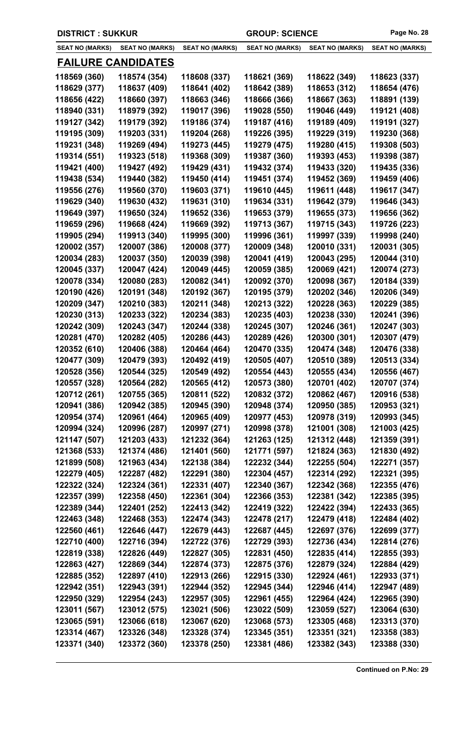DISTRICT : SUKKUR | GROUP: SCIENCE

| SEAT NO (MARKS) | SEAT NO (MARKS) | SEAT NO (MARKS) | SEAT NO (MARKS) | SEAT NO (MARKS) | SEAT NO (MARKS) |
|---|---|---|---|---|---|

## FAILURE CANDIDATES

| | | | | | |
|---|---|---|---|---|---|
| 118569 (360) | 118574 (354) | 118608 (337) | 118621 (369) | 118622 (349) | 118623 (337) |
| 118629 (377) | 118637 (409) | 118641 (402) | 118642 (389) | 118653 (312) | 118654 (476) |
| 118656 (422) | 118660 (397) | 118663 (346) | 118666 (366) | 118667 (363) | 118891 (139) |
| 118940 (331) | 118979 (392) | 119017 (396) | 119028 (550) | 119046 (449) | 119121 (408) |
| 119127 (342) | 119179 (392) | 119186 (374) | 119187 (416) | 119189 (409) | 119191 (327) |
| 119195 (309) | 119203 (331) | 119204 (268) | 119226 (395) | 119229 (319) | 119230 (368) |
| 119231 (348) | 119269 (494) | 119273 (445) | 119279 (475) | 119280 (415) | 119308 (503) |
| 119314 (551) | 119323 (518) | 119368 (309) | 119387 (360) | 119393 (453) | 119398 (387) |
| 119421 (400) | 119427 (492) | 119429 (431) | 119432 (374) | 119433 (320) | 119435 (336) |
| 119438 (534) | 119440 (382) | 119450 (414) | 119451 (374) | 119452 (369) | 119459 (406) |
| 119556 (276) | 119560 (370) | 119603 (371) | 119610 (445) | 119611 (448) | 119617 (347) |
| 119629 (340) | 119630 (432) | 119631 (310) | 119634 (331) | 119642 (379) | 119646 (343) |
| 119649 (397) | 119650 (324) | 119652 (336) | 119653 (379) | 119655 (373) | 119656 (362) |
| 119659 (296) | 119668 (424) | 119669 (392) | 119713 (367) | 119715 (343) | 119726 (223) |
| 119905 (294) | 119913 (340) | 119995 (300) | 119996 (361) | 119997 (339) | 119998 (240) |
| 120002 (357) | 120007 (386) | 120008 (377) | 120009 (348) | 120010 (331) | 120031 (305) |
| 120034 (283) | 120037 (350) | 120039 (398) | 120041 (419) | 120043 (295) | 120044 (310) |
| 120045 (337) | 120047 (424) | 120049 (445) | 120059 (385) | 120069 (421) | 120074 (273) |
| 120078 (334) | 120080 (283) | 120082 (341) | 120092 (370) | 120098 (367) | 120184 (339) |
| 120190 (426) | 120191 (348) | 120192 (367) | 120195 (379) | 120202 (346) | 120206 (349) |
| 120209 (347) | 120210 (383) | 120211 (348) | 120213 (322) | 120228 (363) | 120229 (385) |
| 120230 (313) | 120233 (322) | 120234 (383) | 120235 (403) | 120238 (330) | 120241 (396) |
| 120242 (309) | 120243 (347) | 120244 (338) | 120245 (307) | 120246 (361) | 120247 (303) |
| 120281 (470) | 120282 (405) | 120286 (443) | 120289 (426) | 120300 (301) | 120307 (479) |
| 120352 (610) | 120406 (388) | 120464 (464) | 120470 (335) | 120474 (348) | 120476 (338) |
| 120477 (309) | 120479 (393) | 120492 (419) | 120505 (407) | 120510 (389) | 120513 (334) |
| 120528 (356) | 120544 (325) | 120549 (492) | 120554 (443) | 120555 (434) | 120556 (467) |
| 120557 (328) | 120564 (282) | 120565 (412) | 120573 (380) | 120701 (402) | 120707 (374) |
| 120712 (261) | 120755 (365) | 120811 (522) | 120832 (372) | 120862 (467) | 120916 (538) |
| 120941 (386) | 120942 (385) | 120945 (390) | 120948 (374) | 120950 (385) | 120953 (321) |
| 120954 (374) | 120961 (464) | 120965 (409) | 120977 (453) | 120978 (319) | 120993 (345) |
| 120994 (324) | 120996 (287) | 120997 (271) | 120998 (378) | 121001 (308) | 121003 (425) |
| 121147 (507) | 121203 (433) | 121232 (364) | 121263 (125) | 121312 (448) | 121359 (391) |
| 121368 (533) | 121374 (486) | 121401 (560) | 121771 (597) | 121824 (363) | 121830 (492) |
| 121899 (508) | 121963 (434) | 122138 (384) | 122232 (344) | 122255 (504) | 122271 (357) |
| 122279 (405) | 122287 (482) | 122291 (380) | 122304 (457) | 122314 (292) | 122321 (395) |
| 122322 (324) | 122324 (361) | 122331 (407) | 122340 (367) | 122342 (368) | 122355 (476) |
| 122357 (399) | 122358 (450) | 122361 (304) | 122366 (353) | 122381 (342) | 122385 (395) |
| 122389 (344) | 122401 (252) | 122413 (342) | 122419 (322) | 122422 (394) | 122433 (365) |
| 122463 (348) | 122468 (353) | 122474 (343) | 122478 (217) | 122479 (418) | 122484 (402) |
| 122560 (461) | 122646 (447) | 122679 (443) | 122687 (445) | 122697 (376) | 122699 (377) |
| 122710 (400) | 122716 (394) | 122722 (376) | 122729 (393) | 122736 (434) | 122814 (276) |
| 122819 (338) | 122826 (449) | 122827 (305) | 122831 (450) | 122835 (414) | 122855 (393) |
| 122863 (427) | 122869 (344) | 122874 (373) | 122875 (376) | 122879 (324) | 122884 (429) |
| 122885 (352) | 122897 (410) | 122913 (266) | 122915 (330) | 122924 (461) | 122933 (371) |
| 122942 (351) | 122943 (391) | 122944 (352) | 122945 (344) | 122946 (414) | 122947 (489) |
| 122950 (329) | 122954 (243) | 122957 (305) | 122961 (455) | 122964 (424) | 122965 (390) |
| 123011 (567) | 123012 (575) | 123021 (506) | 123022 (509) | 123059 (527) | 123064 (630) |
| 123065 (591) | 123066 (618) | 123067 (620) | 123068 (573) | 123305 (468) | 123313 (370) |
| 123314 (467) | 123326 (348) | 123328 (374) | 123345 (351) | 123351 (321) | 123358 (383) |
| 123371 (340) | 123372 (360) | 123378 (250) | 123381 (486) | 123382 (343) | 123388 (330) |

**Continued on P.No: 29**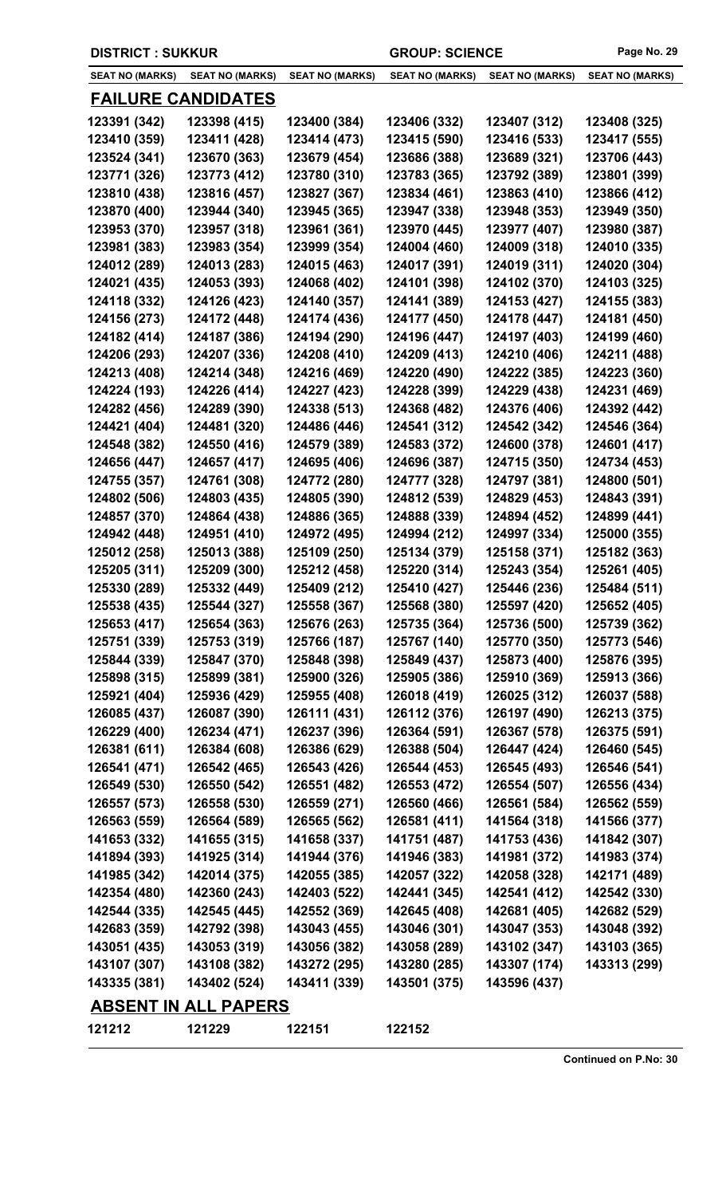DISTRICT : SUKKUR | GROUP: SCIENCE

| SEAT NO (MARKS) | SEAT NO (MARKS) | SEAT NO (MARKS) | SEAT NO (MARKS) | SEAT NO (MARKS) | SEAT NO (MARKS) |
|---|---|---|---|---|---|

## FAILURE CANDIDATES

| | | | | | |
|---|---|---|---|---|---|
| 123391 (342) | 123398 (415) | 123400 (384) | 123406 (332) | 123407 (312) | 123408 (325) |
| 123410 (359) | 123411 (428) | 123414 (473) | 123415 (590) | 123416 (533) | 123417 (555) |
| 123524 (341) | 123670 (363) | 123679 (454) | 123686 (388) | 123689 (321) | 123706 (443) |
| 123771 (326) | 123773 (412) | 123780 (310) | 123783 (365) | 123792 (389) | 123801 (399) |
| 123810 (438) | 123816 (457) | 123827 (367) | 123834 (461) | 123863 (410) | 123866 (412) |
| 123870 (400) | 123944 (340) | 123945 (365) | 123947 (338) | 123948 (353) | 123949 (350) |
| 123953 (370) | 123957 (318) | 123961 (361) | 123970 (445) | 123977 (407) | 123980 (387) |
| 123981 (383) | 123983 (354) | 123999 (354) | 124004 (460) | 124009 (318) | 124010 (335) |
| 124012 (289) | 124013 (283) | 124015 (463) | 124017 (391) | 124019 (311) | 124020 (304) |
| 124021 (435) | 124053 (393) | 124068 (402) | 124101 (398) | 124102 (370) | 124103 (325) |
| 124118 (332) | 124126 (423) | 124140 (357) | 124141 (389) | 124153 (427) | 124155 (383) |
| 124156 (273) | 124172 (448) | 124174 (436) | 124177 (450) | 124178 (447) | 124181 (450) |
| 124182 (414) | 124187 (386) | 124194 (290) | 124196 (447) | 124197 (403) | 124199 (460) |
| 124206 (293) | 124207 (336) | 124208 (410) | 124209 (413) | 124210 (406) | 124211 (488) |
| 124213 (408) | 124214 (348) | 124216 (469) | 124220 (490) | 124222 (385) | 124223 (360) |
| 124224 (193) | 124226 (414) | 124227 (423) | 124228 (399) | 124229 (438) | 124231 (469) |
| 124282 (456) | 124289 (390) | 124338 (513) | 124368 (482) | 124376 (406) | 124392 (442) |
| 124421 (404) | 124481 (320) | 124486 (446) | 124541 (312) | 124542 (342) | 124546 (364) |
| 124548 (382) | 124550 (416) | 124579 (389) | 124583 (372) | 124600 (378) | 124601 (417) |
| 124656 (447) | 124657 (417) | 124695 (406) | 124696 (387) | 124715 (350) | 124734 (453) |
| 124755 (357) | 124761 (308) | 124772 (280) | 124777 (328) | 124797 (381) | 124800 (501) |
| 124802 (506) | 124803 (435) | 124805 (390) | 124812 (539) | 124829 (453) | 124843 (391) |
| 124857 (370) | 124864 (438) | 124886 (365) | 124888 (339) | 124894 (452) | 124899 (441) |
| 124942 (448) | 124951 (410) | 124972 (495) | 124994 (212) | 124997 (334) | 125000 (355) |
| 125012 (258) | 125013 (388) | 125109 (250) | 125134 (379) | 125158 (371) | 125182 (363) |
| 125205 (311) | 125209 (300) | 125212 (458) | 125220 (314) | 125243 (354) | 125261 (405) |
| 125330 (289) | 125332 (449) | 125409 (212) | 125410 (427) | 125446 (236) | 125484 (511) |
| 125538 (435) | 125544 (327) | 125558 (367) | 125568 (380) | 125597 (420) | 125652 (405) |
| 125653 (417) | 125654 (363) | 125676 (263) | 125735 (364) | 125736 (500) | 125739 (362) |
| 125751 (339) | 125753 (319) | 125766 (187) | 125767 (140) | 125770 (350) | 125773 (546) |
| 125844 (339) | 125847 (370) | 125848 (398) | 125849 (437) | 125873 (400) | 125876 (395) |
| 125898 (315) | 125899 (381) | 125900 (326) | 125905 (386) | 125910 (369) | 125913 (366) |
| 125921 (404) | 125936 (429) | 125955 (408) | 126018 (419) | 126025 (312) | 126037 (588) |
| 126085 (437) | 126087 (390) | 126111 (431) | 126112 (376) | 126197 (490) | 126213 (375) |
| 126229 (400) | 126234 (471) | 126237 (396) | 126364 (591) | 126367 (578) | 126375 (591) |
| 126381 (611) | 126384 (608) | 126386 (629) | 126388 (504) | 126447 (424) | 126460 (545) |
| 126541 (471) | 126542 (465) | 126543 (426) | 126544 (453) | 126545 (493) | 126546 (541) |
| 126549 (530) | 126550 (542) | 126551 (482) | 126553 (472) | 126554 (507) | 126556 (434) |
| 126557 (573) | 126558 (530) | 126559 (271) | 126560 (466) | 126561 (584) | 126562 (559) |
| 126563 (559) | 126564 (589) | 126565 (562) | 126581 (411) | 141564 (318) | 141566 (377) |
| 141653 (332) | 141655 (315) | 141658 (337) | 141751 (487) | 141753 (436) | 141842 (307) |
| 141894 (393) | 141925 (314) | 141944 (376) | 141946 (383) | 141981 (372) | 141983 (374) |
| 141985 (342) | 142014 (375) | 142055 (385) | 142057 (322) | 142058 (328) | 142171 (489) |
| 142354 (480) | 142360 (243) | 142403 (522) | 142441 (345) | 142541 (412) | 142542 (330) |
| 142544 (335) | 142545 (445) | 142552 (369) | 142645 (408) | 142681 (405) | 142682 (529) |
| 142683 (359) | 142792 (398) | 143043 (455) | 143046 (301) | 143047 (353) | 143048 (392) |
| 143051 (435) | 143053 (319) | 143056 (382) | 143058 (289) | 143102 (347) | 143103 (365) |
| 143107 (307) | 143108 (382) | 143272 (295) | 143280 (285) | 143307 (174) | 143313 (299) |
| 143335 (381) | 143402 (524) | 143411 (339) | 143501 (375) | 143596 (437) | |

## ABSENT IN ALL PAPERS

| | | | |
|---|---|---|---|
| 121212 | 121229 | 122151 | 122152 |

Continued on P.No: 30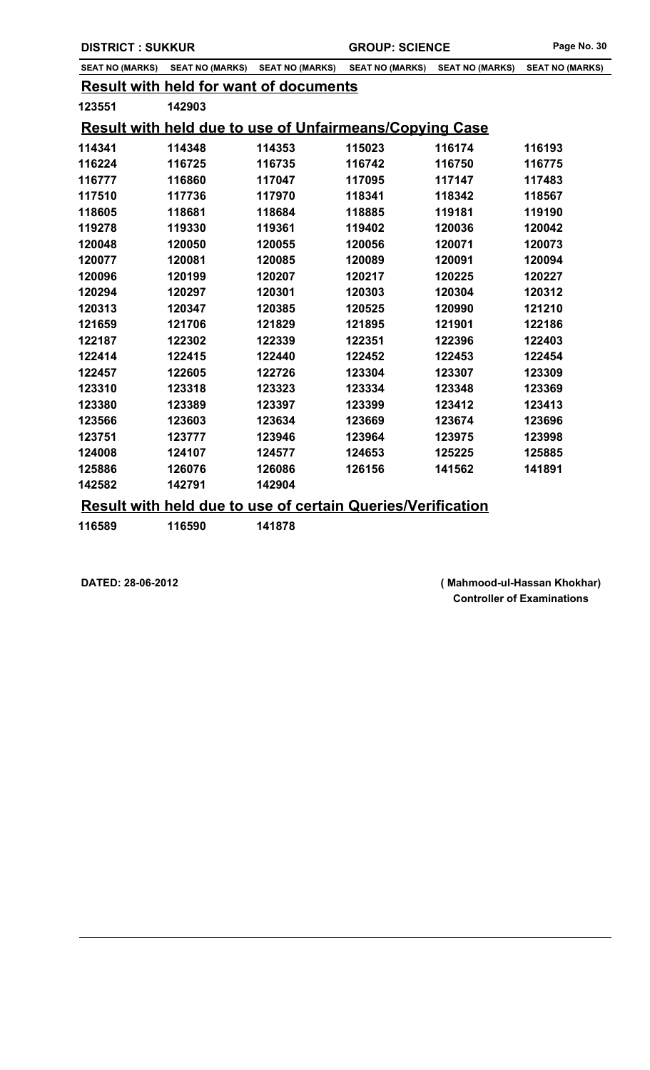| SEAT NO (MARKS) | SEAT NO (MARKS) | SEAT NO (MARKS) | SEAT NO (MARKS) | SEAT NO (MARKS) | SEAT NO (MARKS) |
|---|---|---|---|---|---|

## Result with held for want of documents

| | | | | | |
|---|---|---|---|---|---|
| 123551 | 142903 | | | | |

## Result with held due to use of Unfairmeans/Copying Case

| | | | | | |
|---|---|---|---|---|---|
| 114341 | 114348 | 114353 | 115023 | 116174 | 116193 |
| 116224 | 116725 | 116735 | 116742 | 116750 | 116775 |
| 116777 | 116860 | 117047 | 117095 | 117147 | 117483 |
| 117510 | 117736 | 117970 | 118341 | 118342 | 118567 |
| 118605 | 118681 | 118684 | 118885 | 119181 | 119190 |
| 119278 | 119330 | 119361 | 119402 | 120036 | 120042 |
| 120048 | 120050 | 120055 | 120056 | 120071 | 120073 |
| 120077 | 120081 | 120085 | 120089 | 120091 | 120094 |
| 120096 | 120199 | 120207 | 120217 | 120225 | 120227 |
| 120294 | 120297 | 120301 | 120303 | 120304 | 120312 |
| 120313 | 120347 | 120385 | 120525 | 120990 | 121210 |
| 121659 | 121706 | 121829 | 121895 | 121901 | 122186 |
| 122187 | 122302 | 122339 | 122351 | 122396 | 122403 |
| 122414 | 122415 | 122440 | 122452 | 122453 | 122454 |
| 122457 | 122605 | 122726 | 123304 | 123307 | 123309 |
| 123310 | 123318 | 123323 | 123334 | 123348 | 123369 |
| 123380 | 123389 | 123397 | 123399 | 123412 | 123413 |
| 123566 | 123603 | 123634 | 123669 | 123674 | 123696 |
| 123751 | 123777 | 123946 | 123964 | 123975 | 123998 |
| 124008 | 124107 | 124577 | 124653 | 125225 | 125885 |
| 125886 | 126076 | 126086 | 126156 | 141562 | 141891 |
| 142582 | 142791 | 142904 | | | |

## Result with held due to use of certain Queries/Verification

| | | | | | |
|---|---|---|---|---|---|
| 116589 | 116590 | 141878 | | | |

DATED: 28-06-2012

( Mahmood-ul-Hassan Khokhar)
Controller of Examinations